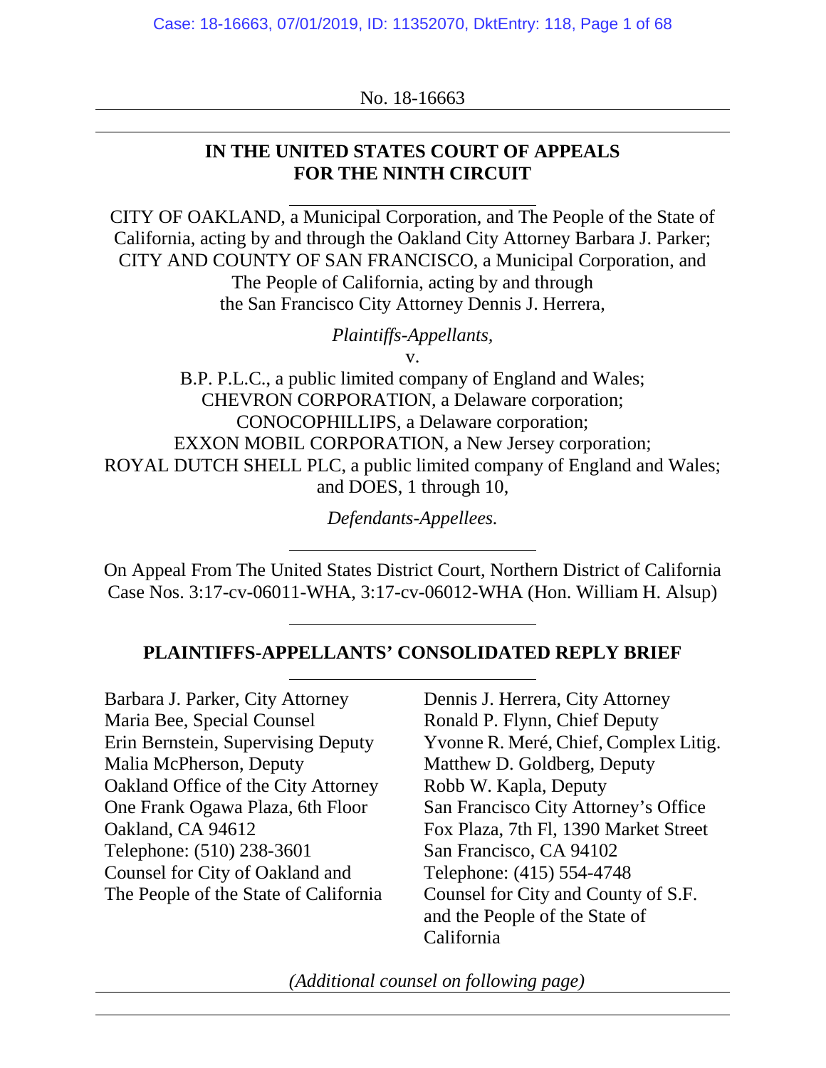No. 18-16663

**IN THE UNITED STATES COURT OF APPEALS FOR THE NINTH CIRCUIT**

CITY OF OAKLAND, a Municipal Corporation, and The People of the State of California, acting by and through the Oakland City Attorney Barbara J. Parker; CITY AND COUNTY OF SAN FRANCISCO, a Municipal Corporation, and The People of California, acting by and through the San Francisco City Attorney Dennis J. Herrera,

*Plaintiffs-Appellants,*

v.

B.P. P.L.C., a public limited company of England and Wales; CHEVRON CORPORATION, a Delaware corporation; CONOCOPHILLIPS, a Delaware corporation; EXXON MOBIL CORPORATION, a New Jersey corporation; ROYAL DUTCH SHELL PLC, a public limited company of England and Wales; and DOES, 1 through 10,

*Defendants-Appellees.*

On Appeal From The United States District Court, Northern District of California Case Nos. 3:17-cv-06011-WHA, 3:17-cv-06012-WHA (Hon. William H. Alsup)

**PLAINTIFFS-APPELLANTS' CONSOLIDATED REPLY BRIEF**

Barbara J. Parker, City Attorney
Maria Bee, Special Counsel
Erin Bernstein, Supervising Deputy
Malia McPherson, Deputy
Oakland Office of the City Attorney
One Frank Ogawa Plaza, 6th Floor
Oakland, CA 94612
Telephone: (510) 238-3601
Counsel for City of Oakland and The People of the State of California

Dennis J. Herrera, City Attorney
Ronald P. Flynn, Chief Deputy
Yvonne R. Meré, Chief, Complex Litig.
Matthew D. Goldberg, Deputy
Robb W. Kapla, Deputy
San Francisco City Attorney's Office
Fox Plaza, 7th Fl, 1390 Market Street
San Francisco, CA 94102
Telephone: (415) 554-4748
Counsel for City and County of S.F. and the People of the State of California

*(Additional counsel on following page)*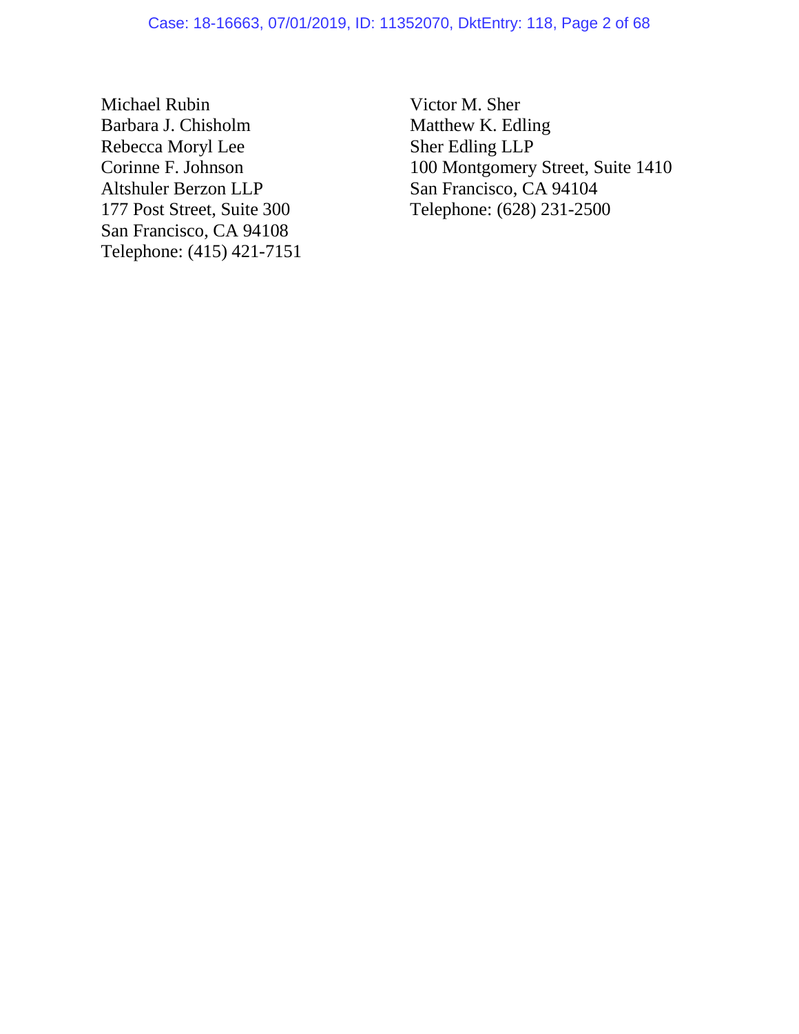Michael Rubin
Barbara J. Chisholm
Rebecca Moryl Lee
Corinne F. Johnson
Altshuler Berzon LLP
177 Post Street, Suite 300
San Francisco, CA 94108
Telephone: (415) 421-7151

Victor M. Sher
Matthew K. Edling
Sher Edling LLP
100 Montgomery Street, Suite 1410
San Francisco, CA 94104
Telephone: (628) 231-2500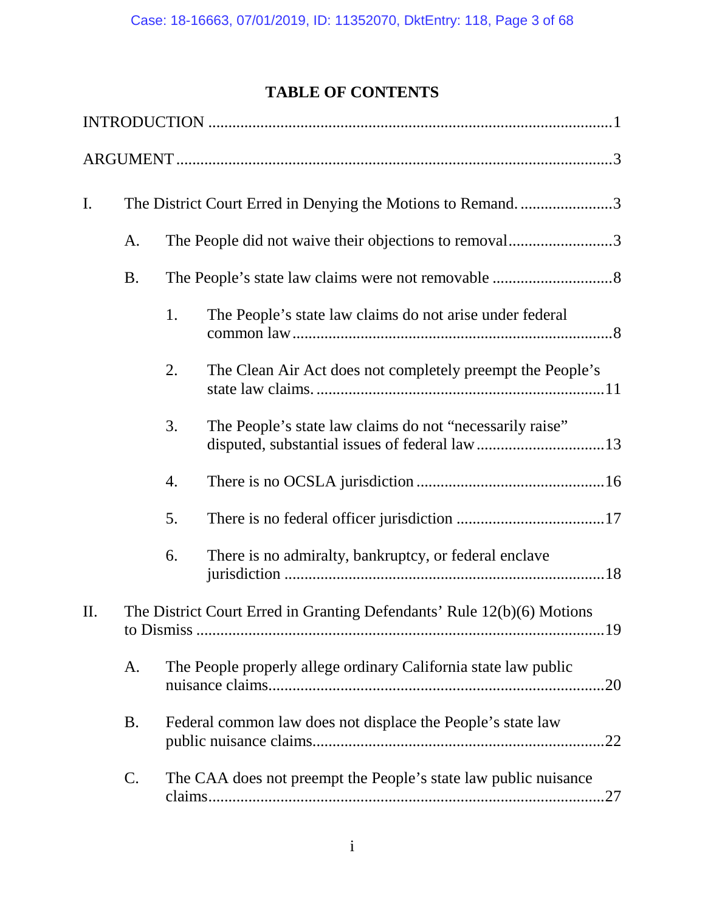# TABLE OF CONTENTS

INTRODUCTION .......................................................................................................1

ARGUMENT ............................................................................................................3

I. The District Court Erred in Denying the Motions to Remand. .......................3

  A. The People did not waive their objections to removal..........................3

  B. The People's state law claims were not removable ..............................8

    1. The People's state law claims do not arise under federal common law.................................................................................8

    2. The Clean Air Act does not completely preempt the People's state law claims. .......................................................................11

    3. The People's state law claims do not "necessarily raise" disputed, substantial issues of federal law................................13

    4. There is no OCSLA jurisdiction ...............................................16

    5. There is no federal officer jurisdiction .....................................17

    6. There is no admiralty, bankruptcy, or federal enclave jurisdiction ...............................................................................18

II. The District Court Erred in Granting Defendants' Rule 12(b)(6) Motions to Dismiss ....................................................................................................19

  A. The People properly allege ordinary California state law public nuisance claims...................................................................................20

  B. Federal common law does not displace the People's state law public nuisance claims........................................................................22

  C. The CAA does not preempt the People's state law public nuisance claims..................................................................................................27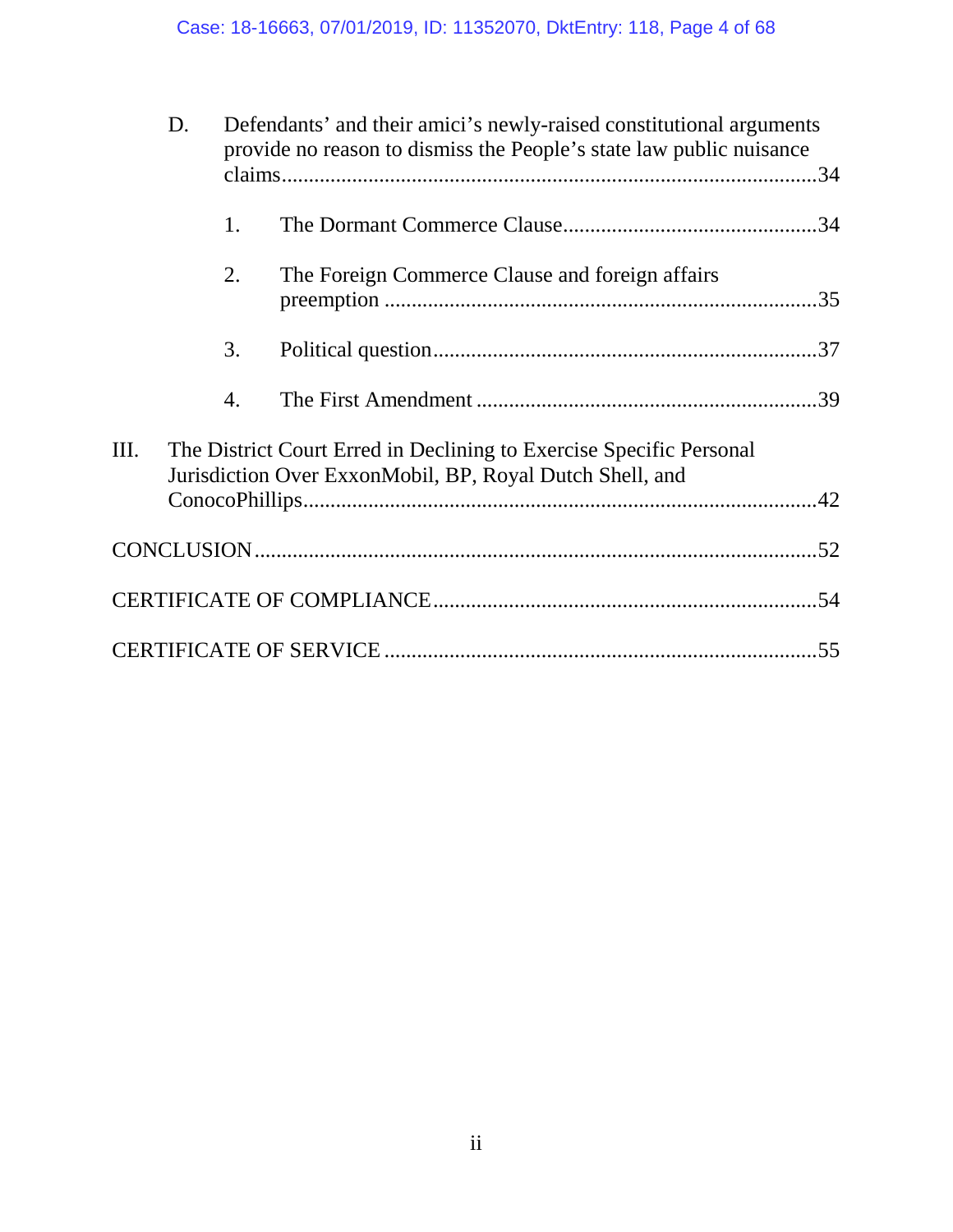D. Defendants' and their amici's newly-raised constitutional arguments provide no reason to dismiss the People's state law public nuisance claims....................................................................................34

1. The Dormant Commerce Clause..............................................34

2. The Foreign Commerce Clause and foreign affairs preemption ..............................................................................35

3. Political question.....................................................................37

4. The First Amendment ..............................................................39

III. The District Court Erred in Declining to Exercise Specific Personal Jurisdiction Over ExxonMobil, BP, Royal Dutch Shell, and ConocoPhillips.............................................................................................42

CONCLUSION..........................................................................................52

CERTIFICATE OF COMPLIANCE.......................................................54

CERTIFICATE OF SERVICE ...............................................................55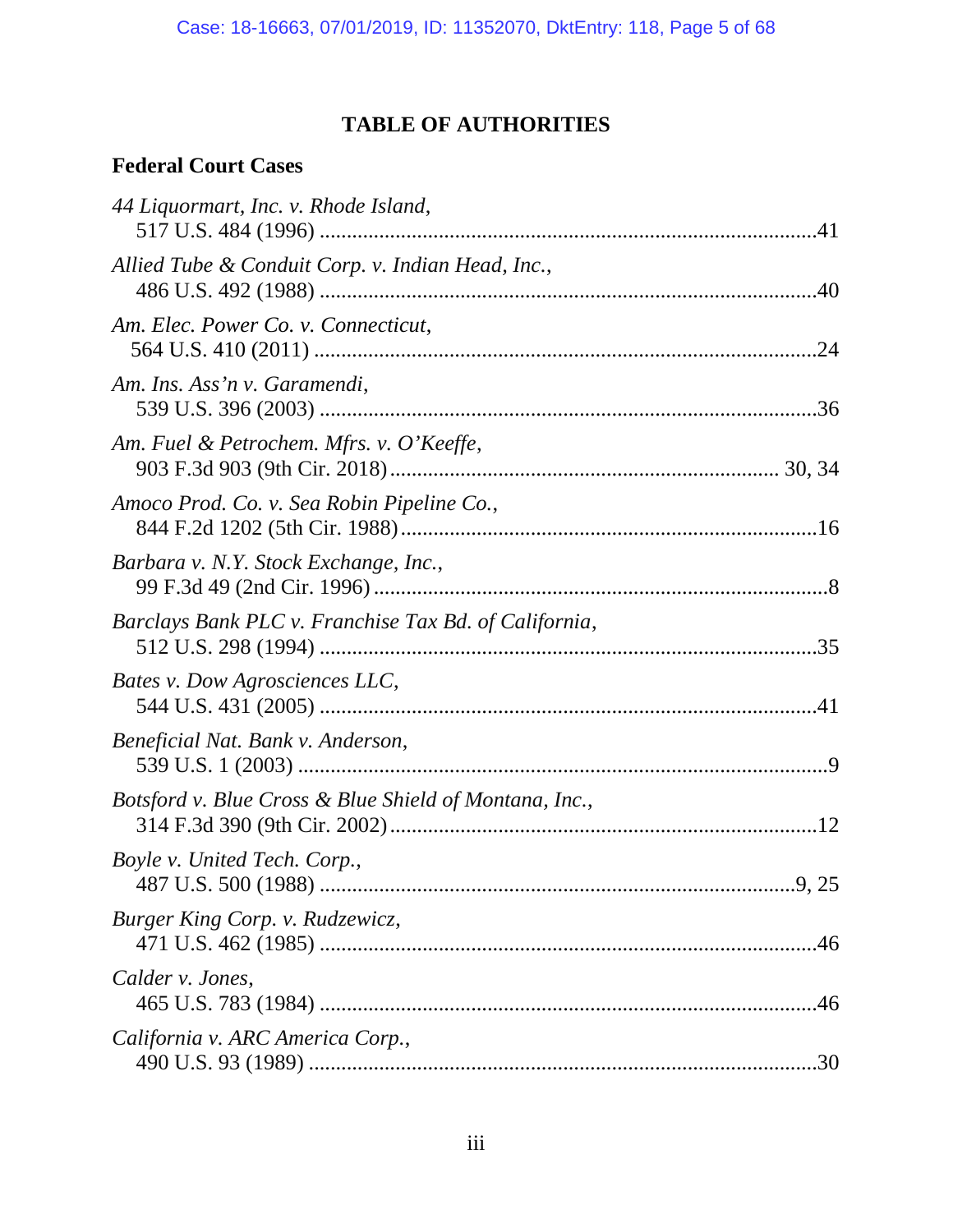# TABLE OF AUTHORITIES

## Federal Court Cases

*44 Liquormart, Inc. v. Rhode Island*,
517 U.S. 484 (1996) ........................................................................................41

*Allied Tube & Conduit Corp. v. Indian Head, Inc.*,
486 U.S. 492 (1988) ........................................................................................40

*Am. Elec. Power Co. v. Connecticut*,
564 U.S. 410 (2011) ........................................................................................24

*Am. Ins. Ass'n v. Garamendi*,
539 U.S. 396 (2003) ........................................................................................36

*Am. Fuel & Petrochem. Mfrs. v. O'Keeffe*,
903 F.3d 903 (9th Cir. 2018) ................................................................... 30, 34

*Amoco Prod. Co. v. Sea Robin Pipeline Co.*,
844 F.2d 1202 (5th Cir. 1988) .........................................................................16

*Barbara v. N.Y. Stock Exchange, Inc.*,
99 F.3d 49 (2nd Cir. 1996) ................................................................................8

*Barclays Bank PLC v. Franchise Tax Bd. of California*,
512 U.S. 298 (1994) ........................................................................................35

*Bates v. Dow Agrosciences LLC*,
544 U.S. 431 (2005) ........................................................................................41

*Beneficial Nat. Bank v. Anderson*,
539 U.S. 1 (2003) ..............................................................................................9

*Botsford v. Blue Cross & Blue Shield of Montana, Inc.*,
314 F.3d 390 (9th Cir. 2002) ............................................................................12

*Boyle v. United Tech. Corp.*,
487 U.S. 500 (1988) .....................................................................................9, 25

*Burger King Corp. v. Rudzewicz*,
471 U.S. 462 (1985) ........................................................................................46

*Calder v. Jones*,
465 U.S. 783 (1984) ........................................................................................46

*California v. ARC America Corp.*,
490 U.S. 93 (1989) ..........................................................................................30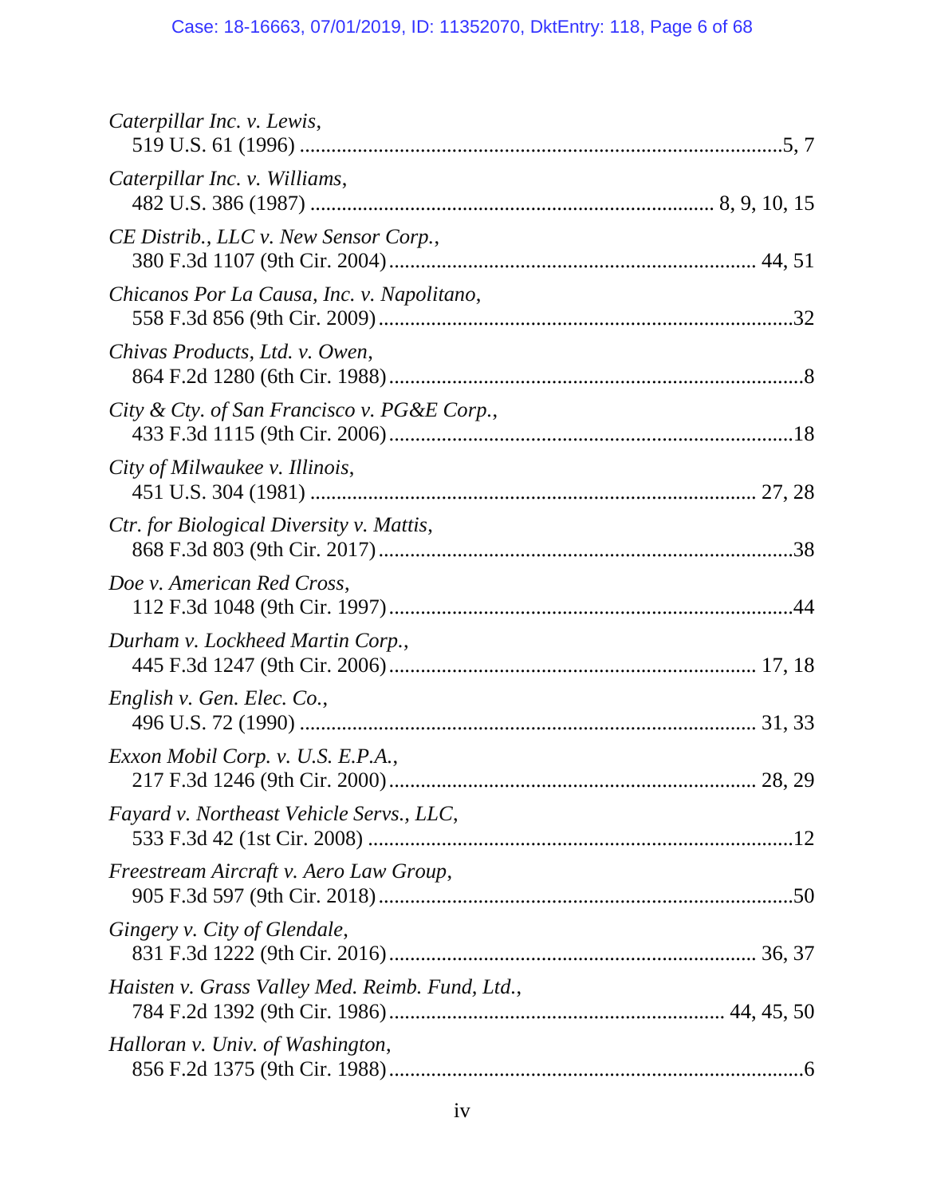*Caterpillar Inc. v. Lewis*,
519 U.S. 61 (1996) ....................................................................................5, 7

*Caterpillar Inc. v. Williams*,
482 U.S. 386 (1987) ........................................................................... 8, 9, 10, 15

*CE Distrib., LLC v. New Sensor Corp.*,
380 F.3d 1107 (9th Cir. 2004) ..................................................................... 44, 51

*Chicanos Por La Causa, Inc. v. Napolitano*,
558 F.3d 856 (9th Cir. 2009) ..............................................................................32

*Chivas Products, Ltd. v. Owen*,
864 F.2d 1280 (6th Cir. 1988) ..............................................................................8

*City & Cty. of San Francisco v. PG&E Corp.*,
433 F.3d 1115 (9th Cir. 2006) ............................................................................18

*City of Milwaukee v. Illinois*,
451 U.S. 304 (1981) ..................................................................................... 27, 28

*Ctr. for Biological Diversity v. Mattis*,
868 F.3d 803 (9th Cir. 2017) ..............................................................................38

*Doe v. American Red Cross*,
112 F.3d 1048 (9th Cir. 1997) ............................................................................44

*Durham v. Lockheed Martin Corp.*,
445 F.3d 1247 (9th Cir. 2006) ..................................................................... 17, 18

*English v. Gen. Elec. Co.*,
496 U.S. 72 (1990) ....................................................................................... 31, 33

*Exxon Mobil Corp. v. U.S. E.P.A.*,
217 F.3d 1246 (9th Cir. 2000) ..................................................................... 28, 29

*Fayard v. Northeast Vehicle Servs., LLC*,
533 F.3d 42 (1st Cir. 2008) .................................................................................12

*Freestream Aircraft v. Aero Law Group*,
905 F.3d 597 (9th Cir. 2018) ..............................................................................50

*Gingery v. City of Glendale*,
831 F.3d 1222 (9th Cir. 2016) ..................................................................... 36, 37

*Haisten v. Grass Valley Med. Reimb. Fund, Ltd.*,
784 F.2d 1392 (9th Cir. 1986) ............................................................... 44, 45, 50

*Halloran v. Univ. of Washington*,
856 F.2d 1375 (9th Cir. 1988) ..............................................................................6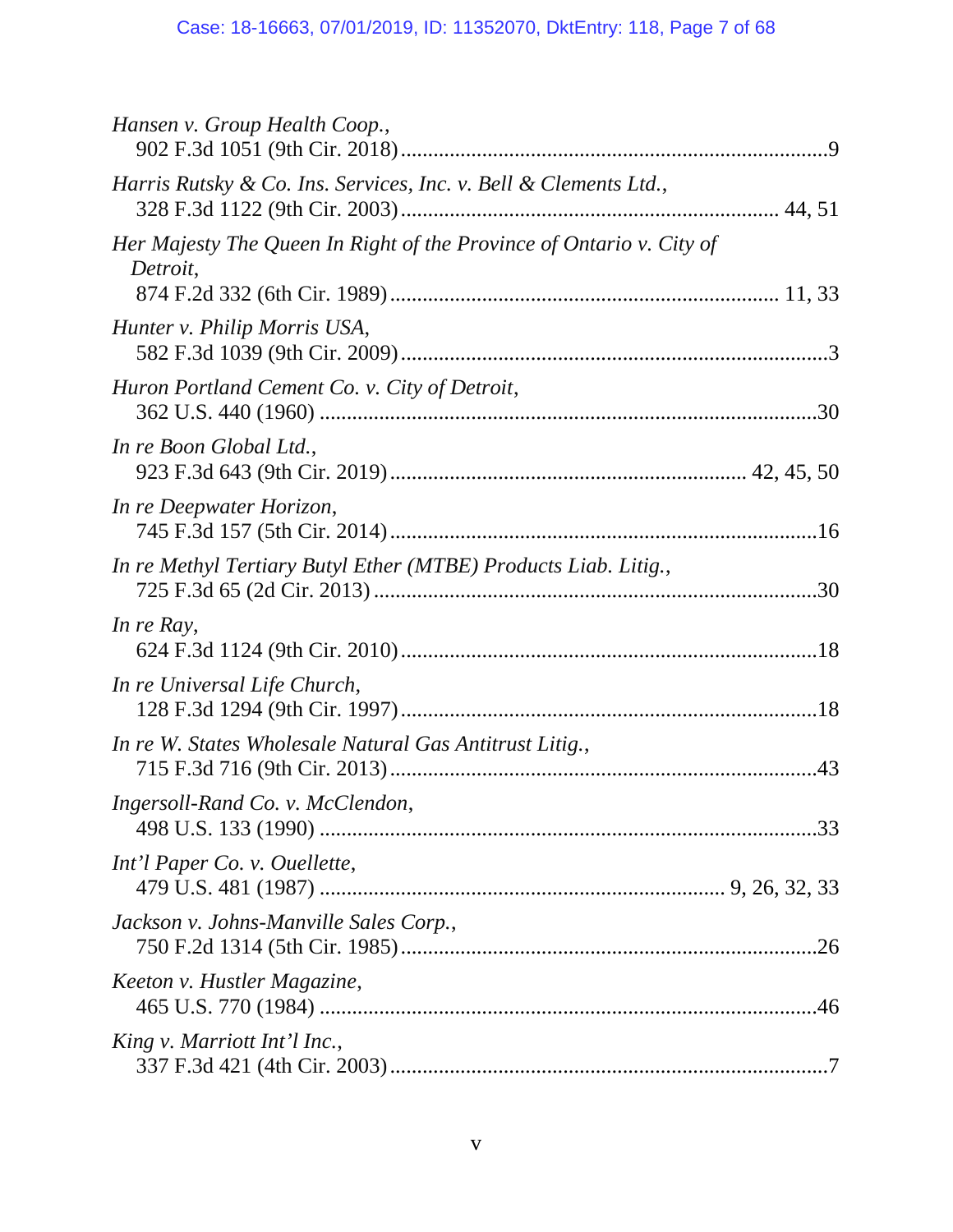*Hansen v. Group Health Coop.*,
902 F.3d 1051 (9th Cir. 2018) .......................................................................... 9

*Harris Rutsky & Co. Ins. Services, Inc. v. Bell & Clements Ltd.*,
328 F.3d 1122 (9th Cir. 2003) ................................................................... 44, 51

*Her Majesty The Queen In Right of the Province of Ontario v. City of Detroit*,
874 F.2d 332 (6th Cir. 1989) ..................................................................... 11, 33

*Hunter v. Philip Morris USA*,
582 F.3d 1039 (9th Cir. 2009) .......................................................................... 3

*Huron Portland Cement Co. v. City of Detroit*,
362 U.S. 440 (1960) ......................................................................................... 30

*In re Boon Global Ltd.*,
923 F.3d 643 (9th Cir. 2019) ............................................................... 42, 45, 50

*In re Deepwater Horizon*,
745 F.3d 157 (5th Cir. 2014) ........................................................................... 16

*In re Methyl Tertiary Butyl Ether (MTBE) Products Liab. Litig.*,
725 F.3d 65 (2d Cir. 2013) .............................................................................. 30

*In re Ray*,
624 F.3d 1124 (9th Cir. 2010) ......................................................................... 18

*In re Universal Life Church*,
128 F.3d 1294 (9th Cir. 1997) ......................................................................... 18

*In re W. States Wholesale Natural Gas Antitrust Litig.*,
715 F.3d 716 (9th Cir. 2013) ........................................................................... 43

*Ingersoll-Rand Co. v. McClendon*,
498 U.S. 133 (1990) ......................................................................................... 33

*Int'l Paper Co. v. Ouellette*,
479 U.S. 481 (1987) ......................................................................... 9, 26, 32, 33

*Jackson v. Johns-Manville Sales Corp.*,
750 F.2d 1314 (5th Cir. 1985) ......................................................................... 26

*Keeton v. Hustler Magazine*,
465 U.S. 770 (1984) ......................................................................................... 46

*King v. Marriott Int'l Inc.*,
337 F.3d 421 (4th Cir. 2003) ............................................................................. 7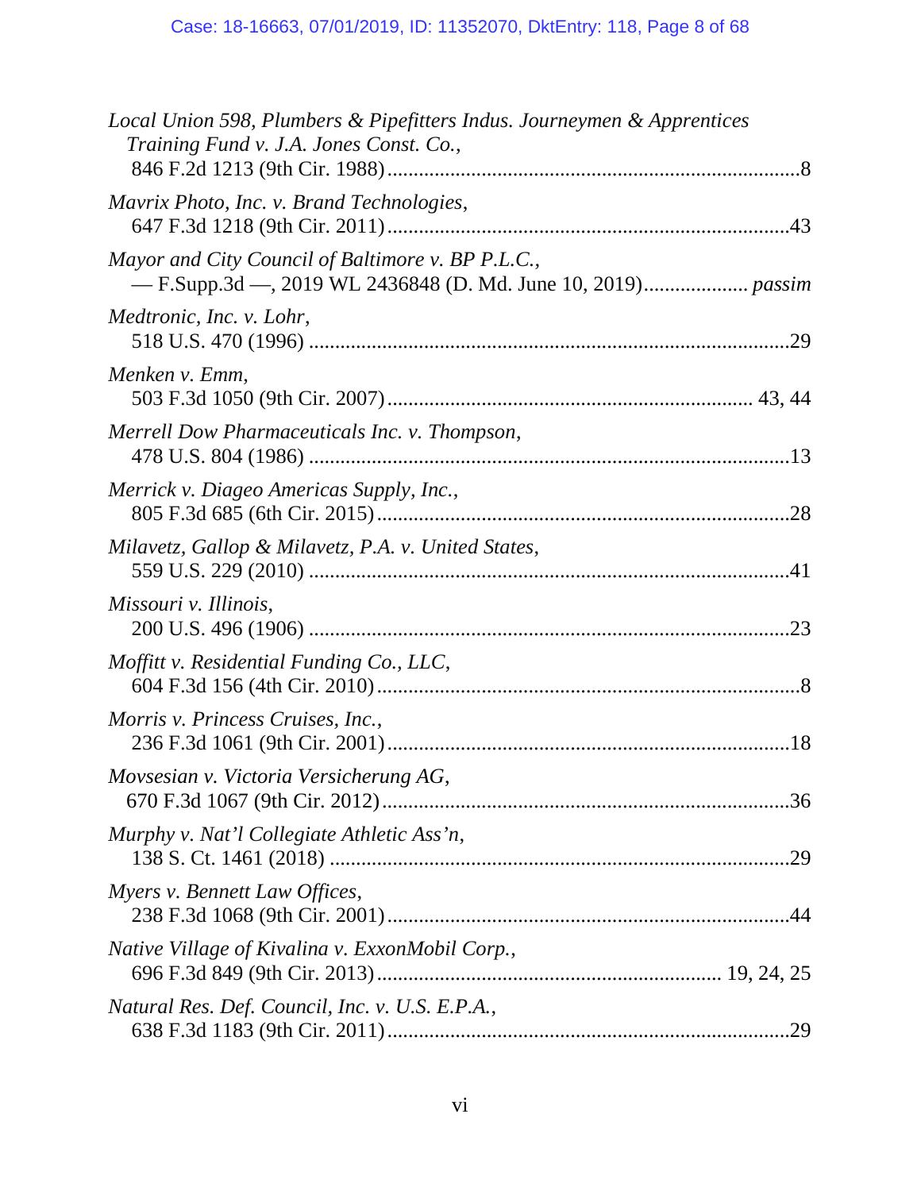*Local Union 598, Plumbers & Pipefitters Indus. Journeymen & Apprentices Training Fund v. J.A. Jones Const. Co.*,
846 F.2d 1213 (9th Cir. 1988) .............................................................................8

*Mavrix Photo, Inc. v. Brand Technologies*,
647 F.3d 1218 (9th Cir. 2011) ...........................................................................43

*Mayor and City Council of Baltimore v. BP P.L.C.*,
— F.Supp.3d —, 2019 WL 2436848 (D. Md. June 10, 2019)................... *passim*

*Medtronic, Inc. v. Lohr*,
518 U.S. 470 (1996) .........................................................................................29

*Menken v. Emm*,
503 F.3d 1050 (9th Cir. 2007) .................................................................... 43, 44

*Merrell Dow Pharmaceuticals Inc. v. Thompson*,
478 U.S. 804 (1986) .........................................................................................13

*Merrick v. Diageo Americas Supply, Inc.*,
805 F.3d 685 (6th Cir. 2015) .............................................................................28

*Milavetz, Gallop & Milavetz, P.A. v. United States*,
559 U.S. 229 (2010) .........................................................................................41

*Missouri v. Illinois*,
200 U.S. 496 (1906) .........................................................................................23

*Moffitt v. Residential Funding Co., LLC*,
604 F.3d 156 (4th Cir. 2010) ...............................................................................8

*Morris v. Princess Cruises, Inc.*,
236 F.3d 1061 (9th Cir. 2001) ...........................................................................18

*Movsesian v. Victoria Versicherung AG*,
670 F.3d 1067 (9th Cir. 2012) ...........................................................................36

*Murphy v. Nat'l Collegiate Athletic Ass'n*,
138 S. Ct. 1461 (2018) .....................................................................................29

*Myers v. Bennett Law Offices*,
238 F.3d 1068 (9th Cir. 2001) ...........................................................................44

*Native Village of Kivalina v. ExxonMobil Corp.*,
696 F.3d 849 (9th Cir. 2013) ................................................................ 19, 24, 25

*Natural Res. Def. Council, Inc. v. U.S. E.P.A.*,
638 F.3d 1183 (9th Cir. 2011) ...........................................................................29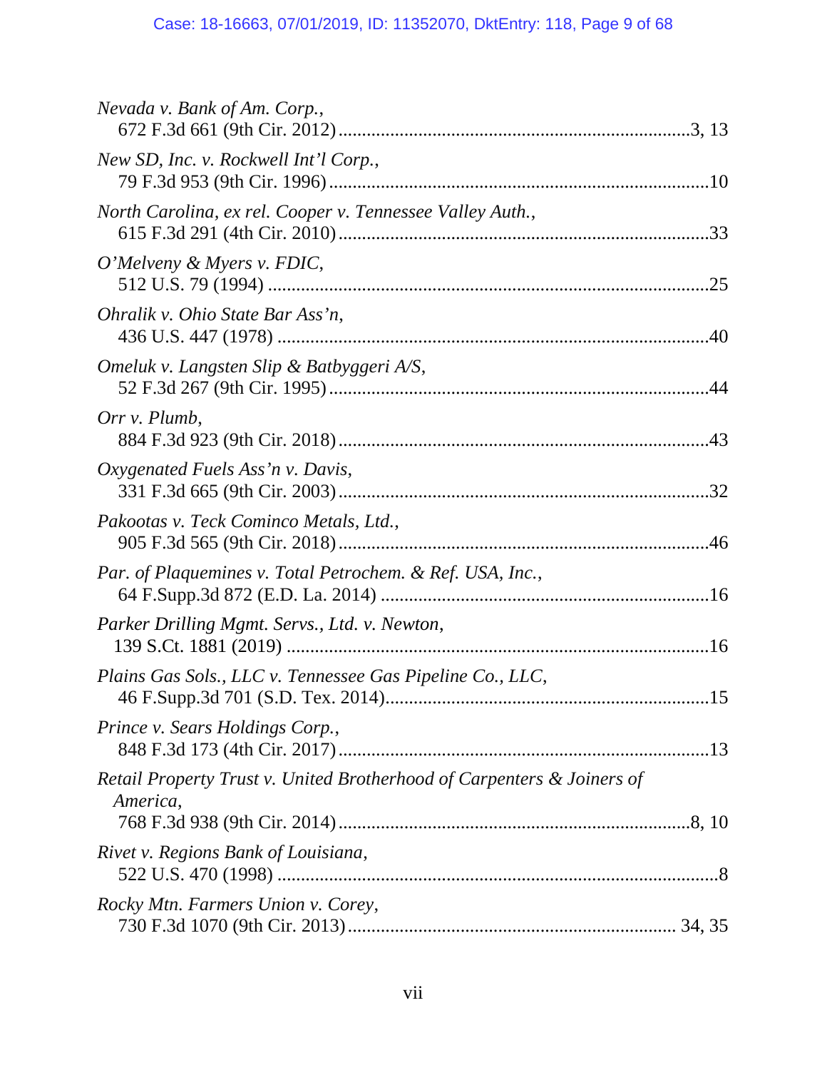*Nevada v. Bank of Am. Corp.*,
672 F.3d 661 (9th Cir. 2012) .......................................................................3, 13

*New SD, Inc. v. Rockwell Int'l Corp.*,
79 F.3d 953 (9th Cir. 1996) ...............................................................................10

*North Carolina, ex rel. Cooper v. Tennessee Valley Auth.*,
615 F.3d 291 (4th Cir. 2010) .............................................................................33

*O'Melveny & Myers v. FDIC*,
512 U.S. 79 (1994) ............................................................................................25

*Ohralik v. Ohio State Bar Ass'n*,
436 U.S. 447 (1978) ..........................................................................................40

*Omeluk v. Langsten Slip & Batbyggeri A/S*,
52 F.3d 267 (9th Cir. 1995) ...............................................................................44

*Orr v. Plumb*,
884 F.3d 923 (9th Cir. 2018) .............................................................................43

*Oxygenated Fuels Ass'n v. Davis*,
331 F.3d 665 (9th Cir. 2003) .............................................................................32

*Pakootas v. Teck Cominco Metals, Ltd.*,
905 F.3d 565 (9th Cir. 2018) .............................................................................46

*Par. of Plaquemines v. Total Petrochem. & Ref. USA, Inc.*,
64 F.Supp.3d 872 (E.D. La. 2014) ....................................................................16

*Parker Drilling Mgmt. Servs., Ltd. v. Newton*,
139 S.Ct. 1881 (2019) .......................................................................................16

*Plains Gas Sols., LLC v. Tennessee Gas Pipeline Co., LLC*,
46 F.Supp.3d 701 (S.D. Tex. 2014)...................................................................15

*Prince v. Sears Holdings Corp.*,
848 F.3d 173 (4th Cir. 2017) .............................................................................13

*Retail Property Trust v. United Brotherhood of Carpenters & Joiners of America*,
768 F.3d 938 (9th Cir. 2014) ..........................................................................8, 10

*Rivet v. Regions Bank of Louisiana*,
522 U.S. 470 (1998) ............................................................................................8

*Rocky Mtn. Farmers Union v. Corey*,
730 F.3d 1070 (9th Cir. 2013) .................................................................... 34, 35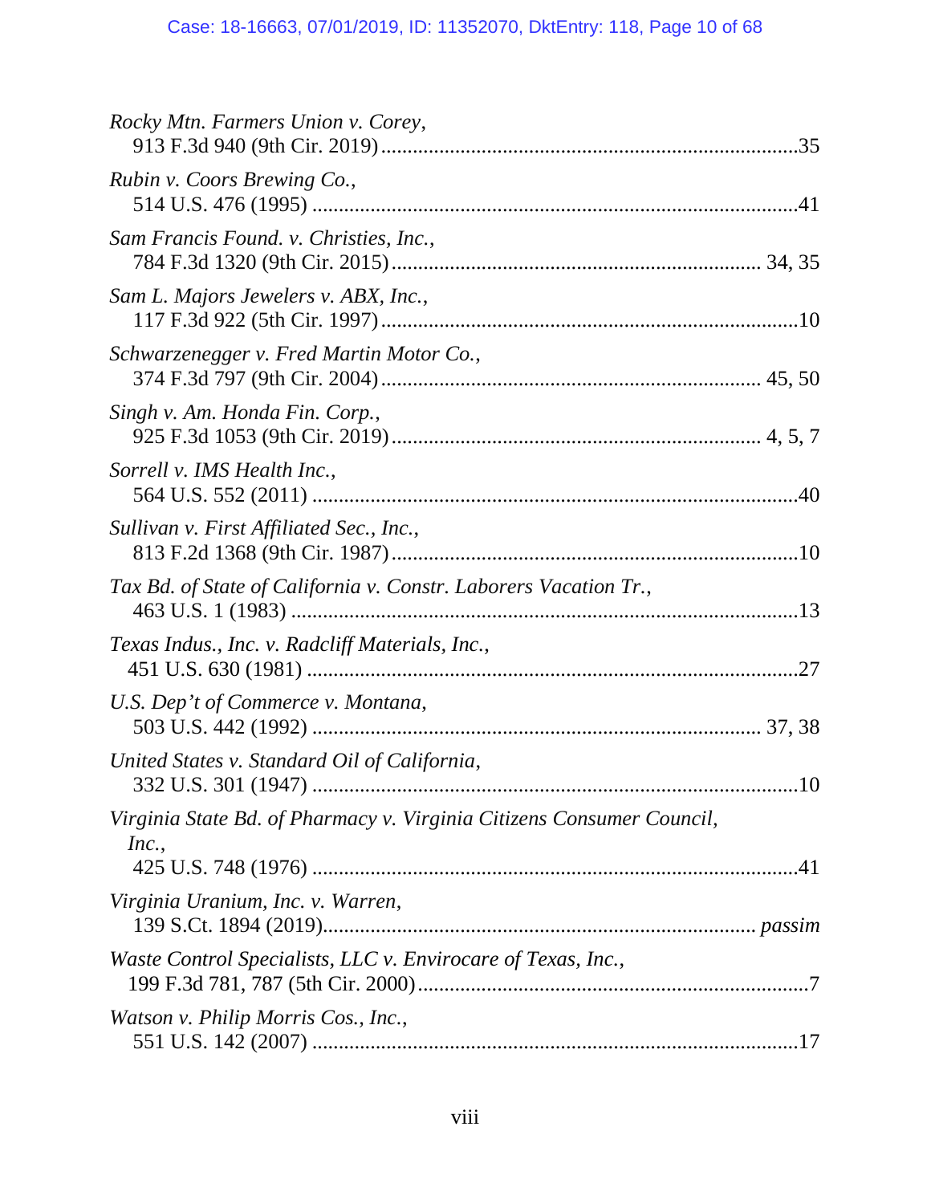*Rocky Mtn. Farmers Union v. Corey*,
913 F.3d 940 (9th Cir. 2019) ............................................................................35

*Rubin v. Coors Brewing Co.*,
514 U.S. 476 (1995) .........................................................................................41

*Sam Francis Found. v. Christies, Inc.*,
784 F.3d 1320 (9th Cir. 2015) ................................................................... 34, 35

*Sam L. Majors Jewelers v. ABX, Inc.*,
117 F.3d 922 (5th Cir. 1997) .............................................................................10

*Schwarzenegger v. Fred Martin Motor Co.*,
374 F.3d 797 (9th Cir. 2004) ..................................................................... 45, 50

*Singh v. Am. Honda Fin. Corp.*,
925 F.3d 1053 (9th Cir. 2019) ................................................................... 4, 5, 7

*Sorrell v. IMS Health Inc.*,
564 U.S. 552 (2011) .........................................................................................40

*Sullivan v. First Affiliated Sec., Inc.*,
813 F.2d 1368 (9th Cir. 1987) ..........................................................................10

*Tax Bd. of State of California v. Constr. Laborers Vacation Tr.*,
463 U.S. 1 (1983) .............................................................................................13

*Texas Indus., Inc. v. Radcliff Materials, Inc.*,
451 U.S. 630 (1981) .........................................................................................27

*U.S. Dep't of Commerce v. Montana*,
503 U.S. 442 (1992) ................................................................................. 37, 38

*United States v. Standard Oil of California*,
332 U.S. 301 (1947) .........................................................................................10

*Virginia State Bd. of Pharmacy v. Virginia Citizens Consumer Council, Inc.*,
425 U.S. 748 (1976) .........................................................................................41

*Virginia Uranium, Inc. v. Warren*,
139 S.Ct. 1894 (2019)............................................................................... *passim*

*Waste Control Specialists, LLC v. Envirocare of Texas, Inc.*,
199 F.3d 781, 787 (5th Cir. 2000) .......................................................................7

*Watson v. Philip Morris Cos., Inc.*,
551 U.S. 142 (2007) .........................................................................................17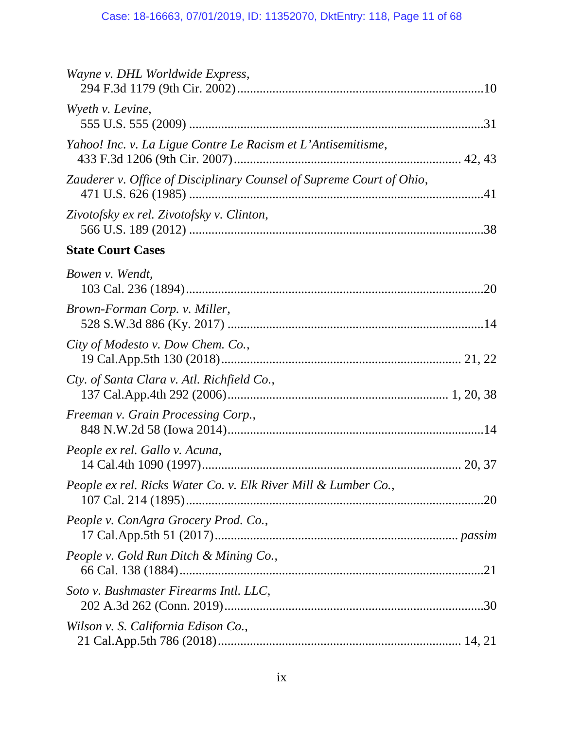*Wayne v. DHL Worldwide Express*,
294 F.3d 1179 (9th Cir. 2002) ........................................................................... 10

*Wyeth v. Levine*,
555 U.S. 555 (2009) ......................................................................................... 31

*Yahoo! Inc. v. La Ligue Contre Le Racism et L'Antisemitisme*,
433 F.3d 1206 (9th Cir. 2007) ..................................................................... 42, 43

*Zauderer v. Office of Disciplinary Counsel of Supreme Court of Ohio*,
471 U.S. 626 (1985) ......................................................................................... 41

*Zivotofsky ex rel. Zivotofsky v. Clinton*,
566 U.S. 189 (2012) ......................................................................................... 38

**State Court Cases**

*Bowen v. Wendt*,
103 Cal. 236 (1894) .......................................................................................... 20

*Brown-Forman Corp. v. Miller*,
528 S.W.3d 886 (Ky. 2017) ............................................................................... 14

*City of Modesto v. Dow Chem. Co.*,
19 Cal.App.5th 130 (2018) ......................................................................... 21, 22

*Cty. of Santa Clara v. Atl. Richfield Co.*,
137 Cal.App.4th 292 (2006) ................................................................. 1, 20, 38

*Freeman v. Grain Processing Corp.*,
848 N.W.2d 58 (Iowa 2014) ............................................................................... 14

*People ex rel. Gallo v. Acuna*,
14 Cal.4th 1090 (1997) ............................................................................... 20, 37

*People ex rel. Ricks Water Co. v. Elk River Mill & Lumber Co.*,
107 Cal. 214 (1895) .......................................................................................... 20

*People v. ConAgra Grocery Prod. Co.*,
17 Cal.App.5th 51 (2017) ......................................................................... *passim*

*People v. Gold Run Ditch & Mining Co.*,
66 Cal. 138 (1884) ............................................................................................ 21

*Soto v. Bushmaster Firearms Intl. LLC*,
202 A.3d 262 (Conn. 2019) ............................................................................... 30

*Wilson v. S. California Edison Co.*,
21 Cal.App.5th 786 (2018) ......................................................................... 14, 21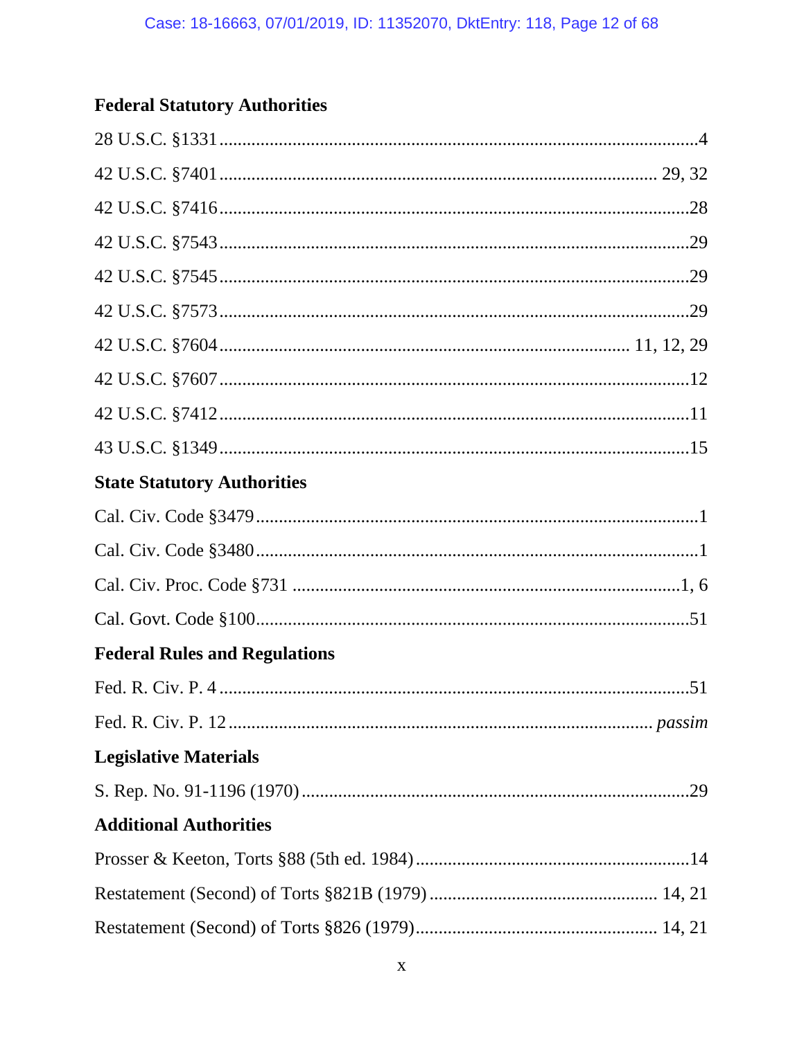### Federal Statutory Authorities

28 U.S.C. §1331 ........................................................................................................4

42 U.S.C. §7401 ................................................................................................ 29, 32

42 U.S.C. §7416 ......................................................................................................28

42 U.S.C. §7543 ......................................................................................................29

42 U.S.C. §7545 ......................................................................................................29

42 U.S.C. §7573 ......................................................................................................29

42 U.S.C. §7604 ......................................................................................... 11, 12, 29

42 U.S.C. §7607 ......................................................................................................12

42 U.S.C. §7412 ......................................................................................................11

43 U.S.C. §1349 ......................................................................................................15

### State Statutory Authorities

Cal. Civ. Code §3479 ................................................................................................1

Cal. Civ. Code §3480 ................................................................................................1

Cal. Civ. Proc. Code §731 .....................................................................................1, 6

Cal. Govt. Code §100..............................................................................................51

### Federal Rules and Regulations

Fed. R. Civ. P. 4 ......................................................................................................51

Fed. R. Civ. P. 12 ........................................................................................... *passim*

### Legislative Materials

S. Rep. No. 91-1196 (1970) ....................................................................................29

### Additional Authorities

Prosser & Keeton, Torts §88 (5th ed. 1984) ............................................................14

Restatement (Second) of Torts §821B (1979) .................................................. 14, 21

Restatement (Second) of Torts §826 (1979)..................................................... 14, 21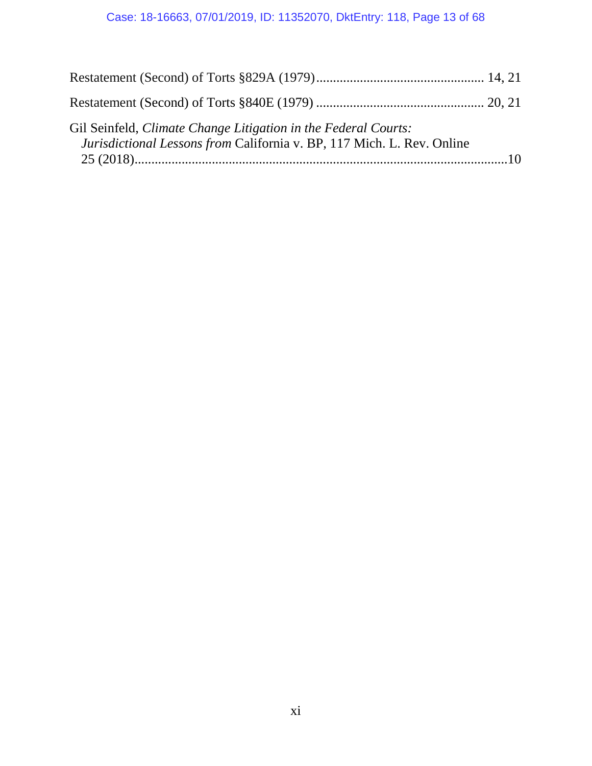Restatement (Second) of Torts §829A (1979) ................................................. 14, 21

Restatement (Second) of Torts §840E (1979) ................................................. 20, 21

Gil Seinfeld, *Climate Change Litigation in the Federal Courts: Jurisdictional Lessons from* California v. BP, 117 Mich. L. Rev. Online 25 (2018)..............................................................................................10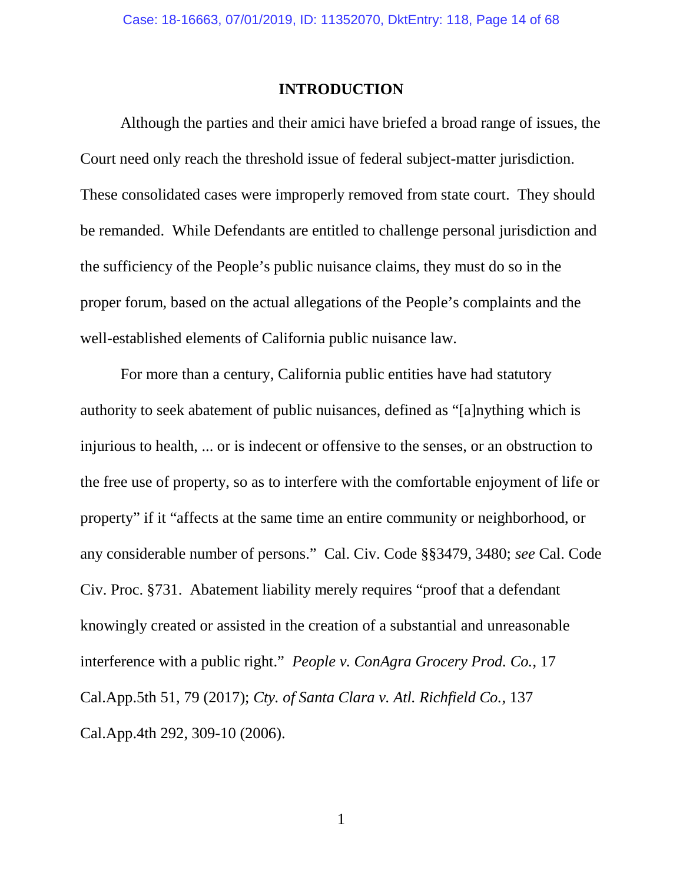## INTRODUCTION

Although the parties and their amici have briefed a broad range of issues, the Court need only reach the threshold issue of federal subject-matter jurisdiction. These consolidated cases were improperly removed from state court. They should be remanded. While Defendants are entitled to challenge personal jurisdiction and the sufficiency of the People's public nuisance claims, they must do so in the proper forum, based on the actual allegations of the People's complaints and the well-established elements of California public nuisance law.

For more than a century, California public entities have had statutory authority to seek abatement of public nuisances, defined as "[a]nything which is injurious to health, ... or is indecent or offensive to the senses, or an obstruction to the free use of property, so as to interfere with the comfortable enjoyment of life or property" if it "affects at the same time an entire community or neighborhood, or any considerable number of persons." Cal. Civ. Code §§3479, 3480; *see* Cal. Code Civ. Proc. §731. Abatement liability merely requires "proof that a defendant knowingly created or assisted in the creation of a substantial and unreasonable interference with a public right." *People v. ConAgra Grocery Prod. Co.*, 17 Cal.App.5th 51, 79 (2017); *Cty. of Santa Clara v. Atl. Richfield Co.*, 137 Cal.App.4th 292, 309-10 (2006).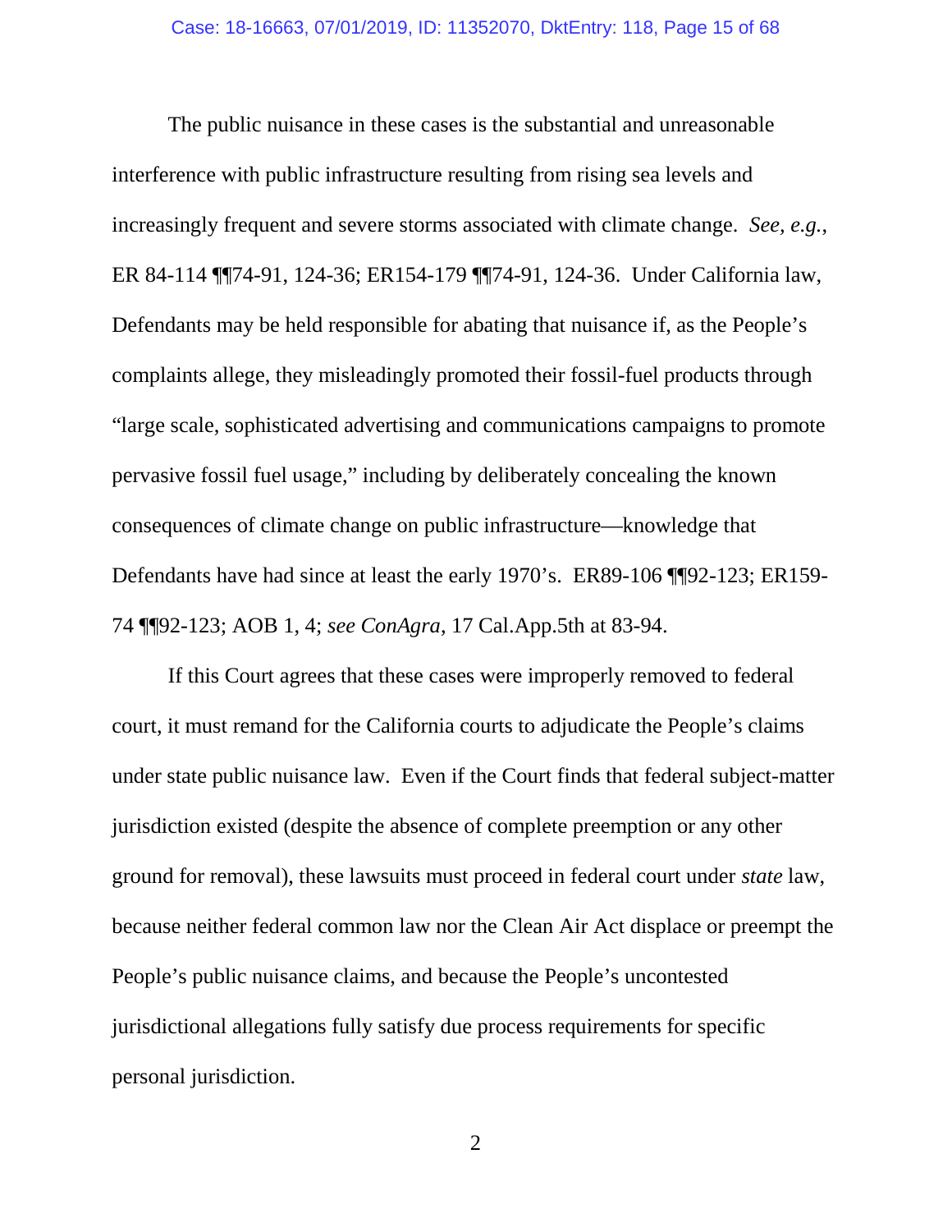The public nuisance in these cases is the substantial and unreasonable interference with public infrastructure resulting from rising sea levels and increasingly frequent and severe storms associated with climate change. *See, e.g.*, ER 84-114 ¶¶74-91, 124-36; ER154-179 ¶¶74-91, 124-36. Under California law, Defendants may be held responsible for abating that nuisance if, as the People's complaints allege, they misleadingly promoted their fossil-fuel products through "large scale, sophisticated advertising and communications campaigns to promote pervasive fossil fuel usage," including by deliberately concealing the known consequences of climate change on public infrastructure—knowledge that Defendants have had since at least the early 1970's. ER89-106 ¶¶92-123; ER159-74 ¶¶92-123; AOB 1, 4; *see ConAgra*, 17 Cal.App.5th at 83-94.

If this Court agrees that these cases were improperly removed to federal court, it must remand for the California courts to adjudicate the People's claims under state public nuisance law. Even if the Court finds that federal subject-matter jurisdiction existed (despite the absence of complete preemption or any other ground for removal), these lawsuits must proceed in federal court under *state* law, because neither federal common law nor the Clean Air Act displace or preempt the People's public nuisance claims, and because the People's uncontested jurisdictional allegations fully satisfy due process requirements for specific personal jurisdiction.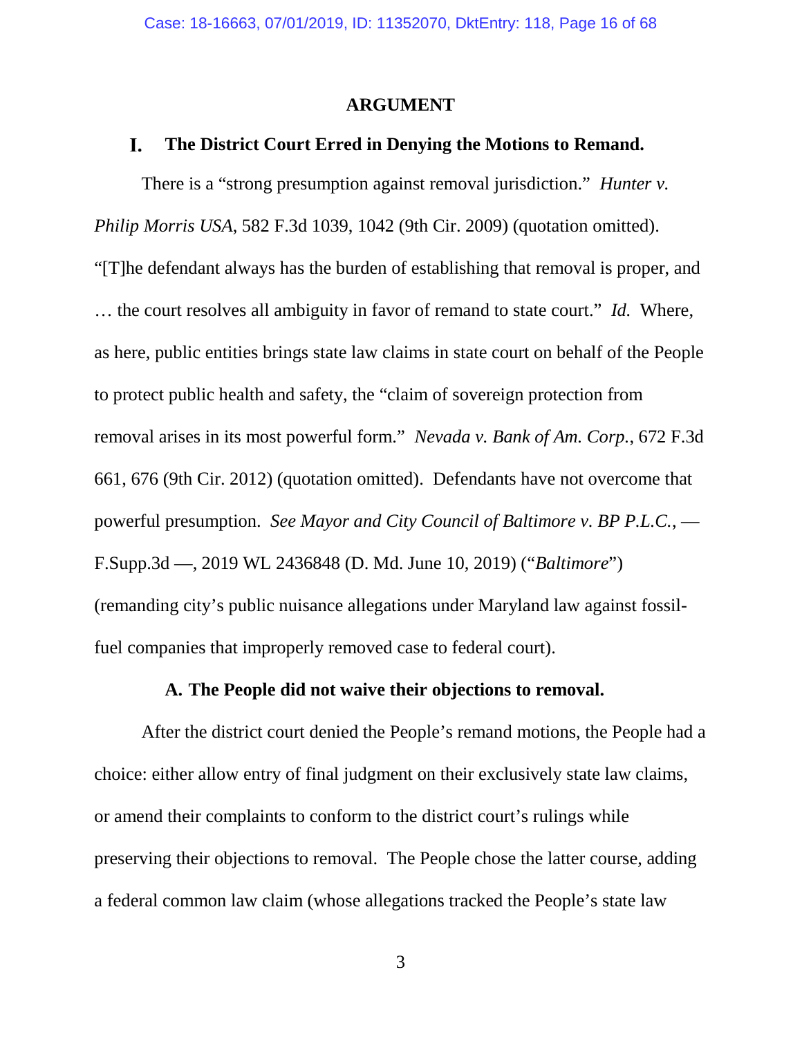## ARGUMENT

### I. The District Court Erred in Denying the Motions to Remand.

There is a "strong presumption against removal jurisdiction." *Hunter v. Philip Morris USA*, 582 F.3d 1039, 1042 (9th Cir. 2009) (quotation omitted). "[T]he defendant always has the burden of establishing that removal is proper, and … the court resolves all ambiguity in favor of remand to state court." *Id.* Where, as here, public entities brings state law claims in state court on behalf of the People to protect public health and safety, the "claim of sovereign protection from removal arises in its most powerful form." *Nevada v. Bank of Am. Corp.*, 672 F.3d 661, 676 (9th Cir. 2012) (quotation omitted). Defendants have not overcome that powerful presumption. *See Mayor and City Council of Baltimore v. BP P.L.C.*, — F.Supp.3d —, 2019 WL 2436848 (D. Md. June 10, 2019) ("*Baltimore*") (remanding city's public nuisance allegations under Maryland law against fossil-fuel companies that improperly removed case to federal court).

#### A. The People did not waive their objections to removal.

After the district court denied the People's remand motions, the People had a choice: either allow entry of final judgment on their exclusively state law claims, or amend their complaints to conform to the district court's rulings while preserving their objections to removal. The People chose the latter course, adding a federal common law claim (whose allegations tracked the People's state law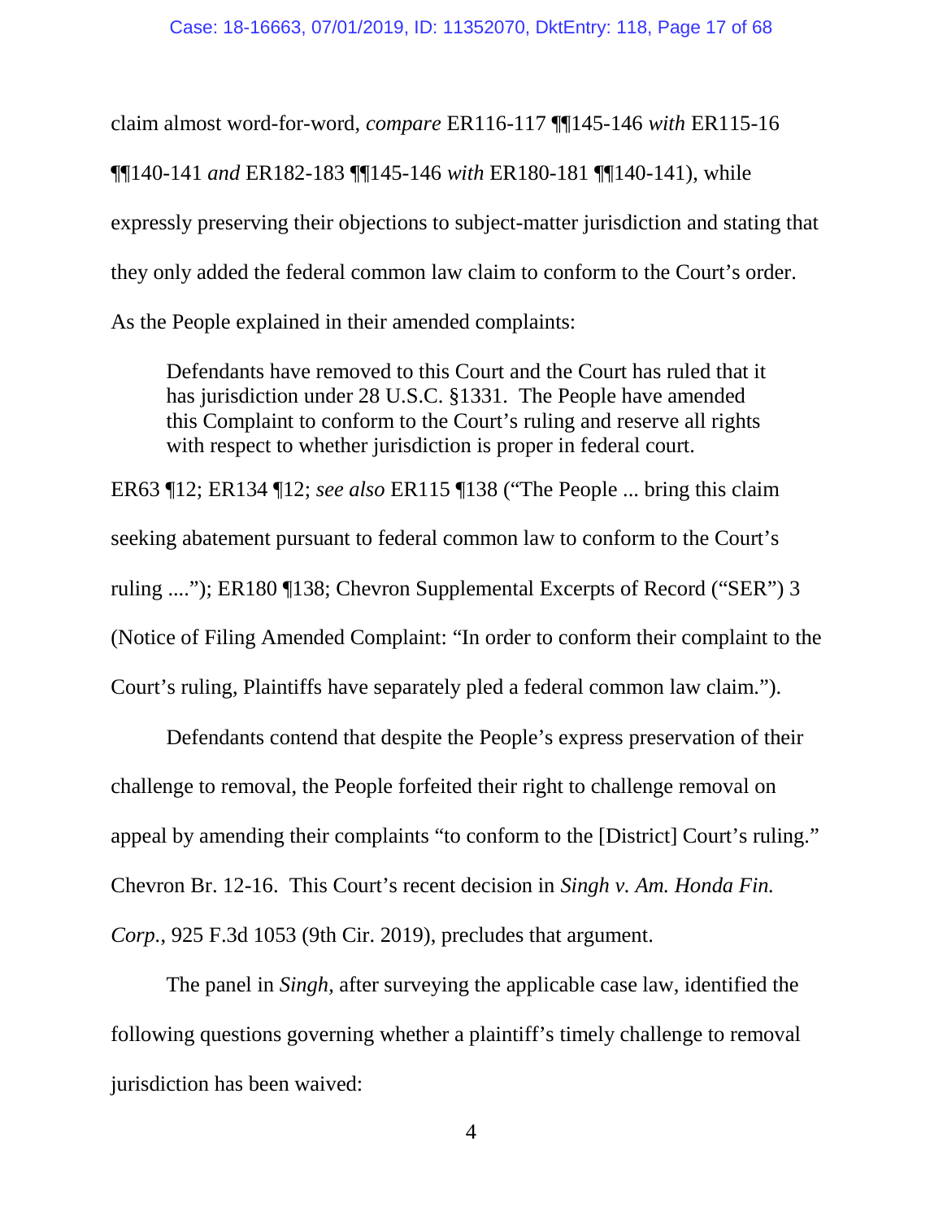claim almost word-for-word, *compare* ER116-117 ¶¶145-146 *with* ER115-16 ¶¶140-141 *and* ER182-183 ¶¶145-146 *with* ER180-181 ¶¶140-141), while expressly preserving their objections to subject-matter jurisdiction and stating that they only added the federal common law claim to conform to the Court's order. As the People explained in their amended complaints:

> Defendants have removed to this Court and the Court has ruled that it has jurisdiction under 28 U.S.C. §1331. The People have amended this Complaint to conform to the Court's ruling and reserve all rights with respect to whether jurisdiction is proper in federal court.

ER63 ¶12; ER134 ¶12; *see also* ER115 ¶138 ("The People ... bring this claim seeking abatement pursuant to federal common law to conform to the Court's ruling ...."); ER180 ¶138; Chevron Supplemental Excerpts of Record ("SER") 3 (Notice of Filing Amended Complaint: "In order to conform their complaint to the Court's ruling, Plaintiffs have separately pled a federal common law claim.").

Defendants contend that despite the People's express preservation of their challenge to removal, the People forfeited their right to challenge removal on appeal by amending their complaints "to conform to the [District] Court's ruling." Chevron Br. 12-16. This Court's recent decision in *Singh v. Am. Honda Fin. Corp.*, 925 F.3d 1053 (9th Cir. 2019), precludes that argument.

The panel in *Singh*, after surveying the applicable case law, identified the following questions governing whether a plaintiff's timely challenge to removal jurisdiction has been waived: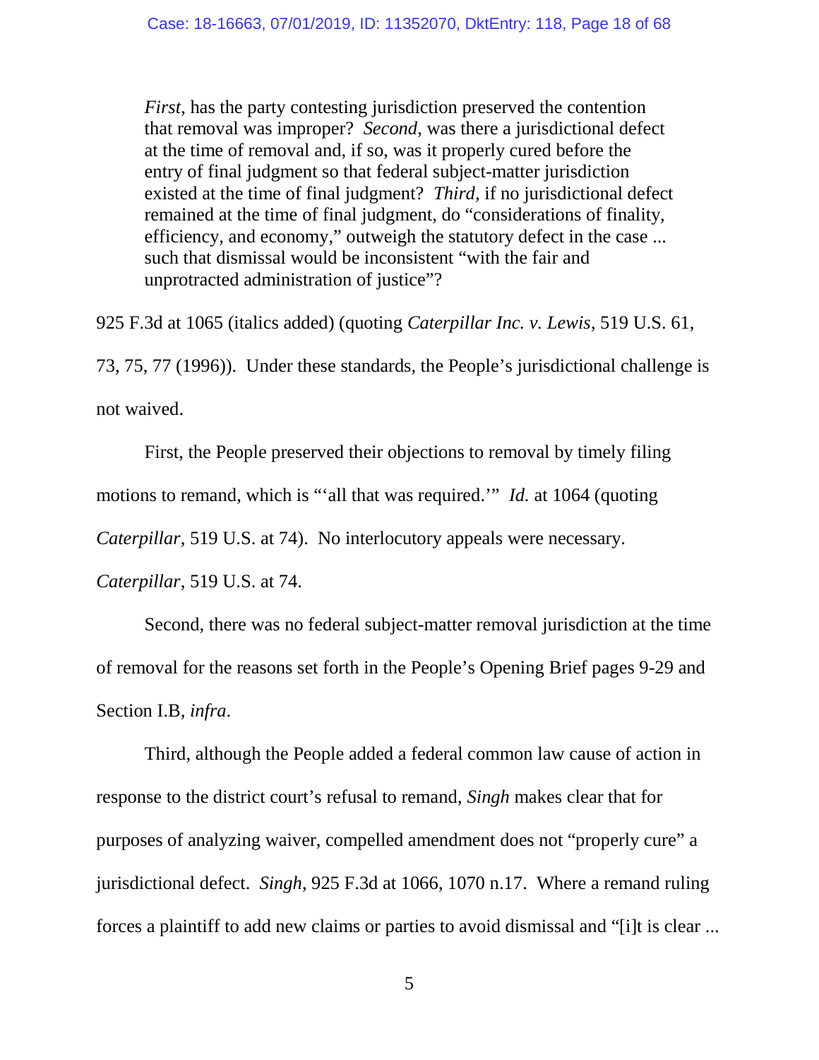> *First*, has the party contesting jurisdiction preserved the contention that removal was improper? *Second*, was there a jurisdictional defect at the time of removal and, if so, was it properly cured before the entry of final judgment so that federal subject-matter jurisdiction existed at the time of final judgment? *Third*, if no jurisdictional defect remained at the time of final judgment, do "considerations of finality, efficiency, and economy," outweigh the statutory defect in the case ... such that dismissal would be inconsistent "with the fair and unprotracted administration of justice"?

925 F.3d at 1065 (italics added) (quoting *Caterpillar Inc. v. Lewis*, 519 U.S. 61, 73, 75, 77 (1996)). Under these standards, the People's jurisdictional challenge is not waived.

First, the People preserved their objections to removal by timely filing motions to remand, which is "'all that was required.'" *Id.* at 1064 (quoting *Caterpillar*, 519 U.S. at 74). No interlocutory appeals were necessary. *Caterpillar*, 519 U.S. at 74.

Second, there was no federal subject-matter removal jurisdiction at the time of removal for the reasons set forth in the People's Opening Brief pages 9-29 and Section I.B, *infra*.

Third, although the People added a federal common law cause of action in response to the district court's refusal to remand, *Singh* makes clear that for purposes of analyzing waiver, compelled amendment does not "properly cure" a jurisdictional defect. *Singh*, 925 F.3d at 1066, 1070 n.17. Where a remand ruling forces a plaintiff to add new claims or parties to avoid dismissal and "[i]t is clear ...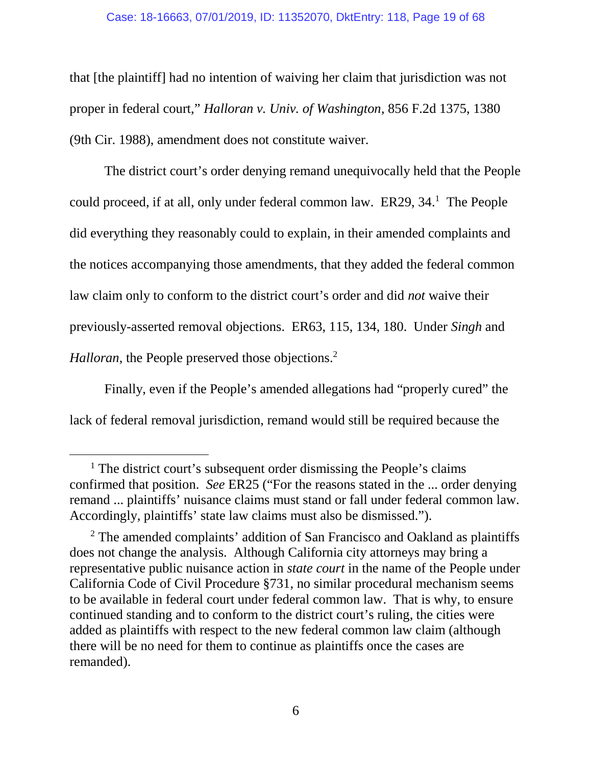that [the plaintiff] had no intention of waiving her claim that jurisdiction was not proper in federal court," *Halloran v. Univ. of Washington*, 856 F.2d 1375, 1380 (9th Cir. 1988), amendment does not constitute waiver.

The district court's order denying remand unequivocally held that the People could proceed, if at all, only under federal common law. ER29, 34.[1] The People did everything they reasonably could to explain, in their amended complaints and the notices accompanying those amendments, that they added the federal common law claim only to conform to the district court's order and did *not* waive their previously-asserted removal objections. ER63, 115, 134, 180. Under *Singh* and *Halloran*, the People preserved those objections.[2]

Finally, even if the People's amended allegations had "properly cured" the lack of federal removal jurisdiction, remand would still be required because the

---

[1] The district court's subsequent order dismissing the People's claims confirmed that position. *See* ER25 ("For the reasons stated in the ... order denying remand ... plaintiffs' nuisance claims must stand or fall under federal common law. Accordingly, plaintiffs' state law claims must also be dismissed.").

[2] The amended complaints' addition of San Francisco and Oakland as plaintiffs does not change the analysis. Although California city attorneys may bring a representative public nuisance action in *state court* in the name of the People under California Code of Civil Procedure §731, no similar procedural mechanism seems to be available in federal court under federal common law. That is why, to ensure continued standing and to conform to the district court's ruling, the cities were added as plaintiffs with respect to the new federal common law claim (although there will be no need for them to continue as plaintiffs once the cases are remanded).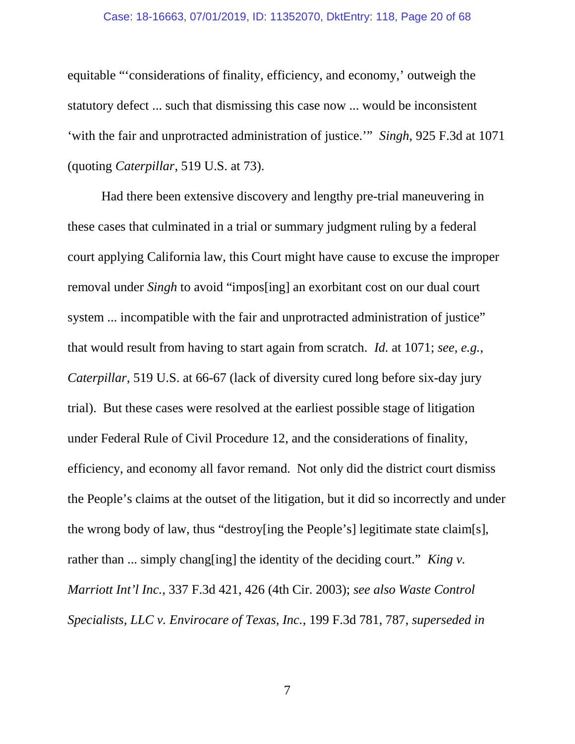equitable "'considerations of finality, efficiency, and economy,' outweigh the statutory defect ... such that dismissing this case now ... would be inconsistent 'with the fair and unprotracted administration of justice.'" *Singh*, 925 F.3d at 1071 (quoting *Caterpillar*, 519 U.S. at 73).

Had there been extensive discovery and lengthy pre-trial maneuvering in these cases that culminated in a trial or summary judgment ruling by a federal court applying California law, this Court might have cause to excuse the improper removal under *Singh* to avoid "impos[ing] an exorbitant cost on our dual court system ... incompatible with the fair and unprotracted administration of justice" that would result from having to start again from scratch. *Id.* at 1071; *see, e.g.*, *Caterpillar*, 519 U.S. at 66-67 (lack of diversity cured long before six-day jury trial). But these cases were resolved at the earliest possible stage of litigation under Federal Rule of Civil Procedure 12, and the considerations of finality, efficiency, and economy all favor remand. Not only did the district court dismiss the People's claims at the outset of the litigation, but it did so incorrectly and under the wrong body of law, thus "destroy[ing the People's] legitimate state claim[s], rather than ... simply chang[ing] the identity of the deciding court." *King v. Marriott Int'l Inc.*, 337 F.3d 421, 426 (4th Cir. 2003); *see also Waste Control Specialists, LLC v. Envirocare of Texas, Inc.*, 199 F.3d 781, 787, *superseded in*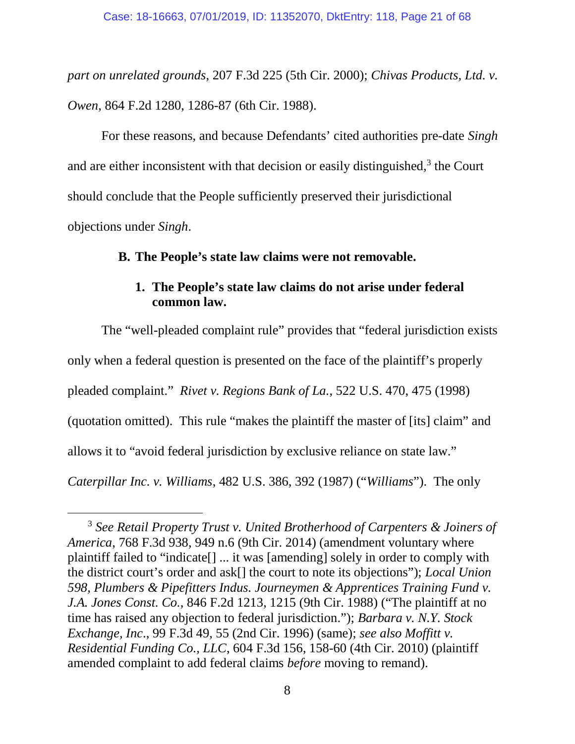*part on unrelated grounds*, 207 F.3d 225 (5th Cir. 2000); *Chivas Products, Ltd. v. Owen*, 864 F.2d 1280, 1286-87 (6th Cir. 1988).

For these reasons, and because Defendants' cited authorities pre-date *Singh* and are either inconsistent with that decision or easily distinguished,[3] the Court should conclude that the People sufficiently preserved their jurisdictional objections under *Singh*.

**B. The People's state law claims were not removable.**

**1. The People's state law claims do not arise under federal common law.**

The "well-pleaded complaint rule" provides that "federal jurisdiction exists only when a federal question is presented on the face of the plaintiff's properly pleaded complaint." *Rivet v. Regions Bank of La.*, 522 U.S. 470, 475 (1998) (quotation omitted). This rule "makes the plaintiff the master of [its] claim" and allows it to "avoid federal jurisdiction by exclusive reliance on state law." *Caterpillar Inc. v. Williams*, 482 U.S. 386, 392 (1987) ("*Williams*"). The only

[3] *See Retail Property Trust v. United Brotherhood of Carpenters & Joiners of America*, 768 F.3d 938, 949 n.6 (9th Cir. 2014) (amendment voluntary where plaintiff failed to "indicate[] ... it was [amending] solely in order to comply with the district court's order and ask[] the court to note its objections"); *Local Union 598, Plumbers & Pipefitters Indus. Journeymen & Apprentices Training Fund v. J.A. Jones Const. Co.*, 846 F.2d 1213, 1215 (9th Cir. 1988) ("The plaintiff at no time has raised any objection to federal jurisdiction."); *Barbara v. N.Y. Stock Exchange, Inc*., 99 F.3d 49, 55 (2nd Cir. 1996) (same); *see also Moffitt v. Residential Funding Co., LLC*, 604 F.3d 156, 158-60 (4th Cir. 2010) (plaintiff amended complaint to add federal claims *before* moving to remand).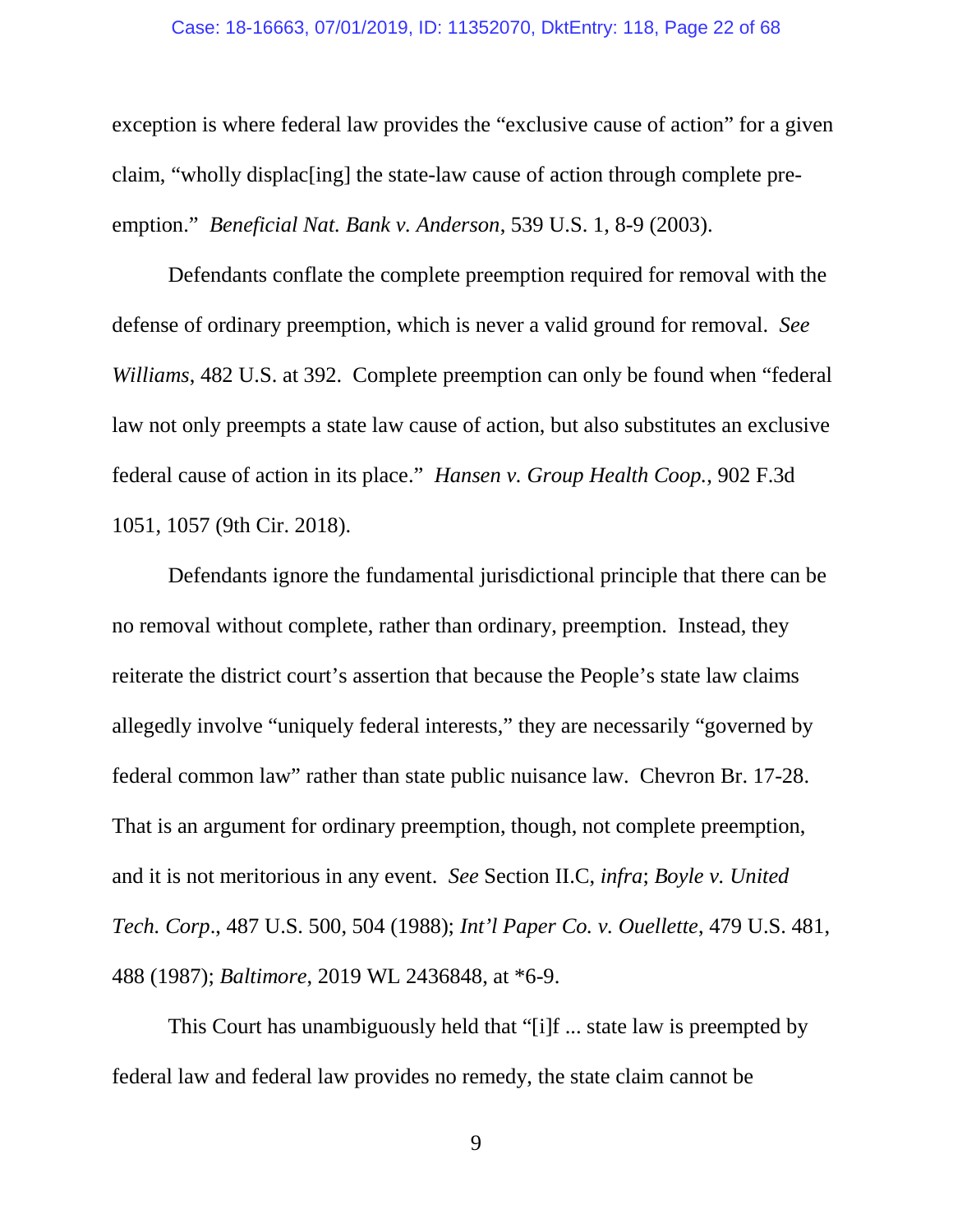exception is where federal law provides the "exclusive cause of action" for a given claim, "wholly displac[ing] the state-law cause of action through complete pre-emption." *Beneficial Nat. Bank v. Anderson*, 539 U.S. 1, 8-9 (2003).

Defendants conflate the complete preemption required for removal with the defense of ordinary preemption, which is never a valid ground for removal. *See Williams*, 482 U.S. at 392. Complete preemption can only be found when "federal law not only preempts a state law cause of action, but also substitutes an exclusive federal cause of action in its place." *Hansen v. Group Health Coop.*, 902 F.3d 1051, 1057 (9th Cir. 2018).

Defendants ignore the fundamental jurisdictional principle that there can be no removal without complete, rather than ordinary, preemption. Instead, they reiterate the district court's assertion that because the People's state law claims allegedly involve "uniquely federal interests," they are necessarily "governed by federal common law" rather than state public nuisance law. Chevron Br. 17-28. That is an argument for ordinary preemption, though, not complete preemption, and it is not meritorious in any event. *See* Section II.C, *infra*; *Boyle v. United Tech. Corp*., 487 U.S. 500, 504 (1988); *Int'l Paper Co. v. Ouellette*, 479 U.S. 481, 488 (1987); *Baltimore*, 2019 WL 2436848, at *6-9.

This Court has unambiguously held that "[i]f ... state law is preempted by federal law and federal law provides no remedy, the state claim cannot be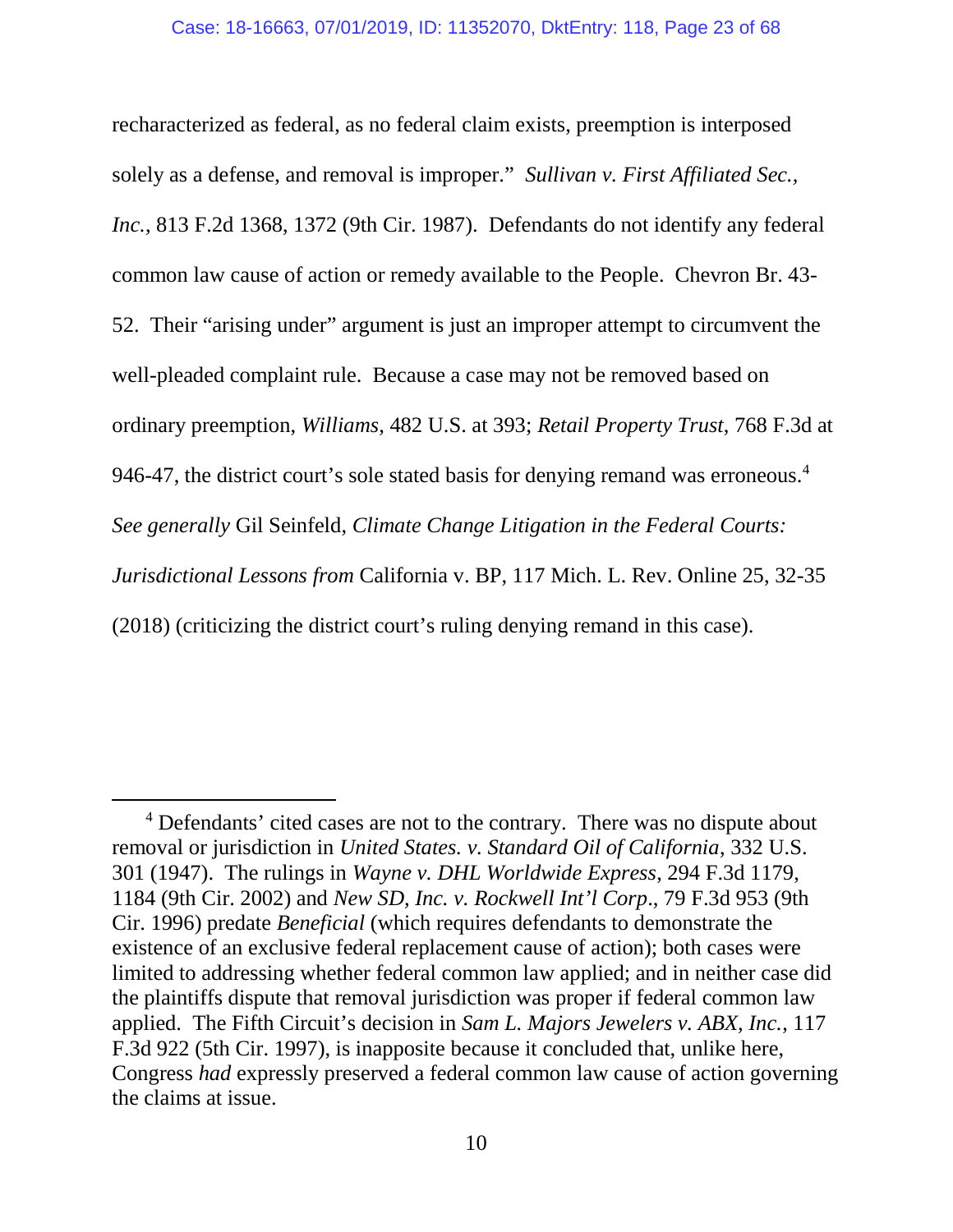recharacterized as federal, as no federal claim exists, preemption is interposed solely as a defense, and removal is improper." *Sullivan v. First Affiliated Sec., Inc.*, 813 F.2d 1368, 1372 (9th Cir. 1987). Defendants do not identify any federal common law cause of action or remedy available to the People. Chevron Br. 43-52. Their "arising under" argument is just an improper attempt to circumvent the well-pleaded complaint rule. Because a case may not be removed based on ordinary preemption, *Williams*, 482 U.S. at 393; *Retail Property Trust*, 768 F.3d at 946-47, the district court's sole stated basis for denying remand was erroneous.[4] *See generally* Gil Seinfeld, *Climate Change Litigation in the Federal Courts: Jurisdictional Lessons from* California v. BP, 117 Mich. L. Rev. Online 25, 32-35 (2018) (criticizing the district court's ruling denying remand in this case).

---

[4] Defendants' cited cases are not to the contrary. There was no dispute about removal or jurisdiction in *United States. v. Standard Oil of California*, 332 U.S. 301 (1947). The rulings in *Wayne v. DHL Worldwide Express*, 294 F.3d 1179, 1184 (9th Cir. 2002) and *New SD, Inc. v. Rockwell Int'l Corp*., 79 F.3d 953 (9th Cir. 1996) predate *Beneficial* (which requires defendants to demonstrate the existence of an exclusive federal replacement cause of action); both cases were limited to addressing whether federal common law applied; and in neither case did the plaintiffs dispute that removal jurisdiction was proper if federal common law applied. The Fifth Circuit's decision in *Sam L. Majors Jewelers v. ABX, Inc.*, 117 F.3d 922 (5th Cir. 1997), is inapposite because it concluded that, unlike here, Congress *had* expressly preserved a federal common law cause of action governing the claims at issue.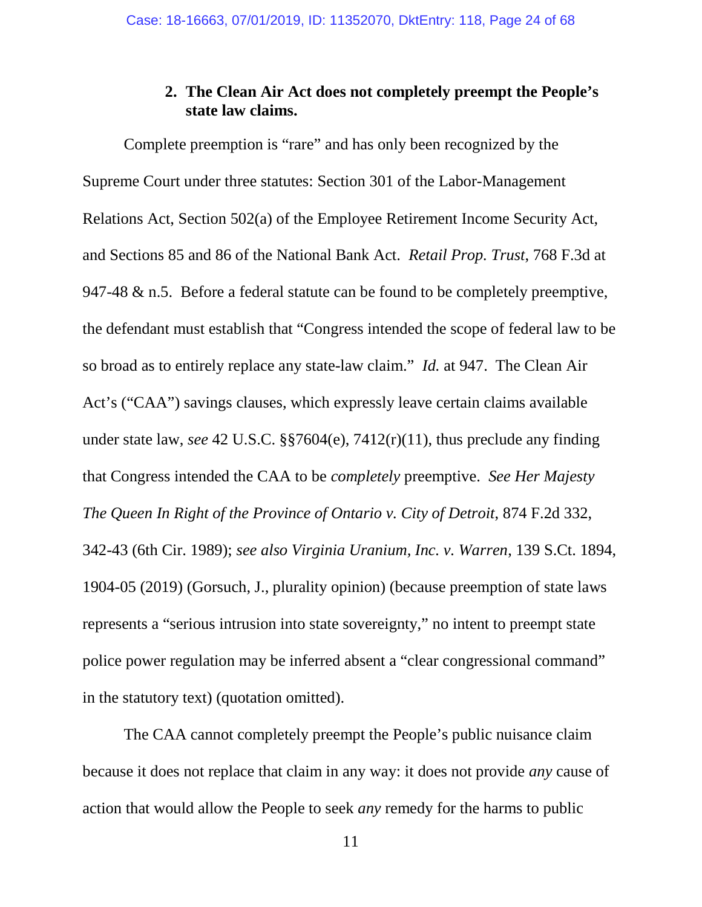### 2. The Clean Air Act does not completely preempt the People's state law claims.

Complete preemption is "rare" and has only been recognized by the Supreme Court under three statutes: Section 301 of the Labor-Management Relations Act, Section 502(a) of the Employee Retirement Income Security Act, and Sections 85 and 86 of the National Bank Act. *Retail Prop. Trust*, 768 F.3d at 947-48 & n.5. Before a federal statute can be found to be completely preemptive, the defendant must establish that "Congress intended the scope of federal law to be so broad as to entirely replace any state-law claim." *Id.* at 947. The Clean Air Act's ("CAA") savings clauses, which expressly leave certain claims available under state law, *see* 42 U.S.C. §§7604(e), 7412(r)(11), thus preclude any finding that Congress intended the CAA to be *completely* preemptive. *See Her Majesty The Queen In Right of the Province of Ontario v. City of Detroit*, 874 F.2d 332, 342-43 (6th Cir. 1989); *see also Virginia Uranium, Inc. v. Warren*, 139 S.Ct. 1894, 1904-05 (2019) (Gorsuch, J., plurality opinion) (because preemption of state laws represents a "serious intrusion into state sovereignty," no intent to preempt state police power regulation may be inferred absent a "clear congressional command" in the statutory text) (quotation omitted).

The CAA cannot completely preempt the People's public nuisance claim because it does not replace that claim in any way: it does not provide *any* cause of action that would allow the People to seek *any* remedy for the harms to public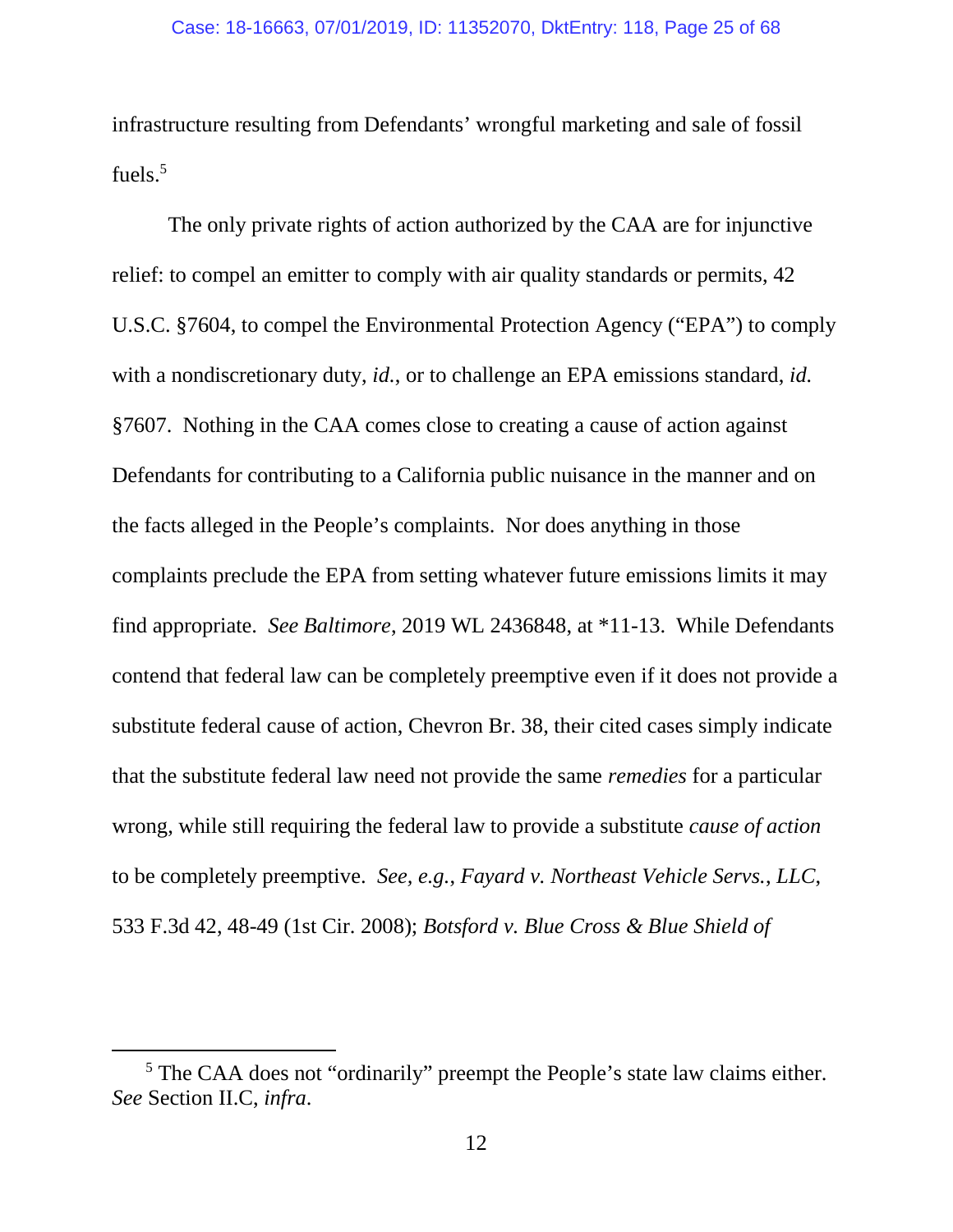infrastructure resulting from Defendants' wrongful marketing and sale of fossil fuels.[5]

The only private rights of action authorized by the CAA are for injunctive relief: to compel an emitter to comply with air quality standards or permits, 42 U.S.C. §7604, to compel the Environmental Protection Agency ("EPA") to comply with a nondiscretionary duty, *id.*, or to challenge an EPA emissions standard, *id.* §7607. Nothing in the CAA comes close to creating a cause of action against Defendants for contributing to a California public nuisance in the manner and on the facts alleged in the People's complaints. Nor does anything in those complaints preclude the EPA from setting whatever future emissions limits it may find appropriate. *See Baltimore*, 2019 WL 2436848, at *11-13. While Defendants contend that federal law can be completely preemptive even if it does not provide a substitute federal cause of action, Chevron Br. 38, their cited cases simply indicate that the substitute federal law need not provide the same *remedies* for a particular wrong, while still requiring the federal law to provide a substitute *cause of action* to be completely preemptive. *See, e.g.*, *Fayard v. Northeast Vehicle Servs., LLC*, 533 F.3d 42, 48-49 (1st Cir. 2008); *Botsford v. Blue Cross & Blue Shield of*

---

[5] The CAA does not "ordinarily" preempt the People's state law claims either. *See* Section II.C, *infra*.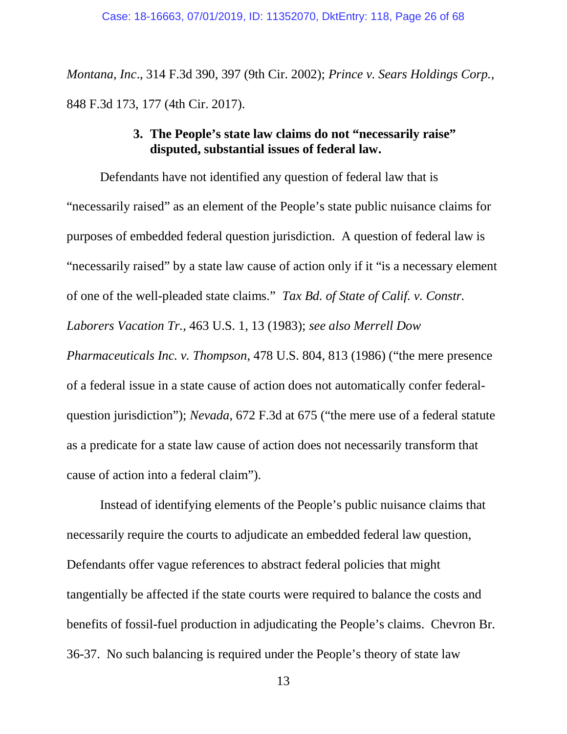*Montana, Inc*., 314 F.3d 390, 397 (9th Cir. 2002); *Prince v. Sears Holdings Corp.*, 848 F.3d 173, 177 (4th Cir. 2017).

### 3. The People's state law claims do not "necessarily raise" disputed, substantial issues of federal law.

Defendants have not identified any question of federal law that is "necessarily raised" as an element of the People's state public nuisance claims for purposes of embedded federal question jurisdiction. A question of federal law is "necessarily raised" by a state law cause of action only if it "is a necessary element of one of the well-pleaded state claims." *Tax Bd. of State of Calif. v. Constr. Laborers Vacation Tr.*, 463 U.S. 1, 13 (1983); *see also Merrell Dow Pharmaceuticals Inc. v. Thompson*, 478 U.S. 804, 813 (1986) ("the mere presence of a federal issue in a state cause of action does not automatically confer federal-question jurisdiction"); *Nevada*, 672 F.3d at 675 ("the mere use of a federal statute as a predicate for a state law cause of action does not necessarily transform that cause of action into a federal claim").

Instead of identifying elements of the People's public nuisance claims that necessarily require the courts to adjudicate an embedded federal law question, Defendants offer vague references to abstract federal policies that might tangentially be affected if the state courts were required to balance the costs and benefits of fossil-fuel production in adjudicating the People's claims. Chevron Br. 36-37. No such balancing is required under the People's theory of state law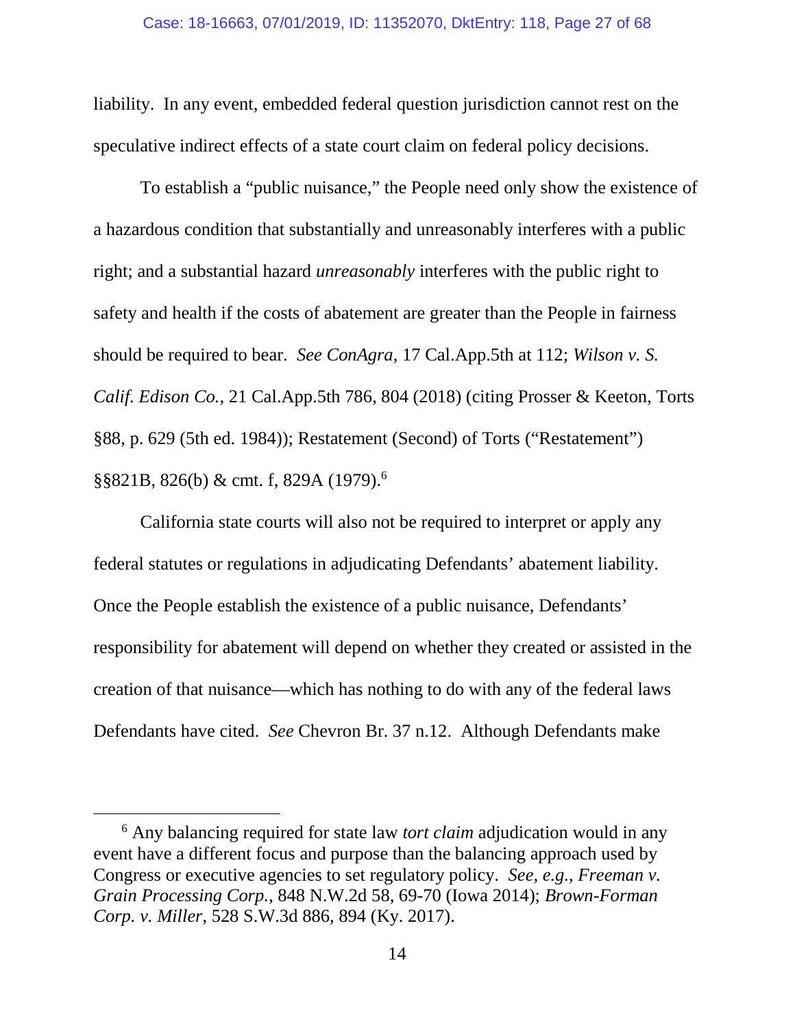liability. In any event, embedded federal question jurisdiction cannot rest on the speculative indirect effects of a state court claim on federal policy decisions.

To establish a "public nuisance," the People need only show the existence of a hazardous condition that substantially and unreasonably interferes with a public right; and a substantial hazard *unreasonably* interferes with the public right to safety and health if the costs of abatement are greater than the People in fairness should be required to bear. *See ConAgra*, 17 Cal.App.5th at 112; *Wilson v. S. Calif. Edison Co.*, 21 Cal.App.5th 786, 804 (2018) (citing Prosser & Keeton, Torts §88, p. 629 (5th ed. 1984)); Restatement (Second) of Torts ("Restatement") §§821B, 826(b) & cmt. f, 829A (1979).[6]

California state courts will also not be required to interpret or apply any federal statutes or regulations in adjudicating Defendants' abatement liability. Once the People establish the existence of a public nuisance, Defendants' responsibility for abatement will depend on whether they created or assisted in the creation of that nuisance—which has nothing to do with any of the federal laws Defendants have cited. *See* Chevron Br. 37 n.12. Although Defendants make

---

[6] Any balancing required for state law *tort claim* adjudication would in any event have a different focus and purpose than the balancing approach used by Congress or executive agencies to set regulatory policy. *See, e.g.*, *Freeman v. Grain Processing Corp.*, 848 N.W.2d 58, 69-70 (Iowa 2014); *Brown-Forman Corp. v. Miller*, 528 S.W.3d 886, 894 (Ky. 2017).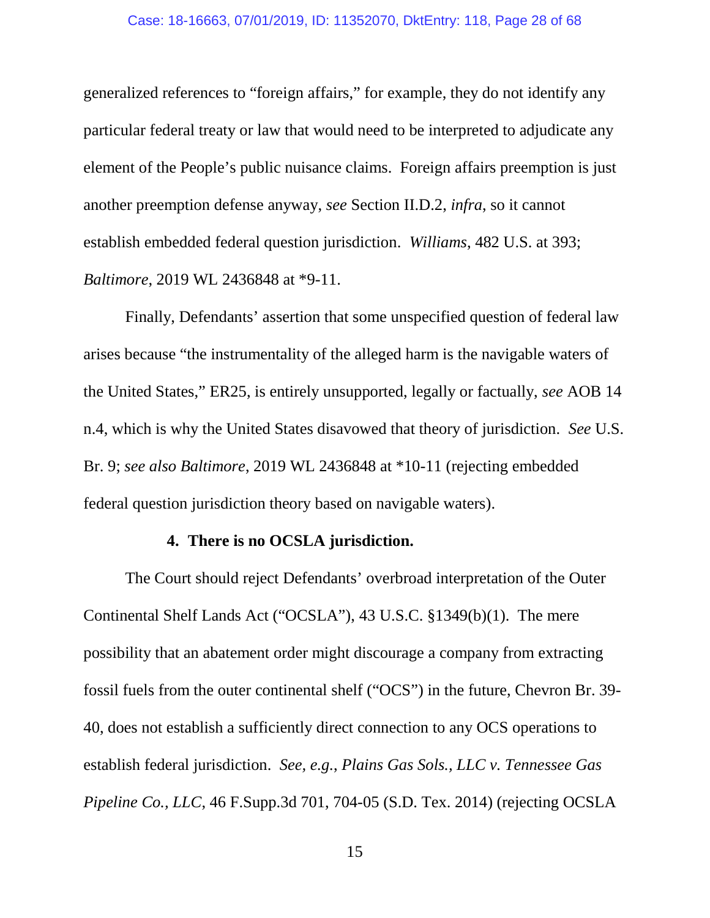generalized references to "foreign affairs," for example, they do not identify any particular federal treaty or law that would need to be interpreted to adjudicate any element of the People's public nuisance claims. Foreign affairs preemption is just another preemption defense anyway, *see* Section II.D.2, *infra*, so it cannot establish embedded federal question jurisdiction. *Williams*, 482 U.S. at 393; *Baltimore*, 2019 WL 2436848 at *9-11.

Finally, Defendants' assertion that some unspecified question of federal law arises because "the instrumentality of the alleged harm is the navigable waters of the United States," ER25, is entirely unsupported, legally or factually, *see* AOB 14 n.4, which is why the United States disavowed that theory of jurisdiction. *See* U.S. Br. 9; *see also Baltimore*, 2019 WL 2436848 at *10-11 (rejecting embedded federal question jurisdiction theory based on navigable waters).

#### 4. There is no OCSLA jurisdiction.

The Court should reject Defendants' overbroad interpretation of the Outer Continental Shelf Lands Act ("OCSLA"), 43 U.S.C. §1349(b)(1). The mere possibility that an abatement order might discourage a company from extracting fossil fuels from the outer continental shelf ("OCS") in the future, Chevron Br. 39-40, does not establish a sufficiently direct connection to any OCS operations to establish federal jurisdiction. *See, e.g.*, *Plains Gas Sols., LLC v. Tennessee Gas Pipeline Co., LLC*, 46 F.Supp.3d 701, 704-05 (S.D. Tex. 2014) (rejecting OCSLA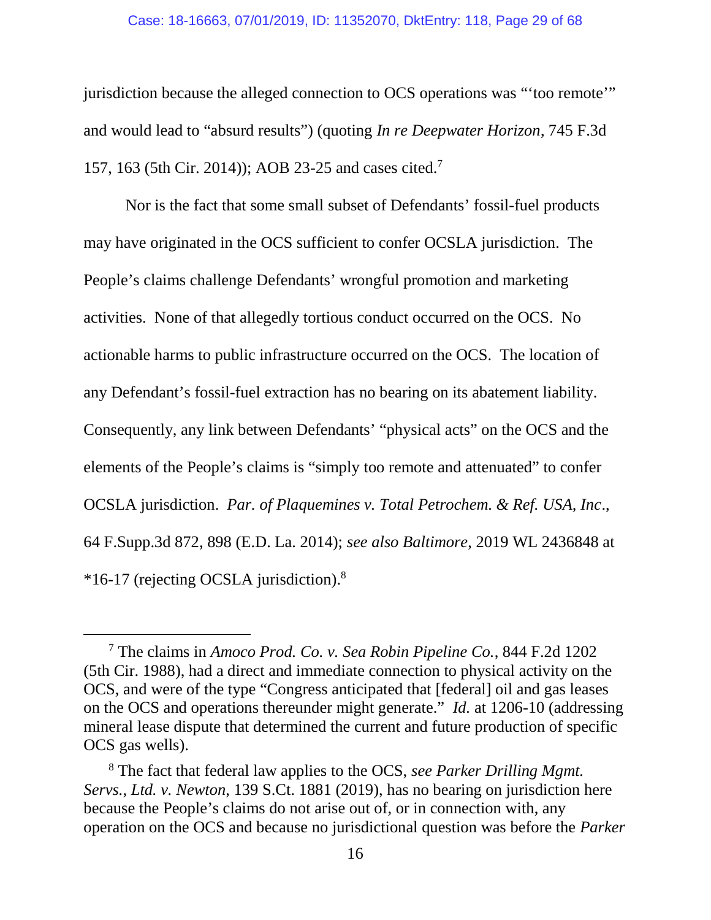jurisdiction because the alleged connection to OCS operations was "'too remote'" and would lead to "absurd results") (quoting *In re Deepwater Horizon*, 745 F.3d 157, 163 (5th Cir. 2014)); AOB 23-25 and cases cited.[7]

Nor is the fact that some small subset of Defendants' fossil-fuel products may have originated in the OCS sufficient to confer OCSLA jurisdiction. The People's claims challenge Defendants' wrongful promotion and marketing activities. None of that allegedly tortious conduct occurred on the OCS. No actionable harms to public infrastructure occurred on the OCS. The location of any Defendant's fossil-fuel extraction has no bearing on its abatement liability. Consequently, any link between Defendants' "physical acts" on the OCS and the elements of the People's claims is "simply too remote and attenuated" to confer OCSLA jurisdiction. *Par. of Plaquemines v. Total Petrochem. & Ref. USA, Inc*., 64 F.Supp.3d 872, 898 (E.D. La. 2014); *see also Baltimore*, 2019 WL 2436848 at *16-17 (rejecting OCSLA jurisdiction).[8]

---

[7] The claims in *Amoco Prod. Co. v. Sea Robin Pipeline Co.*, 844 F.2d 1202 (5th Cir. 1988), had a direct and immediate connection to physical activity on the OCS, and were of the type "Congress anticipated that [federal] oil and gas leases on the OCS and operations thereunder might generate." *Id.* at 1206-10 (addressing mineral lease dispute that determined the current and future production of specific OCS gas wells).

[8] The fact that federal law applies to the OCS, *see Parker Drilling Mgmt. Servs., Ltd. v. Newton*, 139 S.Ct. 1881 (2019), has no bearing on jurisdiction here because the People's claims do not arise out of, or in connection with, any operation on the OCS and because no jurisdictional question was before the *Parker*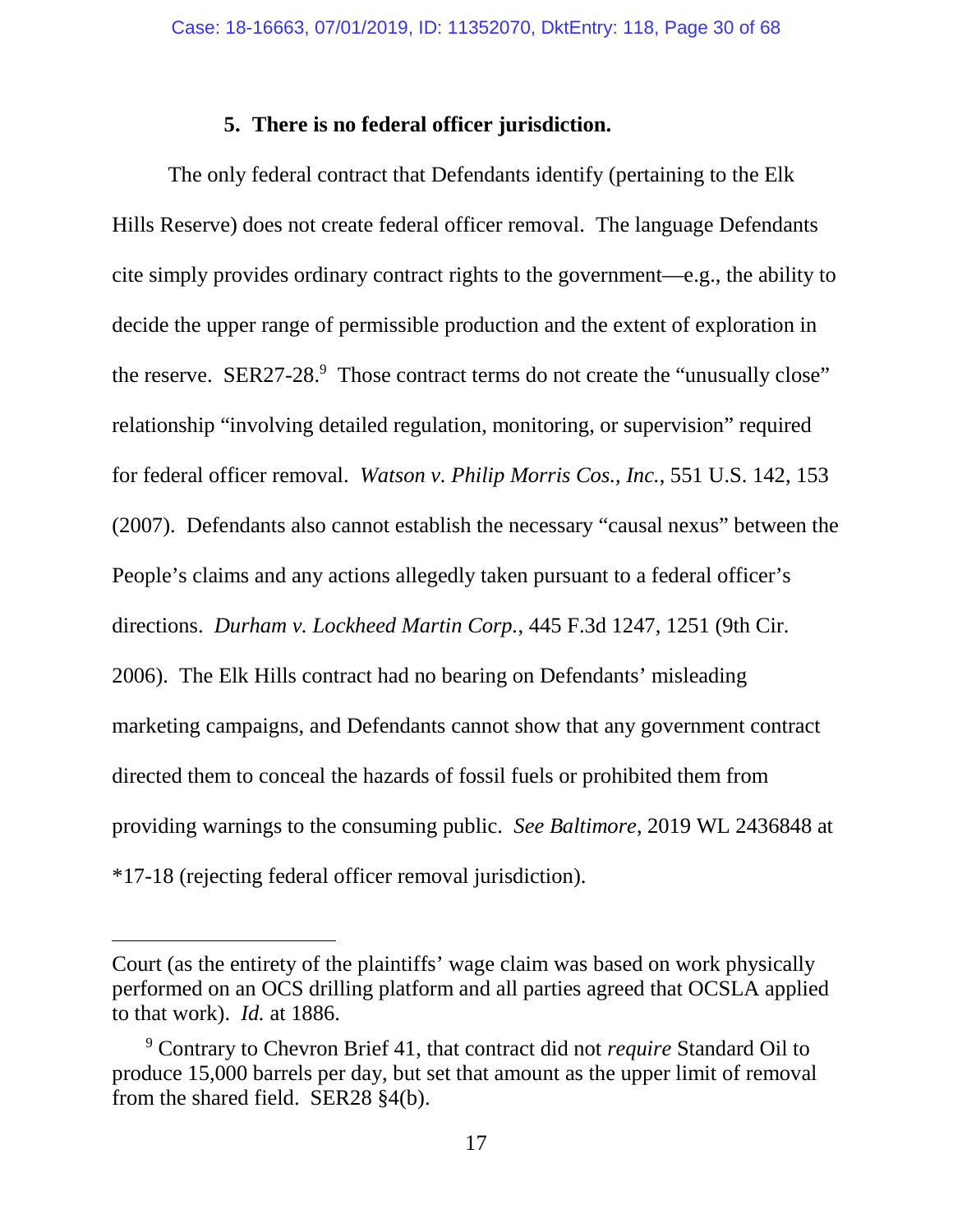### 5. There is no federal officer jurisdiction.

The only federal contract that Defendants identify (pertaining to the Elk Hills Reserve) does not create federal officer removal. The language Defendants cite simply provides ordinary contract rights to the government—e.g., the ability to decide the upper range of permissible production and the extent of exploration in the reserve. SER27-28.[9] Those contract terms do not create the "unusually close" relationship "involving detailed regulation, monitoring, or supervision" required for federal officer removal. *Watson v. Philip Morris Cos., Inc.*, 551 U.S. 142, 153 (2007). Defendants also cannot establish the necessary "causal nexus" between the People's claims and any actions allegedly taken pursuant to a federal officer's directions. *Durham v. Lockheed Martin Corp.*, 445 F.3d 1247, 1251 (9th Cir. 2006). The Elk Hills contract had no bearing on Defendants' misleading marketing campaigns, and Defendants cannot show that any government contract directed them to conceal the hazards of fossil fuels or prohibited them from providing warnings to the consuming public. *See Baltimore*, 2019 WL 2436848 at *17-18 (rejecting federal officer removal jurisdiction).

---

Court (as the entirety of the plaintiffs' wage claim was based on work physically performed on an OCS drilling platform and all parties agreed that OCSLA applied to that work). *Id.* at 1886.

[9] Contrary to Chevron Brief 41, that contract did not *require* Standard Oil to produce 15,000 barrels per day, but set that amount as the upper limit of removal from the shared field. SER28 §4(b).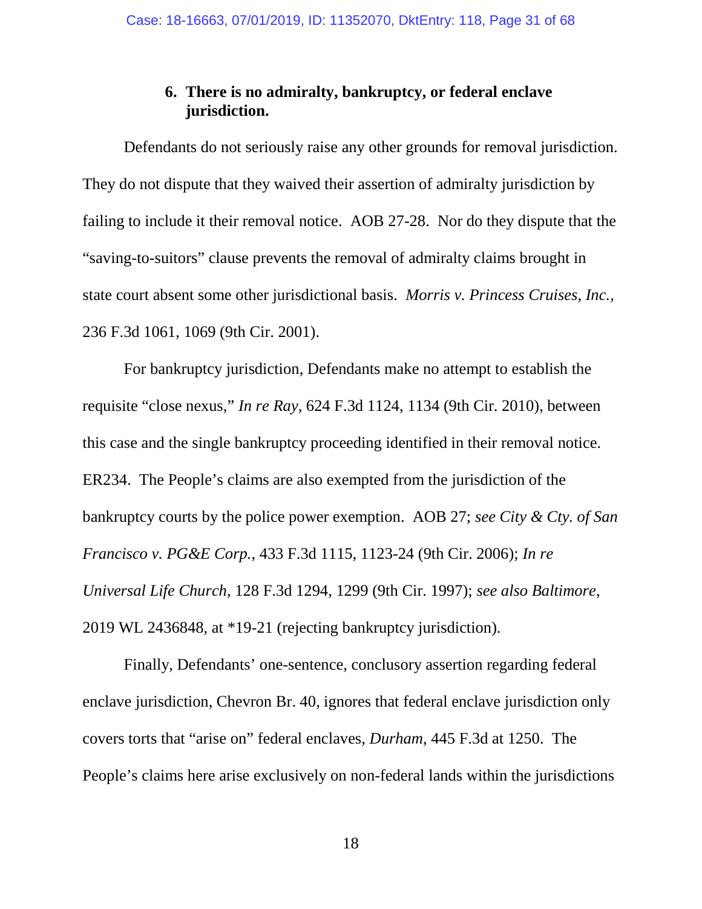### 6. There is no admiralty, bankruptcy, or federal enclave jurisdiction.

Defendants do not seriously raise any other grounds for removal jurisdiction. They do not dispute that they waived their assertion of admiralty jurisdiction by failing to include it their removal notice. AOB 27-28. Nor do they dispute that the "saving-to-suitors" clause prevents the removal of admiralty claims brought in state court absent some other jurisdictional basis. *Morris v. Princess Cruises, Inc.*, 236 F.3d 1061, 1069 (9th Cir. 2001).

For bankruptcy jurisdiction, Defendants make no attempt to establish the requisite "close nexus," *In re Ray*, 624 F.3d 1124, 1134 (9th Cir. 2010), between this case and the single bankruptcy proceeding identified in their removal notice. ER234. The People's claims are also exempted from the jurisdiction of the bankruptcy courts by the police power exemption. AOB 27; *see City & Cty. of San Francisco v. PG&E Corp.*, 433 F.3d 1115, 1123-24 (9th Cir. 2006); *In re Universal Life Church*, 128 F.3d 1294, 1299 (9th Cir. 1997); *see also Baltimore*, 2019 WL 2436848, at *19-21 (rejecting bankruptcy jurisdiction).

Finally, Defendants' one-sentence, conclusory assertion regarding federal enclave jurisdiction, Chevron Br. 40, ignores that federal enclave jurisdiction only covers torts that "arise on" federal enclaves, *Durham*, 445 F.3d at 1250. The People's claims here arise exclusively on non-federal lands within the jurisdictions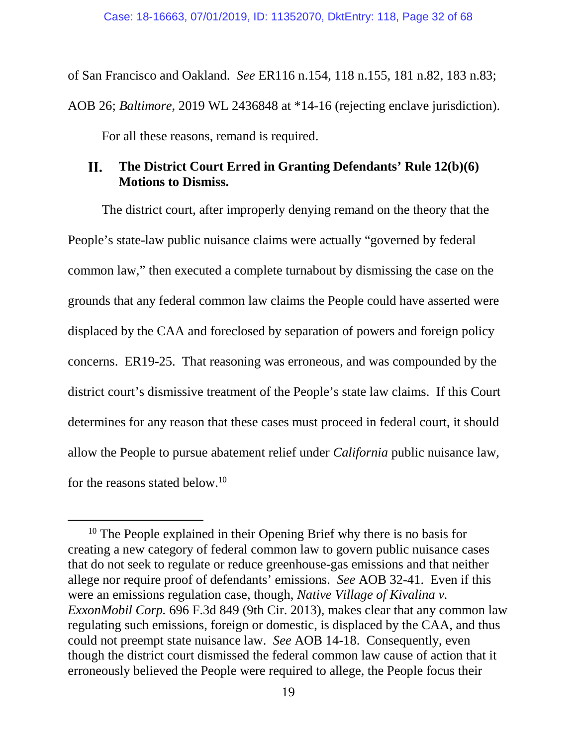of San Francisco and Oakland. *See* ER116 n.154, 118 n.155, 181 n.82, 183 n.83; AOB 26; *Baltimore*, 2019 WL 2436848 at *14-16 (rejecting enclave jurisdiction).

For all these reasons, remand is required.

## II. The District Court Erred in Granting Defendants' Rule 12(b)(6) Motions to Dismiss.

The district court, after improperly denying remand on the theory that the People's state-law public nuisance claims were actually "governed by federal common law," then executed a complete turnabout by dismissing the case on the grounds that any federal common law claims the People could have asserted were displaced by the CAA and foreclosed by separation of powers and foreign policy concerns. ER19-25. That reasoning was erroneous, and was compounded by the district court's dismissive treatment of the People's state law claims. If this Court determines for any reason that these cases must proceed in federal court, it should allow the People to pursue abatement relief under *California* public nuisance law, for the reasons stated below.[10]

[10] The People explained in their Opening Brief why there is no basis for creating a new category of federal common law to govern public nuisance cases that do not seek to regulate or reduce greenhouse-gas emissions and that neither allege nor require proof of defendants' emissions. *See* AOB 32-41. Even if this were an emissions regulation case, though, *Native Village of Kivalina v. ExxonMobil Corp.* 696 F.3d 849 (9th Cir. 2013), makes clear that any common law regulating such emissions, foreign or domestic, is displaced by the CAA, and thus could not preempt state nuisance law. *See* AOB 14-18. Consequently, even though the district court dismissed the federal common law cause of action that it erroneously believed the People were required to allege, the People focus their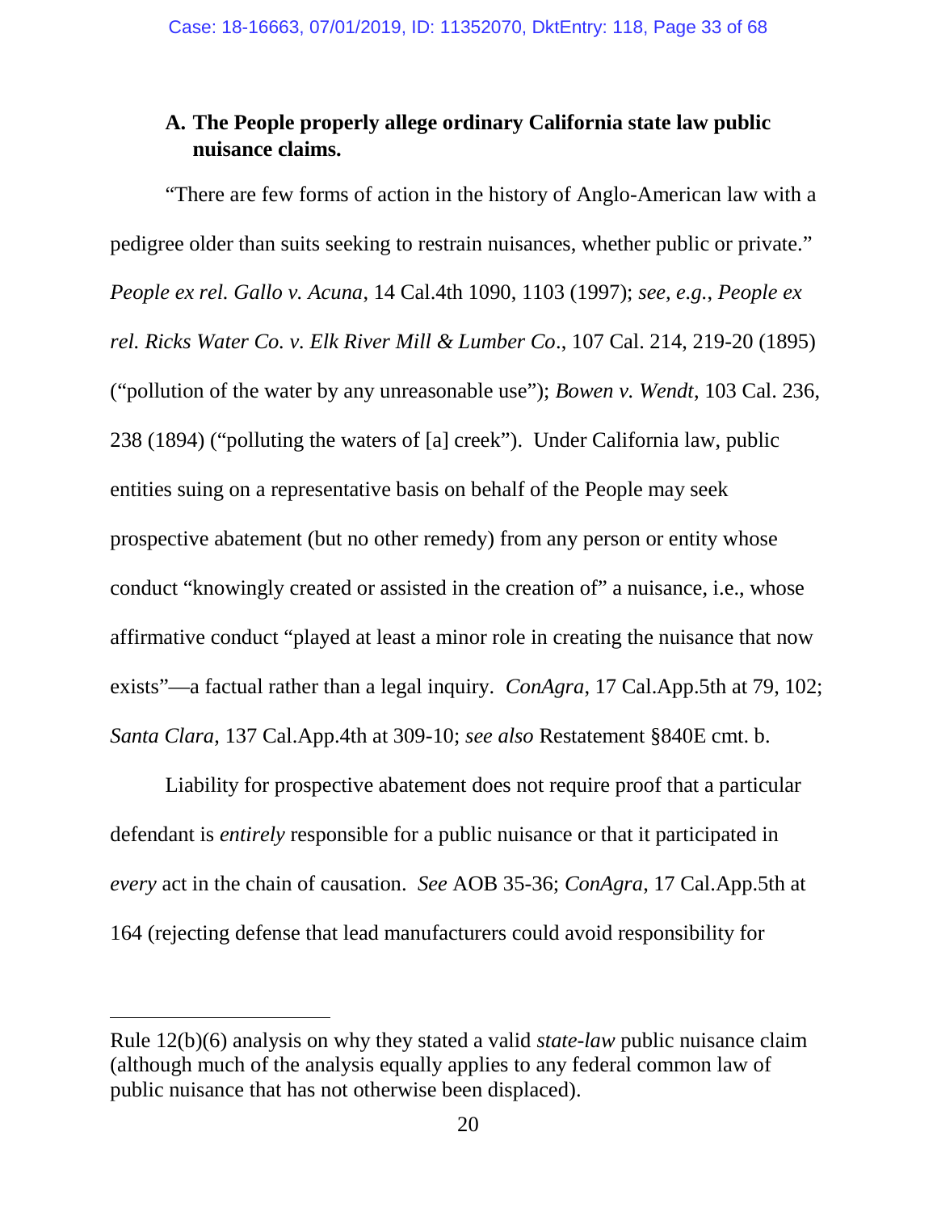### A. The People properly allege ordinary California state law public nuisance claims.

"There are few forms of action in the history of Anglo-American law with a pedigree older than suits seeking to restrain nuisances, whether public or private." *People ex rel. Gallo v. Acuna*, 14 Cal.4th 1090, 1103 (1997); *see, e.g.*, *People ex rel. Ricks Water Co. v. Elk River Mill & Lumber Co*., 107 Cal. 214, 219-20 (1895) ("pollution of the water by any unreasonable use"); *Bowen v. Wendt*, 103 Cal. 236, 238 (1894) ("polluting the waters of [a] creek"). Under California law, public entities suing on a representative basis on behalf of the People may seek prospective abatement (but no other remedy) from any person or entity whose conduct "knowingly created or assisted in the creation of" a nuisance, i.e., whose affirmative conduct "played at least a minor role in creating the nuisance that now exists"—a factual rather than a legal inquiry. *ConAgra*, 17 Cal.App.5th at 79, 102; *Santa Clara*, 137 Cal.App.4th at 309-10; *see also* Restatement §840E cmt. b.

Liability for prospective abatement does not require proof that a particular defendant is *entirely* responsible for a public nuisance or that it participated in *every* act in the chain of causation. *See* AOB 35-36; *ConAgra*, 17 Cal.App.5th at 164 (rejecting defense that lead manufacturers could avoid responsibility for

---

Rule 12(b)(6) analysis on why they stated a valid *state-law* public nuisance claim (although much of the analysis equally applies to any federal common law of public nuisance that has not otherwise been displaced).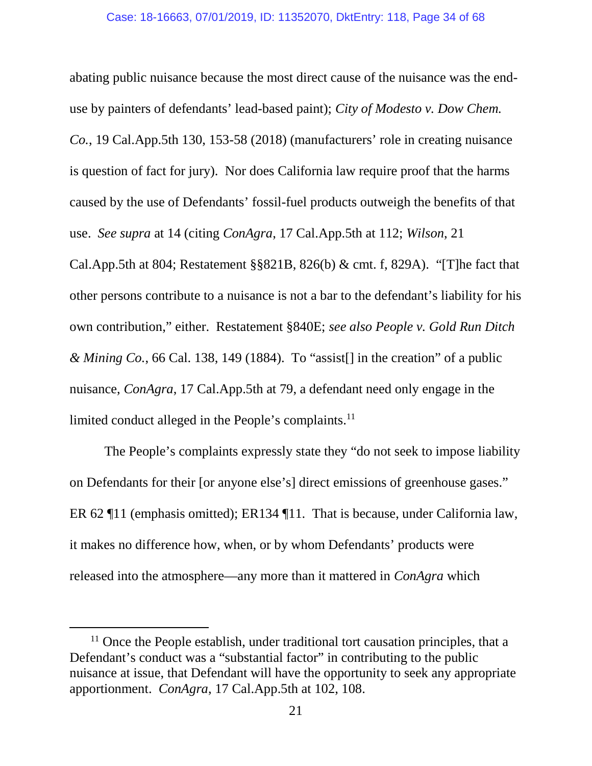abating public nuisance because the most direct cause of the nuisance was the end-use by painters of defendants' lead-based paint); *City of Modesto v. Dow Chem. Co.*, 19 Cal.App.5th 130, 153-58 (2018) (manufacturers' role in creating nuisance is question of fact for jury). Nor does California law require proof that the harms caused by the use of Defendants' fossil-fuel products outweigh the benefits of that use. *See supra* at 14 (citing *ConAgra*, 17 Cal.App.5th at 112; *Wilson*, 21 Cal.App.5th at 804; Restatement §§821B, 826(b) & cmt. f, 829A). "[T]he fact that other persons contribute to a nuisance is not a bar to the defendant's liability for his own contribution," either. Restatement §840E; *see also People v. Gold Run Ditch & Mining Co.*, 66 Cal. 138, 149 (1884). To "assist[] in the creation" of a public nuisance, *ConAgra*, 17 Cal.App.5th at 79, a defendant need only engage in the limited conduct alleged in the People's complaints.[11]

The People's complaints expressly state they "do not seek to impose liability on Defendants for their [or anyone else's] direct emissions of greenhouse gases." ER 62 ¶11 (emphasis omitted); ER134 ¶11. That is because, under California law, it makes no difference how, when, or by whom Defendants' products were released into the atmosphere—any more than it mattered in *ConAgra* which

---

[11] Once the People establish, under traditional tort causation principles, that a Defendant's conduct was a "substantial factor" in contributing to the public nuisance at issue, that Defendant will have the opportunity to seek any appropriate apportionment. *ConAgra*, 17 Cal.App.5th at 102, 108.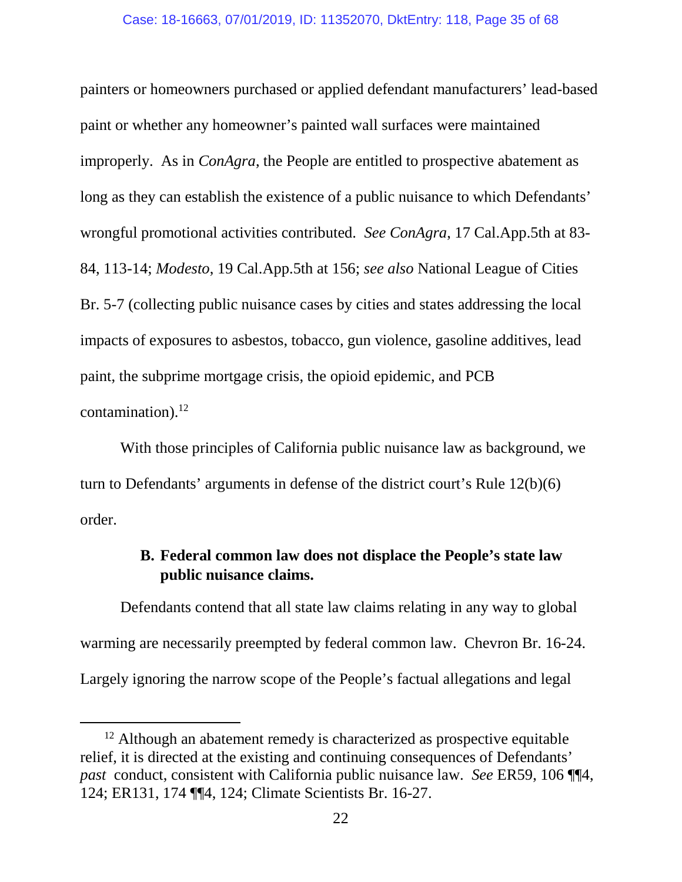painters or homeowners purchased or applied defendant manufacturers' lead-based paint or whether any homeowner's painted wall surfaces were maintained improperly. As in *ConAgra*, the People are entitled to prospective abatement as long as they can establish the existence of a public nuisance to which Defendants' wrongful promotional activities contributed. *See ConAgra*, 17 Cal.App.5th at 83-84, 113-14; *Modesto*, 19 Cal.App.5th at 156; *see also* National League of Cities Br. 5-7 (collecting public nuisance cases by cities and states addressing the local impacts of exposures to asbestos, tobacco, gun violence, gasoline additives, lead paint, the subprime mortgage crisis, the opioid epidemic, and PCB contamination).[12]

With those principles of California public nuisance law as background, we turn to Defendants' arguments in defense of the district court's Rule 12(b)(6) order.

### B. Federal common law does not displace the People's state law public nuisance claims.

Defendants contend that all state law claims relating in any way to global warming are necessarily preempted by federal common law. Chevron Br. 16-24. Largely ignoring the narrow scope of the People's factual allegations and legal

---

[12] Although an abatement remedy is characterized as prospective equitable relief, it is directed at the existing and continuing consequences of Defendants' *past* conduct, consistent with California public nuisance law. *See* ER59, 106 ¶¶4, 124; ER131, 174 ¶¶4, 124; Climate Scientists Br. 16-27.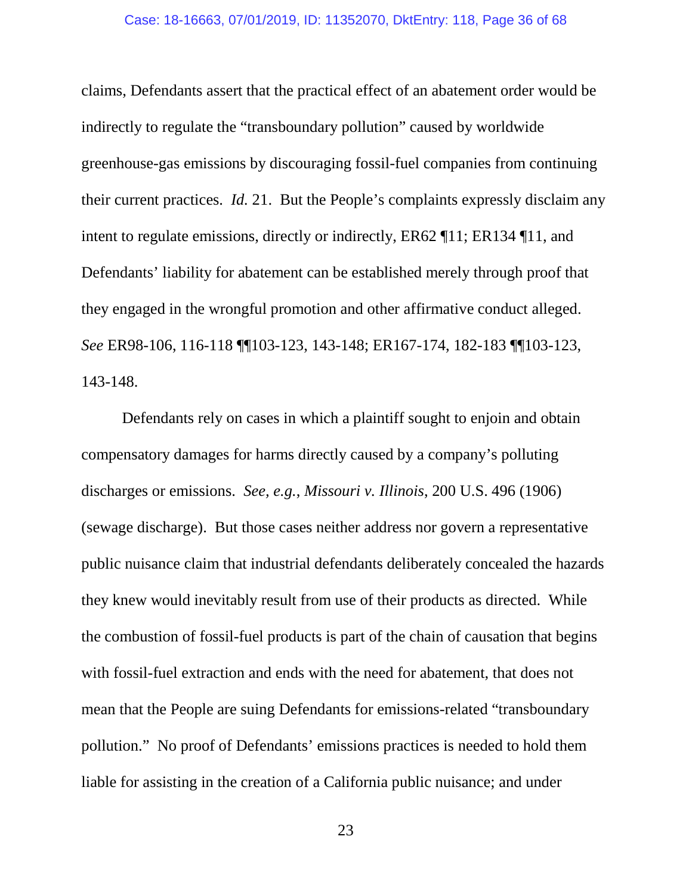claims, Defendants assert that the practical effect of an abatement order would be indirectly to regulate the "transboundary pollution" caused by worldwide greenhouse-gas emissions by discouraging fossil-fuel companies from continuing their current practices. *Id.* 21. But the People's complaints expressly disclaim any intent to regulate emissions, directly or indirectly, ER62 ¶11; ER134 ¶11, and Defendants' liability for abatement can be established merely through proof that they engaged in the wrongful promotion and other affirmative conduct alleged. *See* ER98-106, 116-118 ¶¶103-123, 143-148; ER167-174, 182-183 ¶¶103-123, 143-148.

Defendants rely on cases in which a plaintiff sought to enjoin and obtain compensatory damages for harms directly caused by a company's polluting discharges or emissions. *See, e.g.*, *Missouri v. Illinois*, 200 U.S. 496 (1906) (sewage discharge). But those cases neither address nor govern a representative public nuisance claim that industrial defendants deliberately concealed the hazards they knew would inevitably result from use of their products as directed. While the combustion of fossil-fuel products is part of the chain of causation that begins with fossil-fuel extraction and ends with the need for abatement, that does not mean that the People are suing Defendants for emissions-related "transboundary pollution." No proof of Defendants' emissions practices is needed to hold them liable for assisting in the creation of a California public nuisance; and under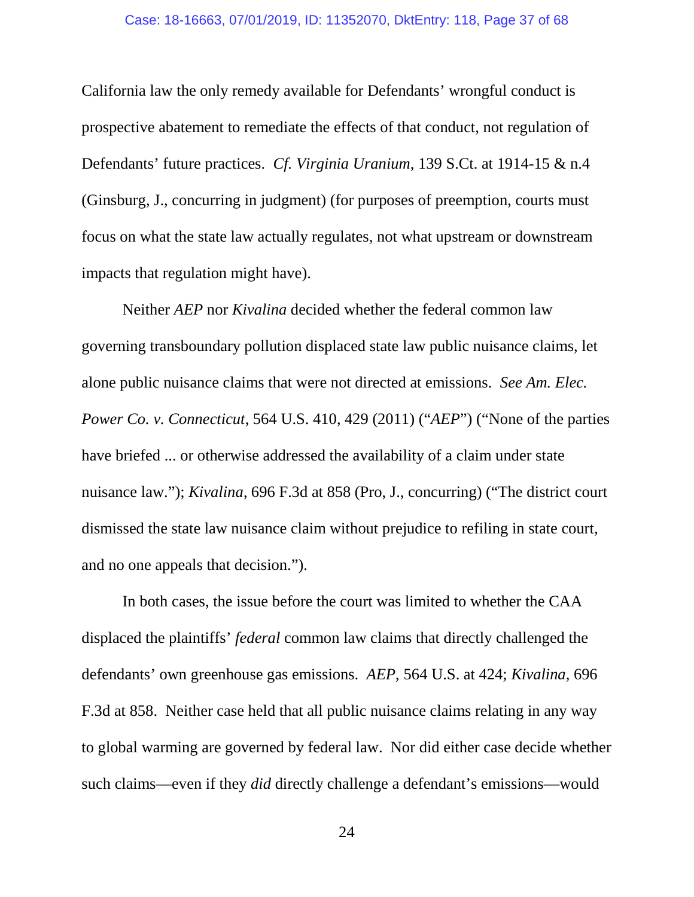California law the only remedy available for Defendants' wrongful conduct is prospective abatement to remediate the effects of that conduct, not regulation of Defendants' future practices. *Cf. Virginia Uranium*, 139 S.Ct. at 1914-15 & n.4 (Ginsburg, J., concurring in judgment) (for purposes of preemption, courts must focus on what the state law actually regulates, not what upstream or downstream impacts that regulation might have).

Neither *AEP* nor *Kivalina* decided whether the federal common law governing transboundary pollution displaced state law public nuisance claims, let alone public nuisance claims that were not directed at emissions. *See Am. Elec. Power Co. v. Connecticut*, 564 U.S. 410, 429 (2011) ("*AEP*") ("None of the parties have briefed ... or otherwise addressed the availability of a claim under state nuisance law."); *Kivalina*, 696 F.3d at 858 (Pro, J., concurring) ("The district court dismissed the state law nuisance claim without prejudice to refiling in state court, and no one appeals that decision.").

In both cases, the issue before the court was limited to whether the CAA displaced the plaintiffs' *federal* common law claims that directly challenged the defendants' own greenhouse gas emissions. *AEP*, 564 U.S. at 424; *Kivalina*, 696 F.3d at 858. Neither case held that all public nuisance claims relating in any way to global warming are governed by federal law. Nor did either case decide whether such claims—even if they *did* directly challenge a defendant's emissions—would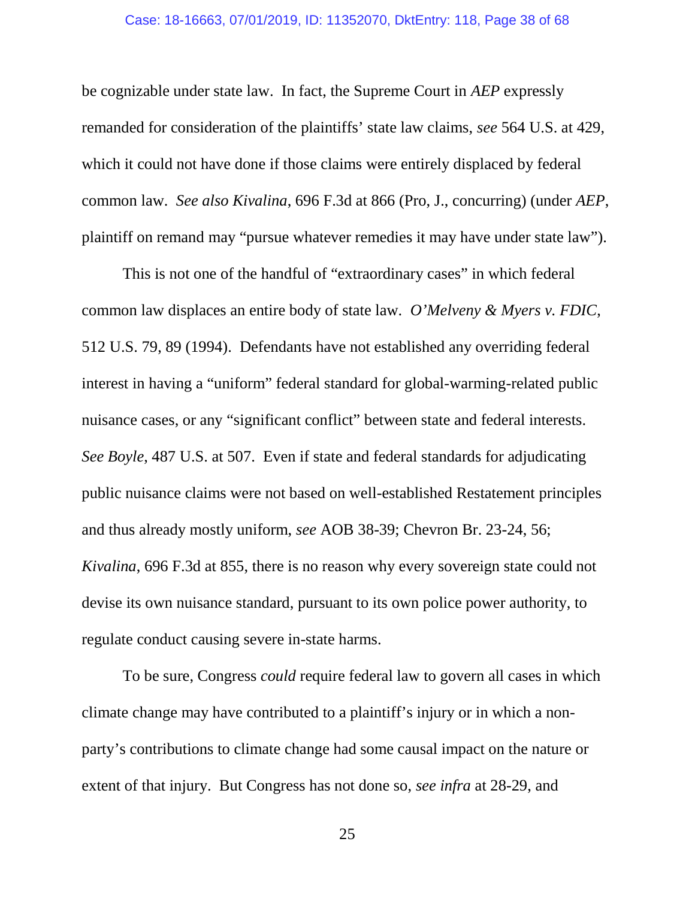be cognizable under state law. In fact, the Supreme Court in *AEP* expressly remanded for consideration of the plaintiffs' state law claims, *see* 564 U.S. at 429, which it could not have done if those claims were entirely displaced by federal common law. *See also Kivalina*, 696 F.3d at 866 (Pro, J., concurring) (under *AEP*, plaintiff on remand may "pursue whatever remedies it may have under state law").

This is not one of the handful of "extraordinary cases" in which federal common law displaces an entire body of state law. *O'Melveny & Myers v. FDIC*, 512 U.S. 79, 89 (1994). Defendants have not established any overriding federal interest in having a "uniform" federal standard for global-warming-related public nuisance cases, or any "significant conflict" between state and federal interests. *See Boyle*, 487 U.S. at 507. Even if state and federal standards for adjudicating public nuisance claims were not based on well-established Restatement principles and thus already mostly uniform, *see* AOB 38-39; Chevron Br. 23-24, 56; *Kivalina*, 696 F.3d at 855, there is no reason why every sovereign state could not devise its own nuisance standard, pursuant to its own police power authority, to regulate conduct causing severe in-state harms.

To be sure, Congress *could* require federal law to govern all cases in which climate change may have contributed to a plaintiff's injury or in which a non-party's contributions to climate change had some causal impact on the nature or extent of that injury. But Congress has not done so, *see infra* at 28-29, and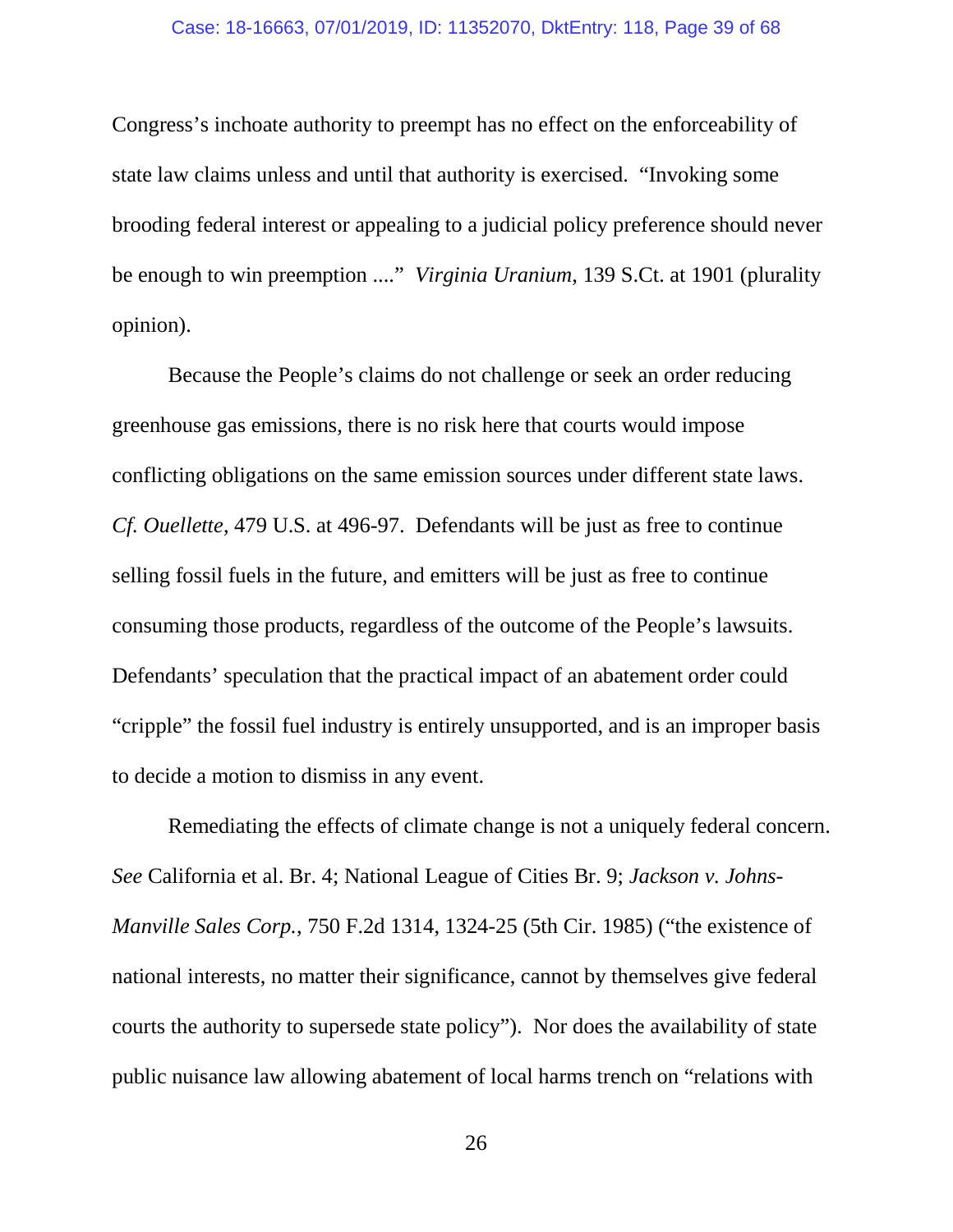Congress's inchoate authority to preempt has no effect on the enforceability of state law claims unless and until that authority is exercised. "Invoking some brooding federal interest or appealing to a judicial policy preference should never be enough to win preemption ...." *Virginia Uranium*, 139 S.Ct. at 1901 (plurality opinion).

Because the People's claims do not challenge or seek an order reducing greenhouse gas emissions, there is no risk here that courts would impose conflicting obligations on the same emission sources under different state laws. *Cf. Ouellette*, 479 U.S. at 496-97. Defendants will be just as free to continue selling fossil fuels in the future, and emitters will be just as free to continue consuming those products, regardless of the outcome of the People's lawsuits. Defendants' speculation that the practical impact of an abatement order could "cripple" the fossil fuel industry is entirely unsupported, and is an improper basis to decide a motion to dismiss in any event.

Remediating the effects of climate change is not a uniquely federal concern. *See* California et al. Br. 4; National League of Cities Br. 9; *Jackson v. Johns-Manville Sales Corp.*, 750 F.2d 1314, 1324-25 (5th Cir. 1985) ("the existence of national interests, no matter their significance, cannot by themselves give federal courts the authority to supersede state policy"). Nor does the availability of state public nuisance law allowing abatement of local harms trench on "relations with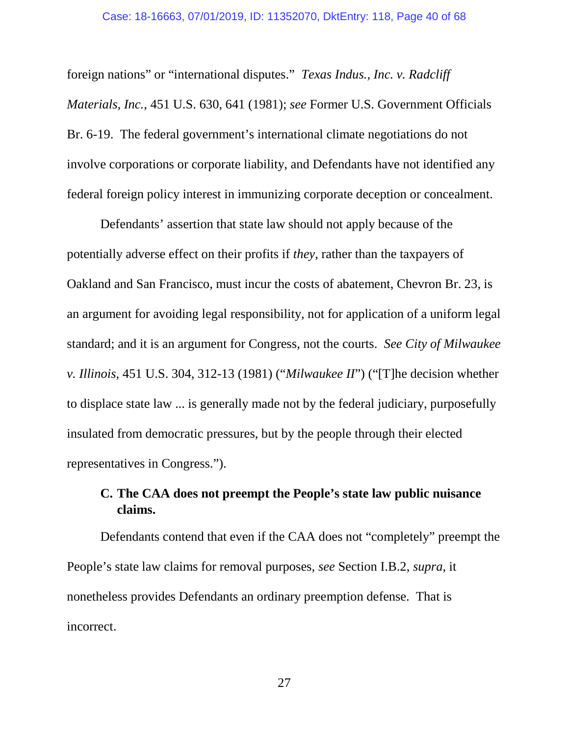foreign nations" or "international disputes." *Texas Indus., Inc. v. Radcliff Materials, Inc.*, 451 U.S. 630, 641 (1981); *see* Former U.S. Government Officials Br. 6-19. The federal government's international climate negotiations do not involve corporations or corporate liability, and Defendants have not identified any federal foreign policy interest in immunizing corporate deception or concealment.

Defendants' assertion that state law should not apply because of the potentially adverse effect on their profits if *they*, rather than the taxpayers of Oakland and San Francisco, must incur the costs of abatement, Chevron Br. 23, is an argument for avoiding legal responsibility, not for application of a uniform legal standard; and it is an argument for Congress, not the courts. *See City of Milwaukee v. Illinois*, 451 U.S. 304, 312-13 (1981) ("*Milwaukee II*") ("[T]he decision whether to displace state law ... is generally made not by the federal judiciary, purposefully insulated from democratic pressures, but by the people through their elected representatives in Congress.").

### C. The CAA does not preempt the People's state law public nuisance claims.

Defendants contend that even if the CAA does not "completely" preempt the People's state law claims for removal purposes, *see* Section I.B.2, *supra*, it nonetheless provides Defendants an ordinary preemption defense. That is incorrect.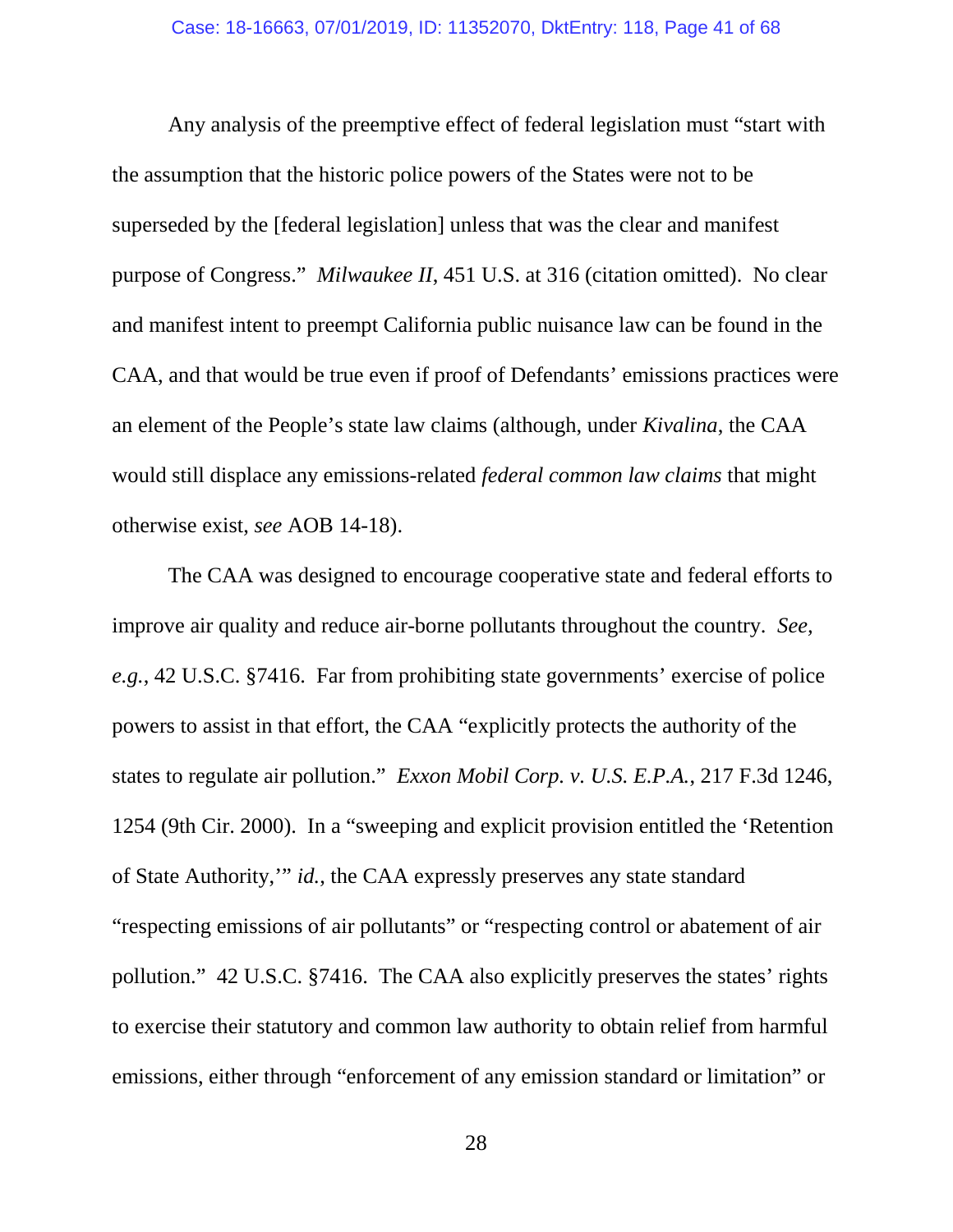Any analysis of the preemptive effect of federal legislation must "start with the assumption that the historic police powers of the States were not to be superseded by the [federal legislation] unless that was the clear and manifest purpose of Congress." *Milwaukee II*, 451 U.S. at 316 (citation omitted). No clear and manifest intent to preempt California public nuisance law can be found in the CAA, and that would be true even if proof of Defendants' emissions practices were an element of the People's state law claims (although, under *Kivalina*, the CAA would still displace any emissions-related *federal common law claims* that might otherwise exist, *see* AOB 14-18).

The CAA was designed to encourage cooperative state and federal efforts to improve air quality and reduce air-borne pollutants throughout the country. *See, e.g.*, 42 U.S.C. §7416. Far from prohibiting state governments' exercise of police powers to assist in that effort, the CAA "explicitly protects the authority of the states to regulate air pollution." *Exxon Mobil Corp. v. U.S. E.P.A.*, 217 F.3d 1246, 1254 (9th Cir. 2000). In a "sweeping and explicit provision entitled the 'Retention of State Authority,'" *id.*, the CAA expressly preserves any state standard "respecting emissions of air pollutants" or "respecting control or abatement of air pollution." 42 U.S.C. §7416. The CAA also explicitly preserves the states' rights to exercise their statutory and common law authority to obtain relief from harmful emissions, either through "enforcement of any emission standard or limitation" or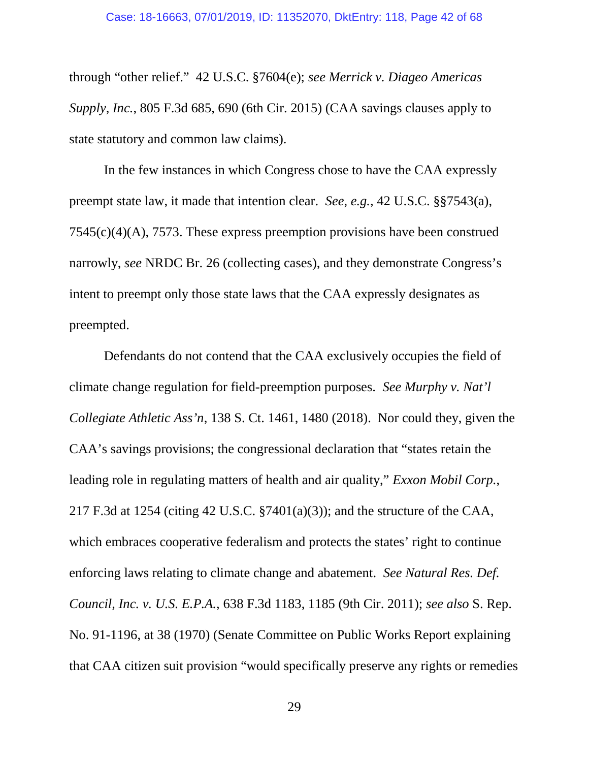through "other relief." 42 U.S.C. §7604(e); *see Merrick v. Diageo Americas Supply, Inc.*, 805 F.3d 685, 690 (6th Cir. 2015) (CAA savings clauses apply to state statutory and common law claims).

In the few instances in which Congress chose to have the CAA expressly preempt state law, it made that intention clear. *See, e.g.*, 42 U.S.C. §§7543(a), 7545(c)(4)(A), 7573. These express preemption provisions have been construed narrowly, *see* NRDC Br. 26 (collecting cases), and they demonstrate Congress's intent to preempt only those state laws that the CAA expressly designates as preempted.

Defendants do not contend that the CAA exclusively occupies the field of climate change regulation for field-preemption purposes. *See Murphy v. Nat'l Collegiate Athletic Ass'n*, 138 S. Ct. 1461, 1480 (2018). Nor could they, given the CAA's savings provisions; the congressional declaration that "states retain the leading role in regulating matters of health and air quality," *Exxon Mobil Corp.*, 217 F.3d at 1254 (citing 42 U.S.C. §7401(a)(3)); and the structure of the CAA, which embraces cooperative federalism and protects the states' right to continue enforcing laws relating to climate change and abatement. *See Natural Res. Def. Council, Inc. v. U.S. E.P.A.*, 638 F.3d 1183, 1185 (9th Cir. 2011); *see also* S. Rep. No. 91-1196, at 38 (1970) (Senate Committee on Public Works Report explaining that CAA citizen suit provision "would specifically preserve any rights or remedies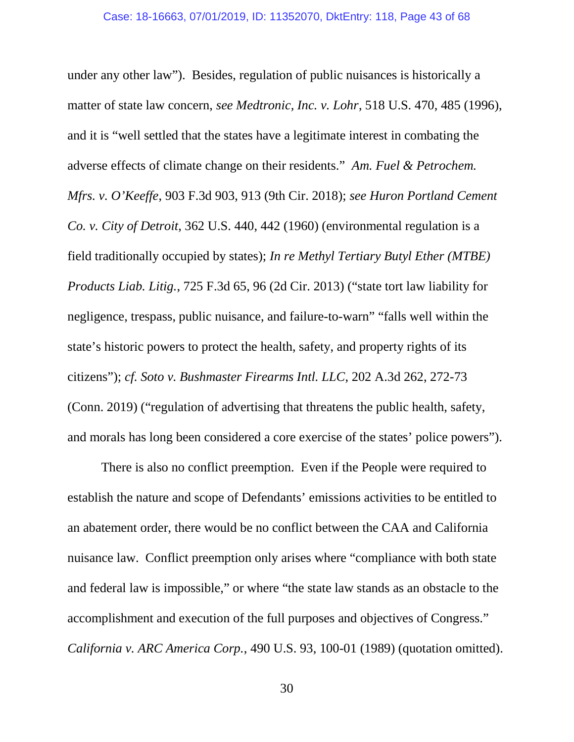under any other law"). Besides, regulation of public nuisances is historically a matter of state law concern, *see Medtronic, Inc. v. Lohr*, 518 U.S. 470, 485 (1996), and it is "well settled that the states have a legitimate interest in combating the adverse effects of climate change on their residents." *Am. Fuel & Petrochem. Mfrs. v. O'Keeffe*, 903 F.3d 903, 913 (9th Cir. 2018); *see Huron Portland Cement Co. v. City of Detroit*, 362 U.S. 440, 442 (1960) (environmental regulation is a field traditionally occupied by states); *In re Methyl Tertiary Butyl Ether (MTBE) Products Liab. Litig.*, 725 F.3d 65, 96 (2d Cir. 2013) ("state tort law liability for negligence, trespass, public nuisance, and failure-to-warn" "falls well within the state's historic powers to protect the health, safety, and property rights of its citizens"); *cf. Soto v. Bushmaster Firearms Intl. LLC*, 202 A.3d 262, 272-73 (Conn. 2019) ("regulation of advertising that threatens the public health, safety, and morals has long been considered a core exercise of the states' police powers").

There is also no conflict preemption. Even if the People were required to establish the nature and scope of Defendants' emissions activities to be entitled to an abatement order, there would be no conflict between the CAA and California nuisance law. Conflict preemption only arises where "compliance with both state and federal law is impossible," or where "the state law stands as an obstacle to the accomplishment and execution of the full purposes and objectives of Congress." *California v. ARC America Corp.*, 490 U.S. 93, 100-01 (1989) (quotation omitted).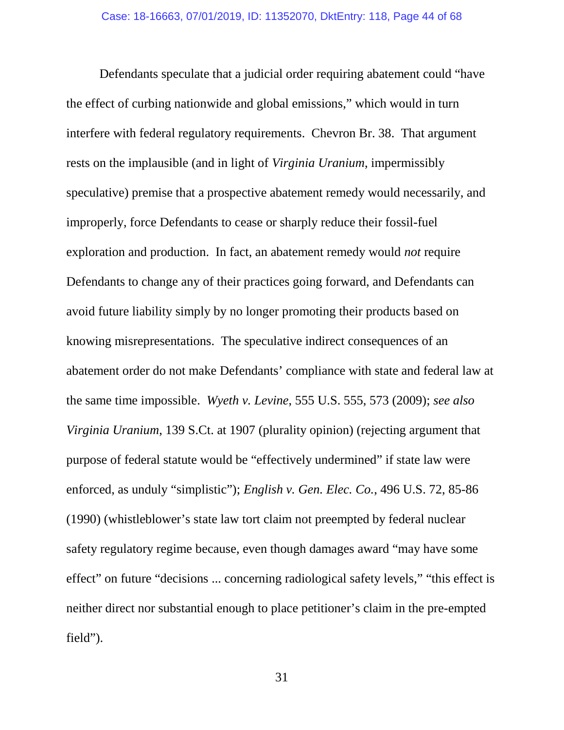Defendants speculate that a judicial order requiring abatement could "have the effect of curbing nationwide and global emissions," which would in turn interfere with federal regulatory requirements. Chevron Br. 38. That argument rests on the implausible (and in light of *Virginia Uranium*, impermissibly speculative) premise that a prospective abatement remedy would necessarily, and improperly, force Defendants to cease or sharply reduce their fossil-fuel exploration and production. In fact, an abatement remedy would *not* require Defendants to change any of their practices going forward, and Defendants can avoid future liability simply by no longer promoting their products based on knowing misrepresentations. The speculative indirect consequences of an abatement order do not make Defendants' compliance with state and federal law at the same time impossible. *Wyeth v. Levine*, 555 U.S. 555, 573 (2009); *see also Virginia Uranium*, 139 S.Ct. at 1907 (plurality opinion) (rejecting argument that purpose of federal statute would be "effectively undermined" if state law were enforced, as unduly "simplistic"); *English v. Gen. Elec. Co.*, 496 U.S. 72, 85-86 (1990) (whistleblower's state law tort claim not preempted by federal nuclear safety regulatory regime because, even though damages award "may have some effect" on future "decisions ... concerning radiological safety levels," "this effect is neither direct nor substantial enough to place petitioner's claim in the pre-empted field").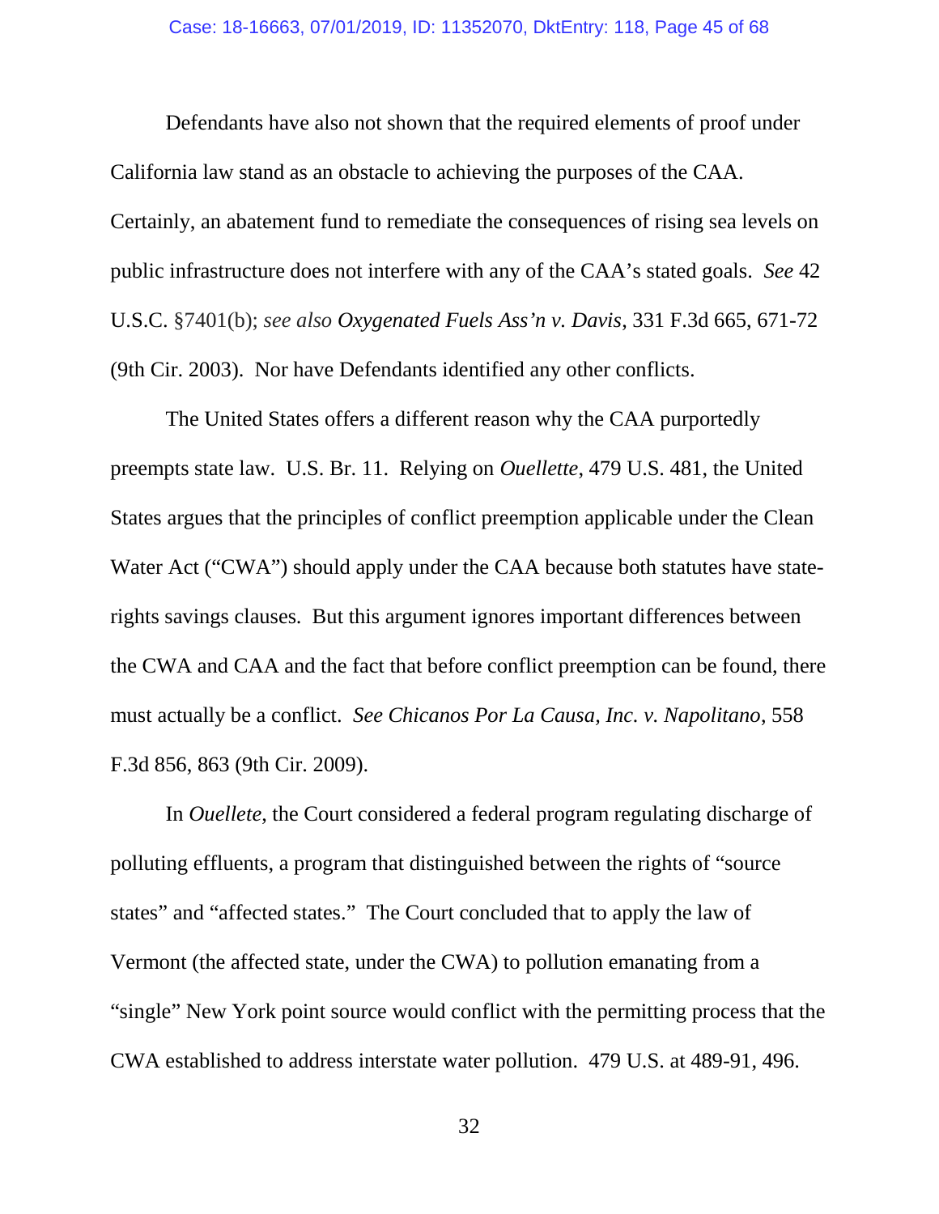Defendants have also not shown that the required elements of proof under California law stand as an obstacle to achieving the purposes of the CAA. Certainly, an abatement fund to remediate the consequences of rising sea levels on public infrastructure does not interfere with any of the CAA's stated goals. *See* 42 U.S.C. §7401(b); *see also Oxygenated Fuels Ass'n v. Davis*, 331 F.3d 665, 671-72 (9th Cir. 2003). Nor have Defendants identified any other conflicts.

The United States offers a different reason why the CAA purportedly preempts state law. U.S. Br. 11. Relying on *Ouellette*, 479 U.S. 481, the United States argues that the principles of conflict preemption applicable under the Clean Water Act ("CWA") should apply under the CAA because both statutes have state-rights savings clauses. But this argument ignores important differences between the CWA and CAA and the fact that before conflict preemption can be found, there must actually be a conflict. *See Chicanos Por La Causa, Inc. v. Napolitano*, 558 F.3d 856, 863 (9th Cir. 2009).

In *Ouellete*, the Court considered a federal program regulating discharge of polluting effluents, a program that distinguished between the rights of "source states" and "affected states." The Court concluded that to apply the law of Vermont (the affected state, under the CWA) to pollution emanating from a "single" New York point source would conflict with the permitting process that the CWA established to address interstate water pollution. 479 U.S. at 489-91, 496.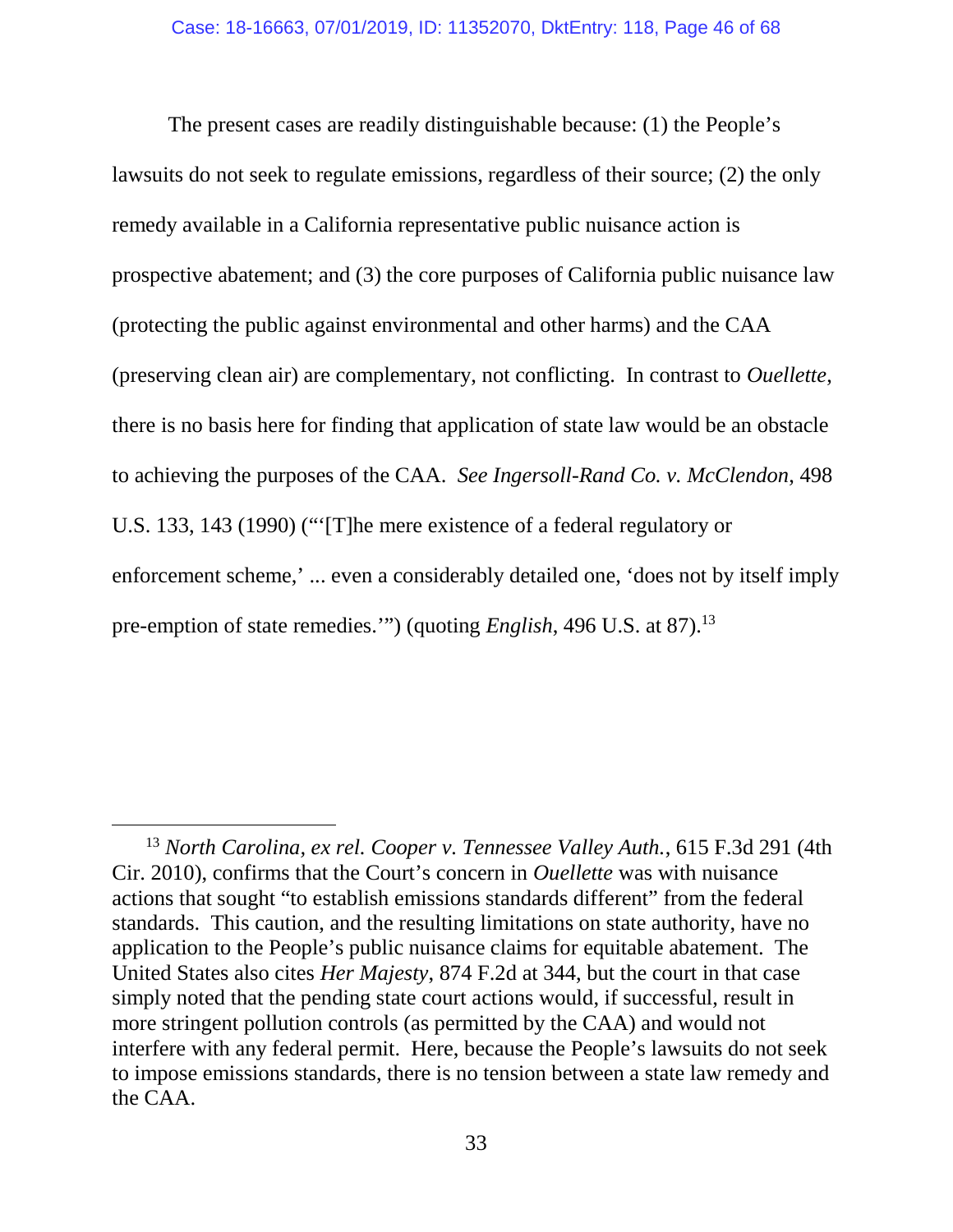The present cases are readily distinguishable because: (1) the People's lawsuits do not seek to regulate emissions, regardless of their source; (2) the only remedy available in a California representative public nuisance action is prospective abatement; and (3) the core purposes of California public nuisance law (protecting the public against environmental and other harms) and the CAA (preserving clean air) are complementary, not conflicting. In contrast to *Ouellette*, there is no basis here for finding that application of state law would be an obstacle to achieving the purposes of the CAA. *See Ingersoll-Rand Co. v. McClendon*, 498 U.S. 133, 143 (1990) ("'[T]he mere existence of a federal regulatory or enforcement scheme,' ... even a considerably detailed one, 'does not by itself imply pre-emption of state remedies.'") (quoting *English*, 496 U.S. at 87).[13]

---

[13] *North Carolina, ex rel. Cooper v. Tennessee Valley Auth.*, 615 F.3d 291 (4th Cir. 2010), confirms that the Court's concern in *Ouellette* was with nuisance actions that sought "to establish emissions standards different" from the federal standards. This caution, and the resulting limitations on state authority, have no application to the People's public nuisance claims for equitable abatement. The United States also cites *Her Majesty*, 874 F.2d at 344, but the court in that case simply noted that the pending state court actions would, if successful, result in more stringent pollution controls (as permitted by the CAA) and would not interfere with any federal permit. Here, because the People's lawsuits do not seek to impose emissions standards, there is no tension between a state law remedy and the CAA.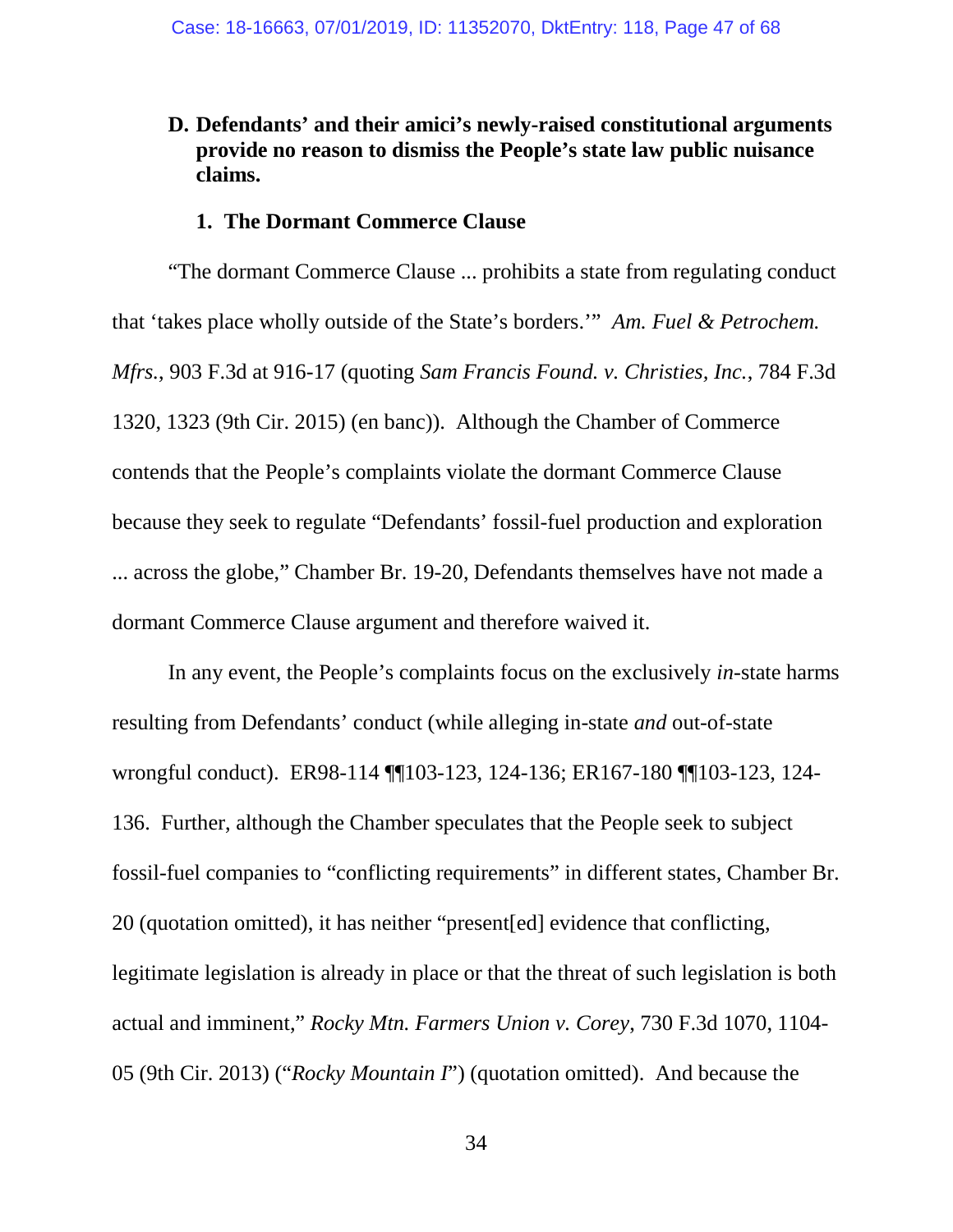**D. Defendants' and their amici's newly-raised constitutional arguments provide no reason to dismiss the People's state law public nuisance claims.**

**1. The Dormant Commerce Clause**

"The dormant Commerce Clause ... prohibits a state from regulating conduct that 'takes place wholly outside of the State's borders.'" *Am. Fuel & Petrochem. Mfrs.*, 903 F.3d at 916-17 (quoting *Sam Francis Found. v. Christies, Inc.*, 784 F.3d 1320, 1323 (9th Cir. 2015) (en banc)). Although the Chamber of Commerce contends that the People's complaints violate the dormant Commerce Clause because they seek to regulate "Defendants' fossil-fuel production and exploration ... across the globe," Chamber Br. 19-20, Defendants themselves have not made a dormant Commerce Clause argument and therefore waived it.

In any event, the People's complaints focus on the exclusively *in*-state harms resulting from Defendants' conduct (while alleging in-state *and* out-of-state wrongful conduct). ER98-114 ¶¶103-123, 124-136; ER167-180 ¶¶103-123, 124-136. Further, although the Chamber speculates that the People seek to subject fossil-fuel companies to "conflicting requirements" in different states, Chamber Br. 20 (quotation omitted), it has neither "present[ed] evidence that conflicting, legitimate legislation is already in place or that the threat of such legislation is both actual and imminent," *Rocky Mtn. Farmers Union v. Corey*, 730 F.3d 1070, 1104-05 (9th Cir. 2013) ("*Rocky Mountain I*") (quotation omitted). And because the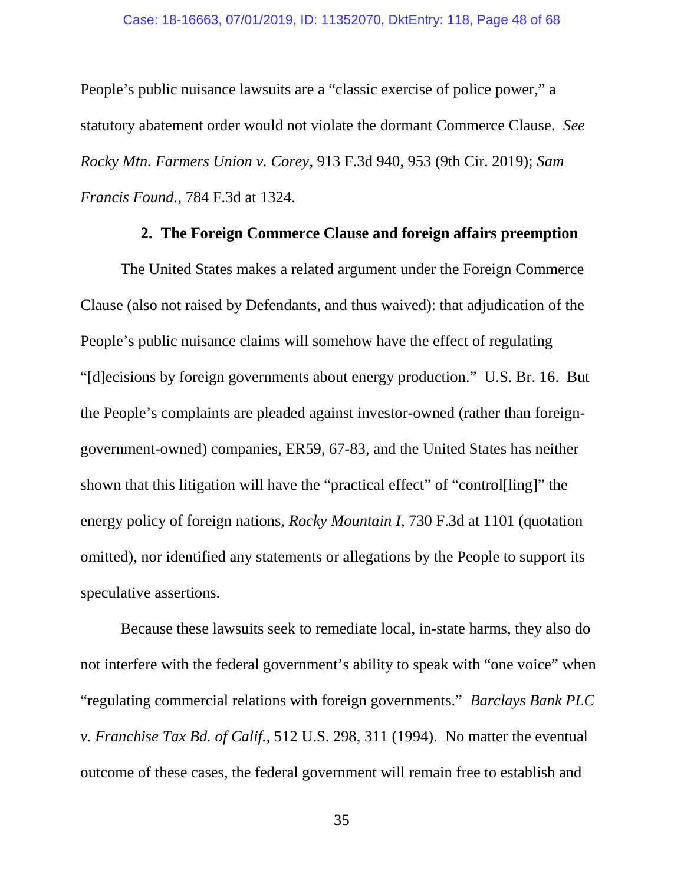People's public nuisance lawsuits are a "classic exercise of police power," a statutory abatement order would not violate the dormant Commerce Clause. *See Rocky Mtn. Farmers Union v. Corey*, 913 F.3d 940, 953 (9th Cir. 2019); *Sam Francis Found.*, 784 F.3d at 1324.

### 2. The Foreign Commerce Clause and foreign affairs preemption

The United States makes a related argument under the Foreign Commerce Clause (also not raised by Defendants, and thus waived): that adjudication of the People's public nuisance claims will somehow have the effect of regulating "[d]ecisions by foreign governments about energy production." U.S. Br. 16. But the People's complaints are pleaded against investor-owned (rather than foreign-government-owned) companies, ER59, 67-83, and the United States has neither shown that this litigation will have the "practical effect" of "control[ling]" the energy policy of foreign nations, *Rocky Mountain I*, 730 F.3d at 1101 (quotation omitted), nor identified any statements or allegations by the People to support its speculative assertions.

Because these lawsuits seek to remediate local, in-state harms, they also do not interfere with the federal government's ability to speak with "one voice" when "regulating commercial relations with foreign governments." *Barclays Bank PLC v. Franchise Tax Bd. of Calif.*, 512 U.S. 298, 311 (1994). No matter the eventual outcome of these cases, the federal government will remain free to establish and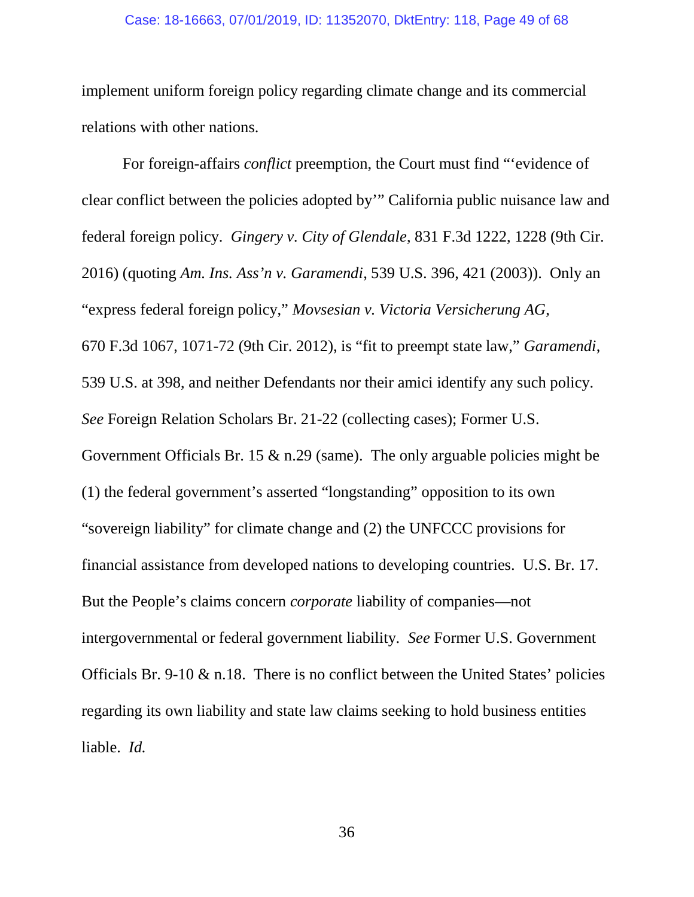implement uniform foreign policy regarding climate change and its commercial relations with other nations.

For foreign-affairs *conflict* preemption, the Court must find "'evidence of clear conflict between the policies adopted by'" California public nuisance law and federal foreign policy. *Gingery v. City of Glendale*, 831 F.3d 1222, 1228 (9th Cir. 2016) (quoting *Am. Ins. Ass'n v. Garamendi*, 539 U.S. 396, 421 (2003)). Only an "express federal foreign policy," *Movsesian v. Victoria Versicherung AG*, 670 F.3d 1067, 1071-72 (9th Cir. 2012), is "fit to preempt state law," *Garamendi*, 539 U.S. at 398, and neither Defendants nor their amici identify any such policy. *See* Foreign Relation Scholars Br. 21-22 (collecting cases); Former U.S. Government Officials Br. 15 & n.29 (same). The only arguable policies might be (1) the federal government's asserted "longstanding" opposition to its own "sovereign liability" for climate change and (2) the UNFCCC provisions for financial assistance from developed nations to developing countries. U.S. Br. 17. But the People's claims concern *corporate* liability of companies—not intergovernmental or federal government liability. *See* Former U.S. Government Officials Br. 9-10 & n.18. There is no conflict between the United States' policies regarding its own liability and state law claims seeking to hold business entities liable. *Id.*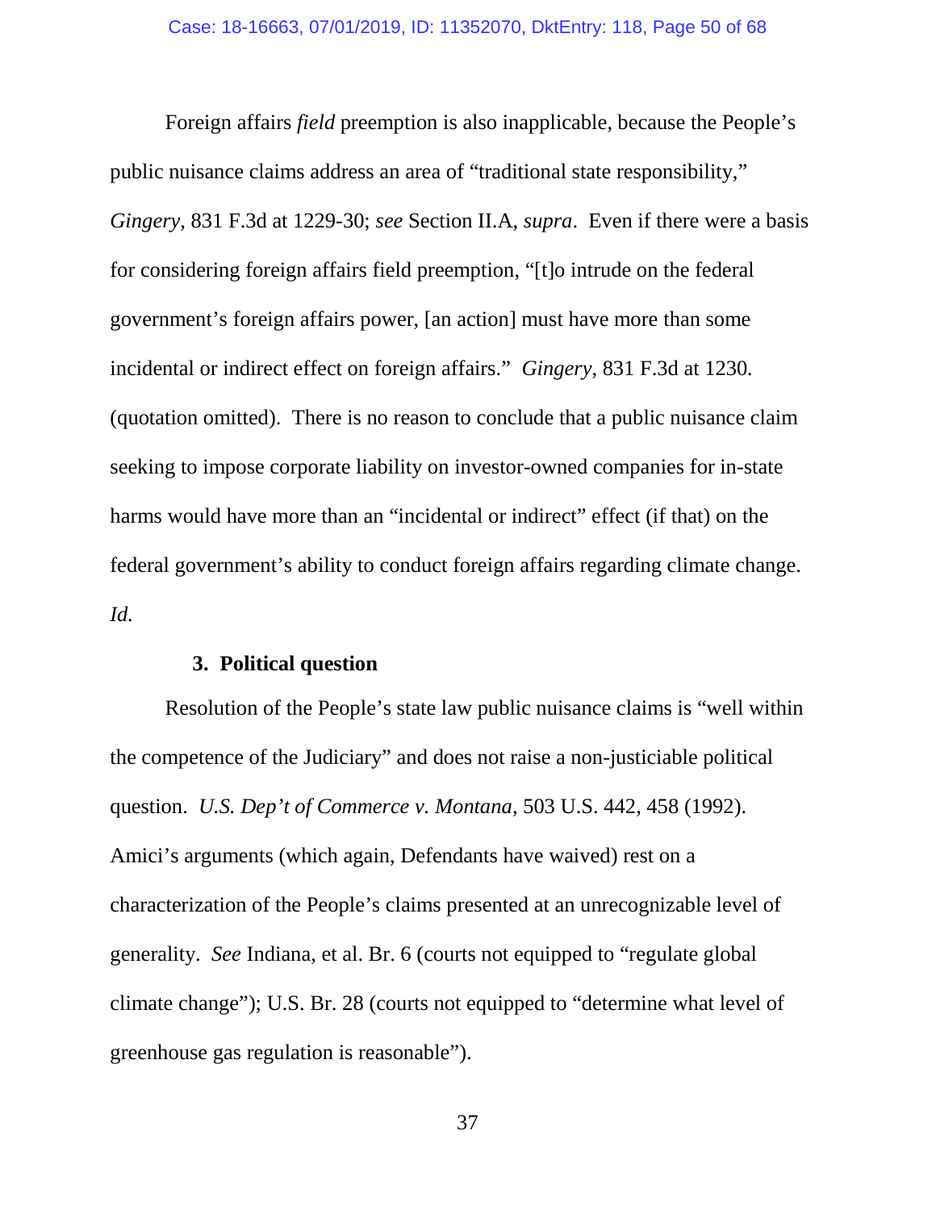Foreign affairs *field* preemption is also inapplicable, because the People's public nuisance claims address an area of "traditional state responsibility," *Gingery*, 831 F.3d at 1229-30; *see* Section II.A, *supra*. Even if there were a basis for considering foreign affairs field preemption, "[t]o intrude on the federal government's foreign affairs power, [an action] must have more than some incidental or indirect effect on foreign affairs." *Gingery*, 831 F.3d at 1230. (quotation omitted). There is no reason to conclude that a public nuisance claim seeking to impose corporate liability on investor-owned companies for in-state harms would have more than an "incidental or indirect" effect (if that) on the federal government's ability to conduct foreign affairs regarding climate change. *Id.*

### 3. Political question

Resolution of the People's state law public nuisance claims is "well within the competence of the Judiciary" and does not raise a non-justiciable political question. *U.S. Dep't of Commerce v. Montana*, 503 U.S. 442, 458 (1992). Amici's arguments (which again, Defendants have waived) rest on a characterization of the People's claims presented at an unrecognizable level of generality. *See* Indiana, et al. Br. 6 (courts not equipped to "regulate global climate change"); U.S. Br. 28 (courts not equipped to "determine what level of greenhouse gas regulation is reasonable").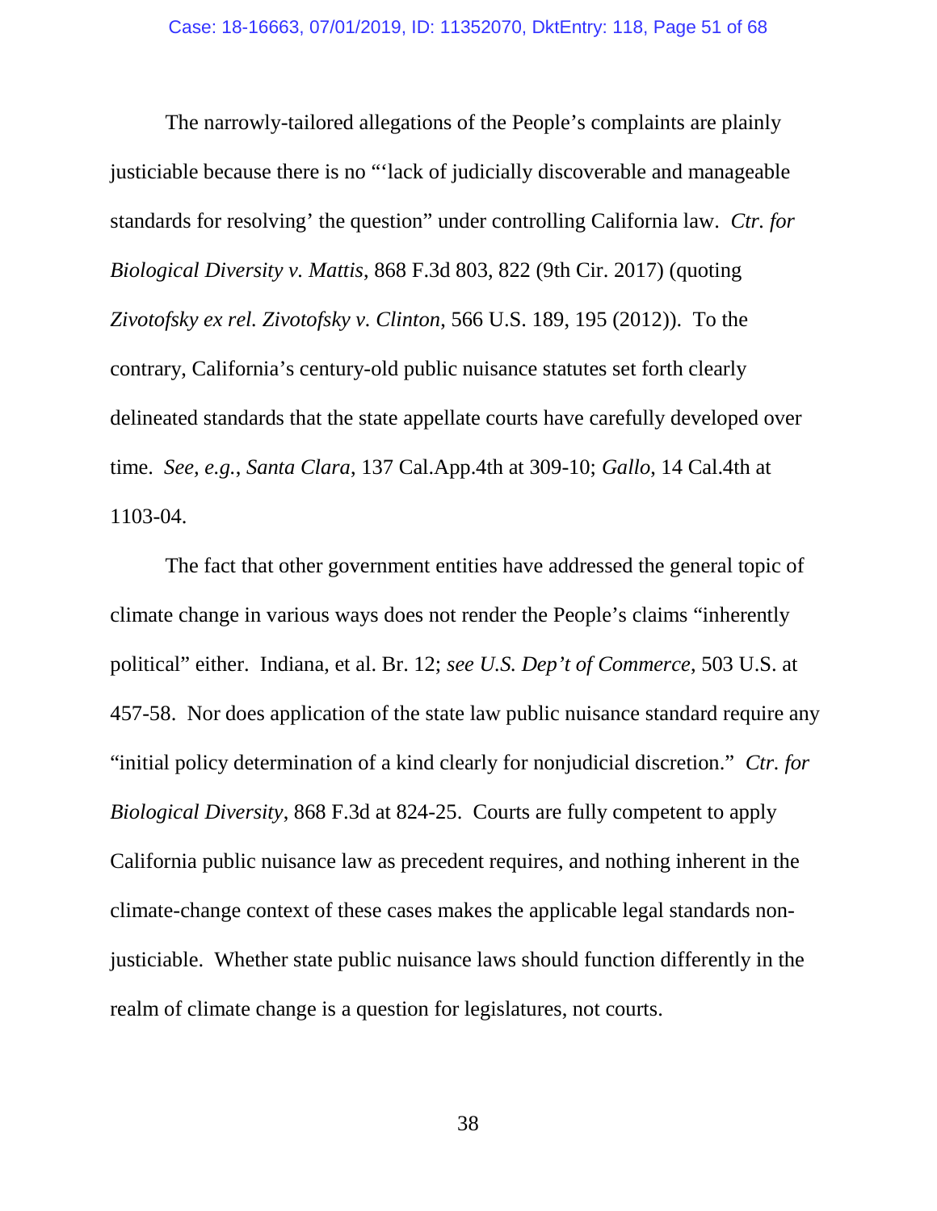The narrowly-tailored allegations of the People's complaints are plainly justiciable because there is no "'lack of judicially discoverable and manageable standards for resolving' the question" under controlling California law. *Ctr. for Biological Diversity v. Mattis*, 868 F.3d 803, 822 (9th Cir. 2017) (quoting *Zivotofsky ex rel. Zivotofsky v. Clinton*, 566 U.S. 189, 195 (2012)). To the contrary, California's century-old public nuisance statutes set forth clearly delineated standards that the state appellate courts have carefully developed over time. *See, e.g.*, *Santa Clara*, 137 Cal.App.4th at 309-10; *Gallo*, 14 Cal.4th at 1103-04.

The fact that other government entities have addressed the general topic of climate change in various ways does not render the People's claims "inherently political" either. Indiana, et al. Br. 12; *see U.S. Dep't of Commerce*, 503 U.S. at 457-58. Nor does application of the state law public nuisance standard require any "initial policy determination of a kind clearly for nonjudicial discretion." *Ctr. for Biological Diversity*, 868 F.3d at 824-25. Courts are fully competent to apply California public nuisance law as precedent requires, and nothing inherent in the climate-change context of these cases makes the applicable legal standards non-justiciable. Whether state public nuisance laws should function differently in the realm of climate change is a question for legislatures, not courts.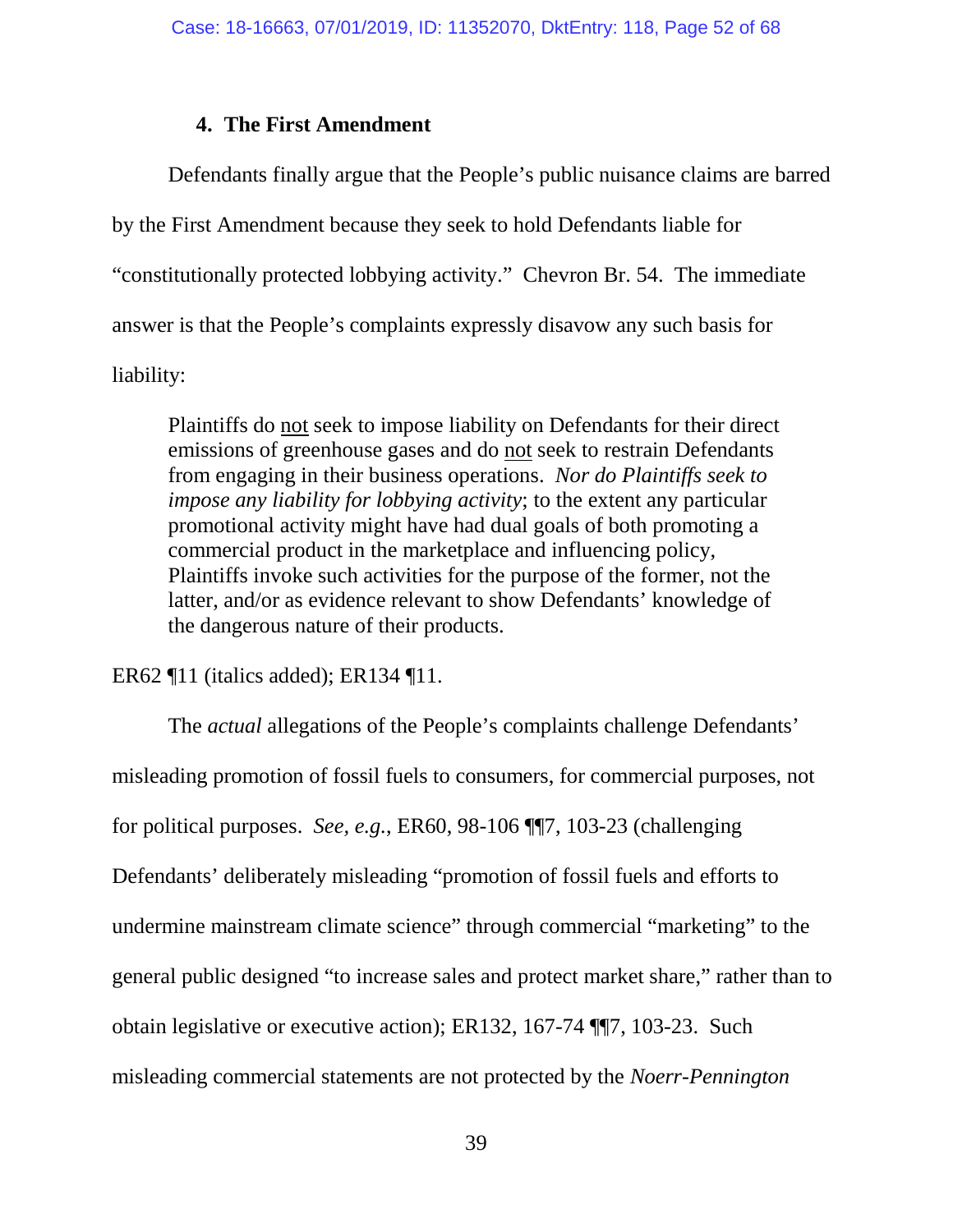#### 4. The First Amendment

Defendants finally argue that the People's public nuisance claims are barred by the First Amendment because they seek to hold Defendants liable for "constitutionally protected lobbying activity." Chevron Br. 54. The immediate answer is that the People's complaints expressly disavow any such basis for liability:

> Plaintiffs do <u>not</u> seek to impose liability on Defendants for their direct emissions of greenhouse gases and do <u>not</u> seek to restrain Defendants from engaging in their business operations. *Nor do Plaintiffs seek to impose any liability for lobbying activity*; to the extent any particular promotional activity might have had dual goals of both promoting a commercial product in the marketplace and influencing policy, Plaintiffs invoke such activities for the purpose of the former, not the latter, and/or as evidence relevant to show Defendants' knowledge of the dangerous nature of their products.

ER62 ¶11 (italics added); ER134 ¶11.

The *actual* allegations of the People's complaints challenge Defendants' misleading promotion of fossil fuels to consumers, for commercial purposes, not for political purposes. *See, e.g.*, ER60, 98-106 ¶¶7, 103-23 (challenging Defendants' deliberately misleading "promotion of fossil fuels and efforts to undermine mainstream climate science" through commercial "marketing" to the general public designed "to increase sales and protect market share," rather than to obtain legislative or executive action); ER132, 167-74 ¶¶7, 103-23. Such misleading commercial statements are not protected by the *Noerr-Pennington*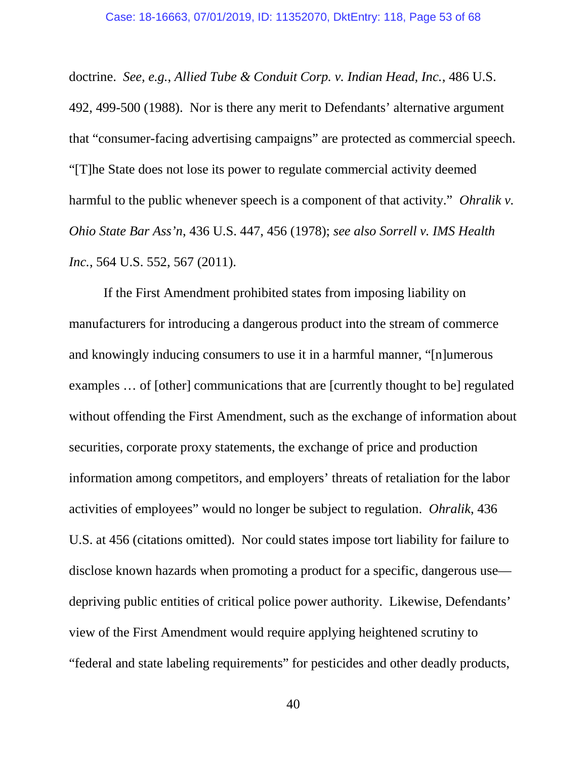doctrine. *See, e.g.*, *Allied Tube & Conduit Corp. v. Indian Head, Inc.*, 486 U.S. 492, 499-500 (1988). Nor is there any merit to Defendants' alternative argument that "consumer-facing advertising campaigns" are protected as commercial speech. "[T]he State does not lose its power to regulate commercial activity deemed harmful to the public whenever speech is a component of that activity." *Ohralik v. Ohio State Bar Ass'n*, 436 U.S. 447, 456 (1978); *see also Sorrell v. IMS Health Inc.*, 564 U.S. 552, 567 (2011).

If the First Amendment prohibited states from imposing liability on manufacturers for introducing a dangerous product into the stream of commerce and knowingly inducing consumers to use it in a harmful manner, "[n]umerous examples … of [other] communications that are [currently thought to be] regulated without offending the First Amendment, such as the exchange of information about securities, corporate proxy statements, the exchange of price and production information among competitors, and employers' threats of retaliation for the labor activities of employees" would no longer be subject to regulation. *Ohralik*, 436 U.S. at 456 (citations omitted). Nor could states impose tort liability for failure to disclose known hazards when promoting a product for a specific, dangerous use—depriving public entities of critical police power authority. Likewise, Defendants' view of the First Amendment would require applying heightened scrutiny to "federal and state labeling requirements" for pesticides and other deadly products,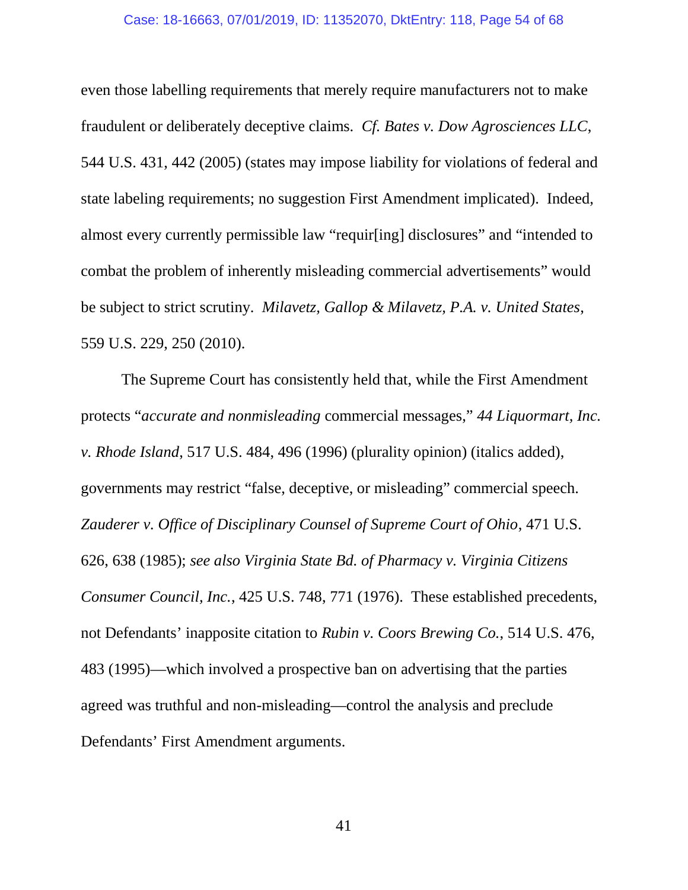even those labelling requirements that merely require manufacturers not to make fraudulent or deliberately deceptive claims. *Cf. Bates v. Dow Agrosciences LLC*, 544 U.S. 431, 442 (2005) (states may impose liability for violations of federal and state labeling requirements; no suggestion First Amendment implicated). Indeed, almost every currently permissible law "requir[ing] disclosures" and "intended to combat the problem of inherently misleading commercial advertisements" would be subject to strict scrutiny. *Milavetz, Gallop & Milavetz, P.A. v. United States*, 559 U.S. 229, 250 (2010).

The Supreme Court has consistently held that, while the First Amendment protects "*accurate and nonmisleading* commercial messages," *44 Liquormart, Inc. v. Rhode Island*, 517 U.S. 484, 496 (1996) (plurality opinion) (italics added), governments may restrict "false, deceptive, or misleading" commercial speech. *Zauderer v. Office of Disciplinary Counsel of Supreme Court of Ohio*, 471 U.S. 626, 638 (1985); *see also Virginia State Bd. of Pharmacy v. Virginia Citizens Consumer Council, Inc.*, 425 U.S. 748, 771 (1976). These established precedents, not Defendants' inapposite citation to *Rubin v. Coors Brewing Co.*, 514 U.S. 476, 483 (1995)—which involved a prospective ban on advertising that the parties agreed was truthful and non-misleading—control the analysis and preclude Defendants' First Amendment arguments.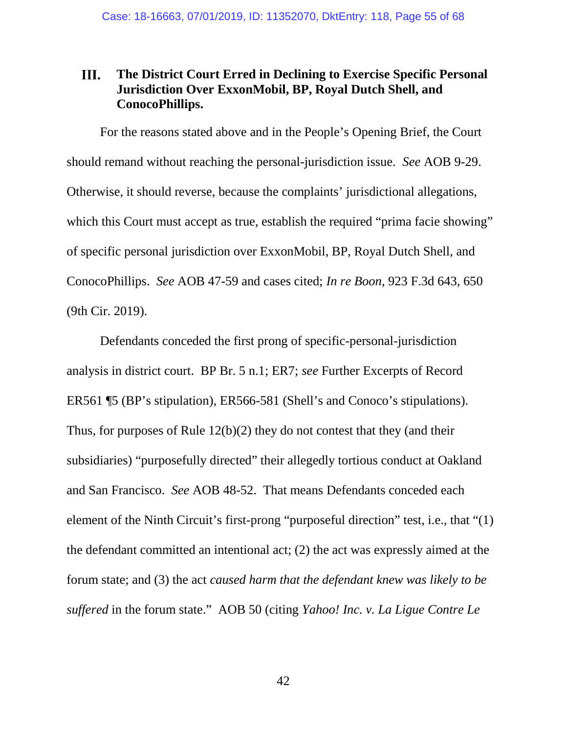## III. The District Court Erred in Declining to Exercise Specific Personal Jurisdiction Over ExxonMobil, BP, Royal Dutch Shell, and ConocoPhillips.

For the reasons stated above and in the People's Opening Brief, the Court should remand without reaching the personal-jurisdiction issue. *See* AOB 9-29. Otherwise, it should reverse, because the complaints' jurisdictional allegations, which this Court must accept as true, establish the required "prima facie showing" of specific personal jurisdiction over ExxonMobil, BP, Royal Dutch Shell, and ConocoPhillips. *See* AOB 47-59 and cases cited; *In re Boon*, 923 F.3d 643, 650 (9th Cir. 2019).

Defendants conceded the first prong of specific-personal-jurisdiction analysis in district court. BP Br. 5 n.1; ER7; *see* Further Excerpts of Record ER561 ¶5 (BP's stipulation), ER566-581 (Shell's and Conoco's stipulations). Thus, for purposes of Rule 12(b)(2) they do not contest that they (and their subsidiaries) "purposefully directed" their allegedly tortious conduct at Oakland and San Francisco. *See* AOB 48-52. That means Defendants conceded each element of the Ninth Circuit's first-prong "purposeful direction" test, i.e., that "(1) the defendant committed an intentional act; (2) the act was expressly aimed at the forum state; and (3) the act *caused harm that the defendant knew was likely to be suffered* in the forum state." AOB 50 (citing *Yahoo! Inc. v. La Ligue Contre Le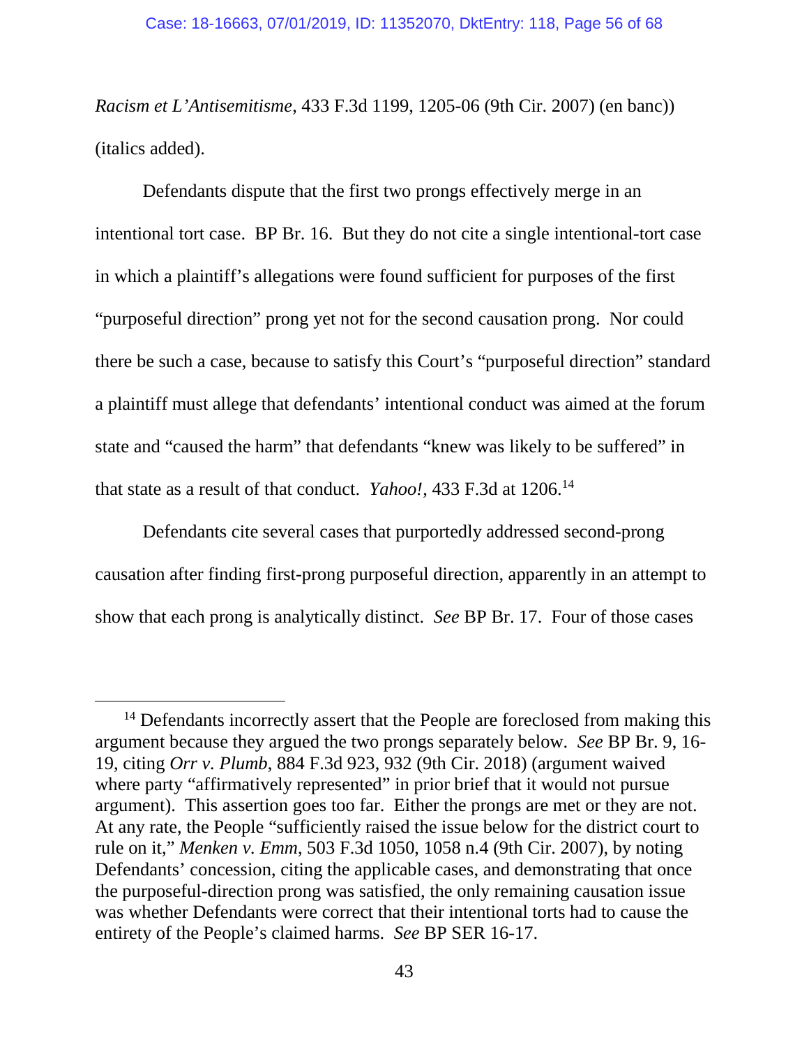*Racism et L'Antisemitisme*, 433 F.3d 1199, 1205-06 (9th Cir. 2007) (en banc)) (italics added).

Defendants dispute that the first two prongs effectively merge in an intentional tort case. BP Br. 16. But they do not cite a single intentional-tort case in which a plaintiff's allegations were found sufficient for purposes of the first "purposeful direction" prong yet not for the second causation prong. Nor could there be such a case, because to satisfy this Court's "purposeful direction" standard a plaintiff must allege that defendants' intentional conduct was aimed at the forum state and "caused the harm" that defendants "knew was likely to be suffered" in that state as a result of that conduct. *Yahoo!*, 433 F.3d at 1206.[14]

Defendants cite several cases that purportedly addressed second-prong causation after finding first-prong purposeful direction, apparently in an attempt to show that each prong is analytically distinct. *See* BP Br. 17. Four of those cases

---

[14] Defendants incorrectly assert that the People are foreclosed from making this argument because they argued the two prongs separately below. *See* BP Br. 9, 16-19, citing *Orr v. Plumb*, 884 F.3d 923, 932 (9th Cir. 2018) (argument waived where party "affirmatively represented" in prior brief that it would not pursue argument). This assertion goes too far. Either the prongs are met or they are not. At any rate, the People "sufficiently raised the issue below for the district court to rule on it," *Menken v. Emm*, 503 F.3d 1050, 1058 n.4 (9th Cir. 2007), by noting Defendants' concession, citing the applicable cases, and demonstrating that once the purposeful-direction prong was satisfied, the only remaining causation issue was whether Defendants were correct that their intentional torts had to cause the entirety of the People's claimed harms. *See* BP SER 16-17.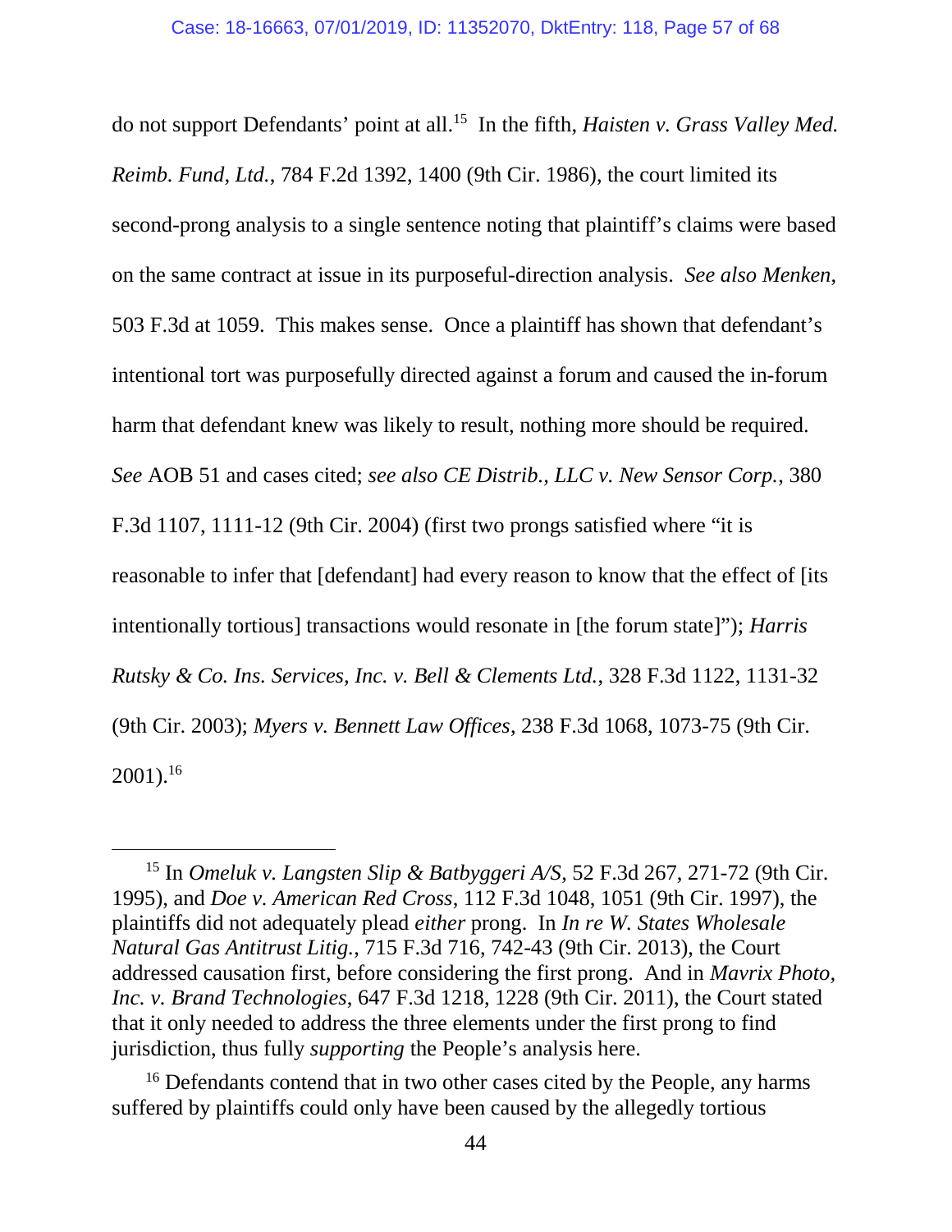do not support Defendants' point at all.[15] In the fifth, *Haisten v. Grass Valley Med. Reimb. Fund, Ltd.*, 784 F.2d 1392, 1400 (9th Cir. 1986), the court limited its second-prong analysis to a single sentence noting that plaintiff's claims were based on the same contract at issue in its purposeful-direction analysis. *See also Menken*, 503 F.3d at 1059. This makes sense. Once a plaintiff has shown that defendant's intentional tort was purposefully directed against a forum and caused the in-forum harm that defendant knew was likely to result, nothing more should be required. *See* AOB 51 and cases cited; *see also CE Distrib., LLC v. New Sensor Corp.*, 380 F.3d 1107, 1111-12 (9th Cir. 2004) (first two prongs satisfied where "it is reasonable to infer that [defendant] had every reason to know that the effect of [its intentionally tortious] transactions would resonate in [the forum state]"); *Harris Rutsky & Co. Ins. Services, Inc. v. Bell & Clements Ltd.*, 328 F.3d 1122, 1131-32 (9th Cir. 2003); *Myers v. Bennett Law Offices*, 238 F.3d 1068, 1073-75 (9th Cir. 2001).[16]

---

[15] In *Omeluk v. Langsten Slip & Batbyggeri A/S*, 52 F.3d 267, 271-72 (9th Cir. 1995), and *Doe v. American Red Cross*, 112 F.3d 1048, 1051 (9th Cir. 1997), the plaintiffs did not adequately plead *either* prong. In *In re W. States Wholesale Natural Gas Antitrust Litig.*, 715 F.3d 716, 742-43 (9th Cir. 2013), the Court addressed causation first, before considering the first prong. And in *Mavrix Photo, Inc. v. Brand Technologies*, 647 F.3d 1218, 1228 (9th Cir. 2011), the Court stated that it only needed to address the three elements under the first prong to find jurisdiction, thus fully *supporting* the People's analysis here.

[16] Defendants contend that in two other cases cited by the People, any harms suffered by plaintiffs could only have been caused by the allegedly tortious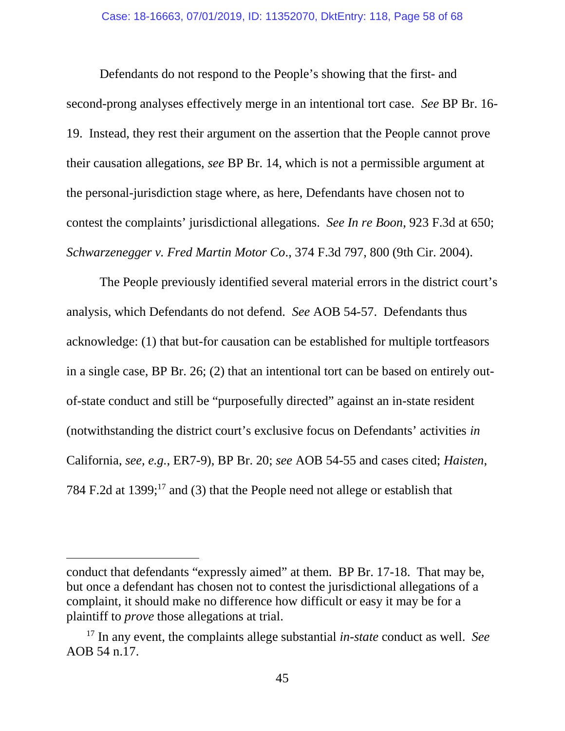Defendants do not respond to the People's showing that the first- and second-prong analyses effectively merge in an intentional tort case. *See* BP Br. 16-19. Instead, they rest their argument on the assertion that the People cannot prove their causation allegations, *see* BP Br. 14, which is not a permissible argument at the personal-jurisdiction stage where, as here, Defendants have chosen not to contest the complaints' jurisdictional allegations. *See In re Boon*, 923 F.3d at 650; *Schwarzenegger v. Fred Martin Motor Co*., 374 F.3d 797, 800 (9th Cir. 2004).

The People previously identified several material errors in the district court's analysis, which Defendants do not defend. *See* AOB 54-57. Defendants thus acknowledge: (1) that but-for causation can be established for multiple tortfeasors in a single case, BP Br. 26; (2) that an intentional tort can be based on entirely out-of-state conduct and still be "purposefully directed" against an in-state resident (notwithstanding the district court's exclusive focus on Defendants' activities *in* California, *see, e.g.*, ER7-9), BP Br. 20; *see* AOB 54-55 and cases cited; *Haisten*, 784 F.2d at 1399;[17] and (3) that the People need not allege or establish that

---

conduct that defendants "expressly aimed" at them. BP Br. 17-18. That may be, but once a defendant has chosen not to contest the jurisdictional allegations of a complaint, it should make no difference how difficult or easy it may be for a plaintiff to *prove* those allegations at trial.

[17] In any event, the complaints allege substantial *in-state* conduct as well. *See* AOB 54 n.17.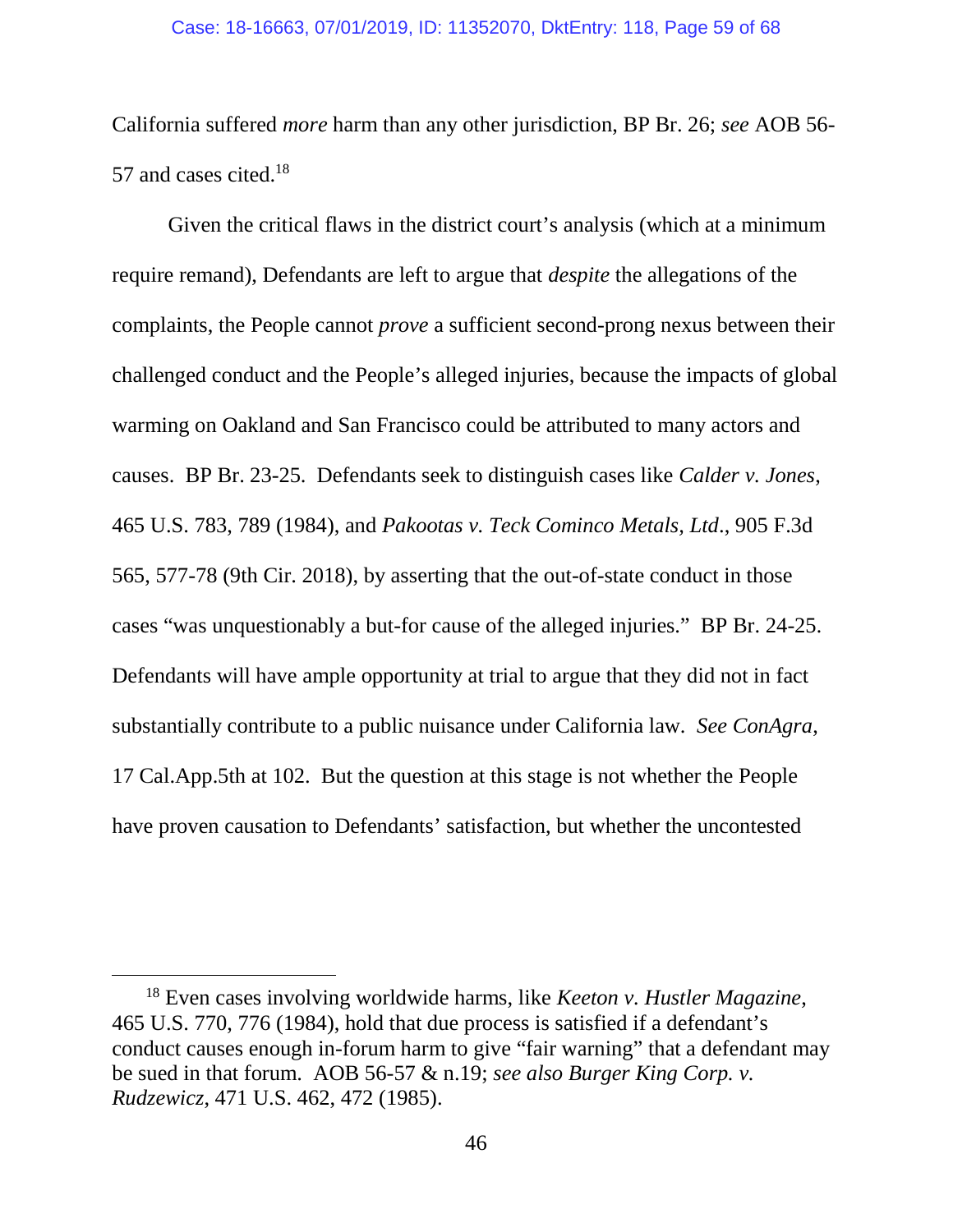California suffered *more* harm than any other jurisdiction, BP Br. 26; *see* AOB 56-57 and cases cited.[18]

Given the critical flaws in the district court's analysis (which at a minimum require remand), Defendants are left to argue that *despite* the allegations of the complaints, the People cannot *prove* a sufficient second-prong nexus between their challenged conduct and the People's alleged injuries, because the impacts of global warming on Oakland and San Francisco could be attributed to many actors and causes. BP Br. 23-25. Defendants seek to distinguish cases like *Calder v. Jones*, 465 U.S. 783, 789 (1984), and *Pakootas v. Teck Cominco Metals, Ltd*., 905 F.3d 565, 577-78 (9th Cir. 2018), by asserting that the out-of-state conduct in those cases "was unquestionably a but-for cause of the alleged injuries." BP Br. 24-25. Defendants will have ample opportunity at trial to argue that they did not in fact substantially contribute to a public nuisance under California law. *See ConAgra*, 17 Cal.App.5th at 102. But the question at this stage is not whether the People have proven causation to Defendants' satisfaction, but whether the uncontested

---

[18] Even cases involving worldwide harms, like *Keeton v. Hustler Magazine*, 465 U.S. 770, 776 (1984), hold that due process is satisfied if a defendant's conduct causes enough in-forum harm to give "fair warning" that a defendant may be sued in that forum. AOB 56-57 & n.19; *see also Burger King Corp. v. Rudzewicz*, 471 U.S. 462, 472 (1985).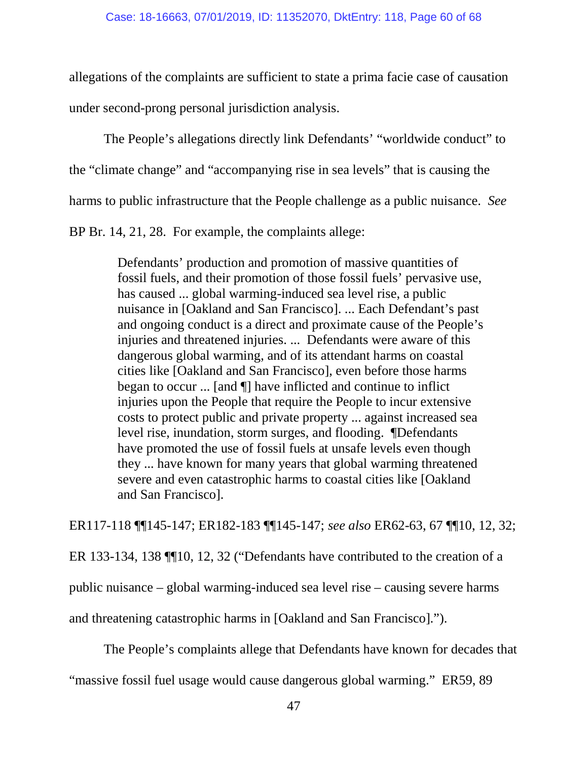allegations of the complaints are sufficient to state a prima facie case of causation under second-prong personal jurisdiction analysis.

The People's allegations directly link Defendants' "worldwide conduct" to the "climate change" and "accompanying rise in sea levels" that is causing the harms to public infrastructure that the People challenge as a public nuisance. *See* BP Br. 14, 21, 28. For example, the complaints allege:

> Defendants' production and promotion of massive quantities of fossil fuels, and their promotion of those fossil fuels' pervasive use, has caused ... global warming-induced sea level rise, a public nuisance in [Oakland and San Francisco]. ... Each Defendant's past and ongoing conduct is a direct and proximate cause of the People's injuries and threatened injuries. ... Defendants were aware of this dangerous global warming, and of its attendant harms on coastal cities like [Oakland and San Francisco], even before those harms began to occur ... [and ¶] have inflicted and continue to inflict injuries upon the People that require the People to incur extensive costs to protect public and private property ... against increased sea level rise, inundation, storm surges, and flooding. ¶Defendants have promoted the use of fossil fuels at unsafe levels even though they ... have known for many years that global warming threatened severe and even catastrophic harms to coastal cities like [Oakland and San Francisco].

ER117-118 ¶¶145-147; ER182-183 ¶¶145-147; *see also* ER62-63, 67 ¶¶10, 12, 32; ER 133-134, 138 ¶¶10, 12, 32 ("Defendants have contributed to the creation of a public nuisance – global warming-induced sea level rise – causing severe harms and threatening catastrophic harms in [Oakland and San Francisco].").

The People's complaints allege that Defendants have known for decades that "massive fossil fuel usage would cause dangerous global warming." ER59, 89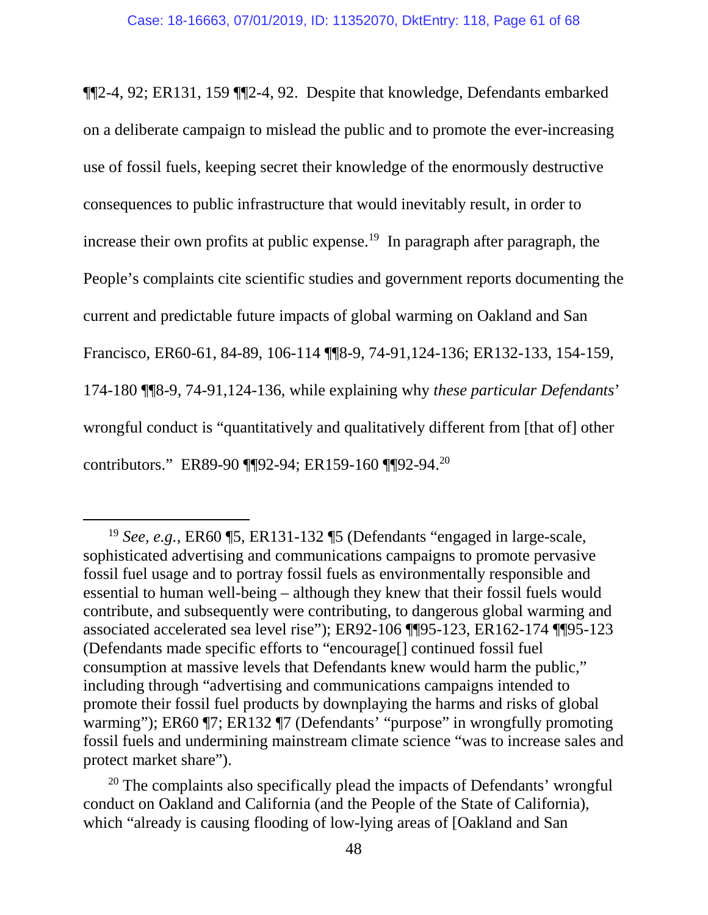¶¶2-4, 92; ER131, 159 ¶¶2-4, 92. Despite that knowledge, Defendants embarked on a deliberate campaign to mislead the public and to promote the ever-increasing use of fossil fuels, keeping secret their knowledge of the enormously destructive consequences to public infrastructure that would inevitably result, in order to increase their own profits at public expense.[19] In paragraph after paragraph, the People's complaints cite scientific studies and government reports documenting the current and predictable future impacts of global warming on Oakland and San Francisco, ER60-61, 84-89, 106-114 ¶¶8-9, 74-91,124-136; ER132-133, 154-159, 174-180 ¶¶8-9, 74-91,124-136, while explaining why *these particular Defendants*' wrongful conduct is "quantitatively and qualitatively different from [that of] other contributors." ER89-90 ¶¶92-94; ER159-160 ¶¶92-94.[20]

---

[19] *See, e.g.*, ER60 ¶5, ER131-132 ¶5 (Defendants "engaged in large-scale, sophisticated advertising and communications campaigns to promote pervasive fossil fuel usage and to portray fossil fuels as environmentally responsible and essential to human well-being – although they knew that their fossil fuels would contribute, and subsequently were contributing, to dangerous global warming and associated accelerated sea level rise"); ER92-106 ¶¶95-123, ER162-174 ¶¶95-123 (Defendants made specific efforts to "encourage[] continued fossil fuel consumption at massive levels that Defendants knew would harm the public," including through "advertising and communications campaigns intended to promote their fossil fuel products by downplaying the harms and risks of global warming"); ER60 ¶7; ER132 ¶7 (Defendants' "purpose" in wrongfully promoting fossil fuels and undermining mainstream climate science "was to increase sales and protect market share").

[20] The complaints also specifically plead the impacts of Defendants' wrongful conduct on Oakland and California (and the People of the State of California), which "already is causing flooding of low-lying areas of [Oakland and San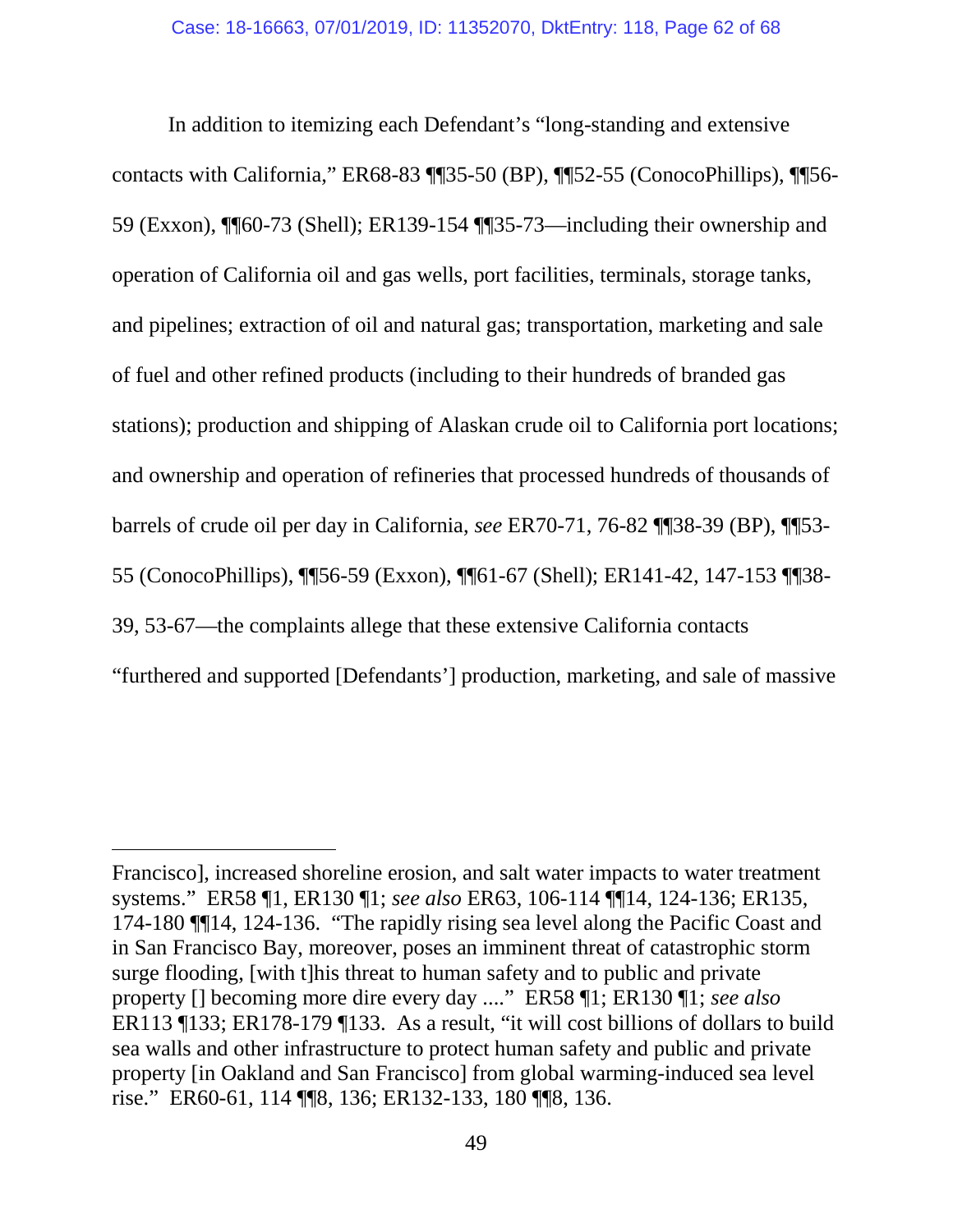In addition to itemizing each Defendant's "long-standing and extensive contacts with California," ER68-83 ¶¶35-50 (BP), ¶¶52-55 (ConocoPhillips), ¶¶56-59 (Exxon), ¶¶60-73 (Shell); ER139-154 ¶¶35-73—including their ownership and operation of California oil and gas wells, port facilities, terminals, storage tanks, and pipelines; extraction of oil and natural gas; transportation, marketing and sale of fuel and other refined products (including to their hundreds of branded gas stations); production and shipping of Alaskan crude oil to California port locations; and ownership and operation of refineries that processed hundreds of thousands of barrels of crude oil per day in California, *see* ER70-71, 76-82 ¶¶38-39 (BP), ¶¶53-55 (ConocoPhillips), ¶¶56-59 (Exxon), ¶¶61-67 (Shell); ER141-42, 147-153 ¶¶38-39, 53-67—the complaints allege that these extensive California contacts "furthered and supported [Defendants'] production, marketing, and sale of massive

---

Francisco], increased shoreline erosion, and salt water impacts to water treatment systems." ER58 ¶1, ER130 ¶1; *see also* ER63, 106-114 ¶¶14, 124-136; ER135, 174-180 ¶¶14, 124-136. "The rapidly rising sea level along the Pacific Coast and in San Francisco Bay, moreover, poses an imminent threat of catastrophic storm surge flooding, [with t]his threat to human safety and to public and private property [] becoming more dire every day ...." ER58 ¶1; ER130 ¶1; *see also* ER113 ¶133; ER178-179 ¶133. As a result, "it will cost billions of dollars to build sea walls and other infrastructure to protect human safety and public and private property [in Oakland and San Francisco] from global warming-induced sea level rise." ER60-61, 114 ¶¶8, 136; ER132-133, 180 ¶¶8, 136.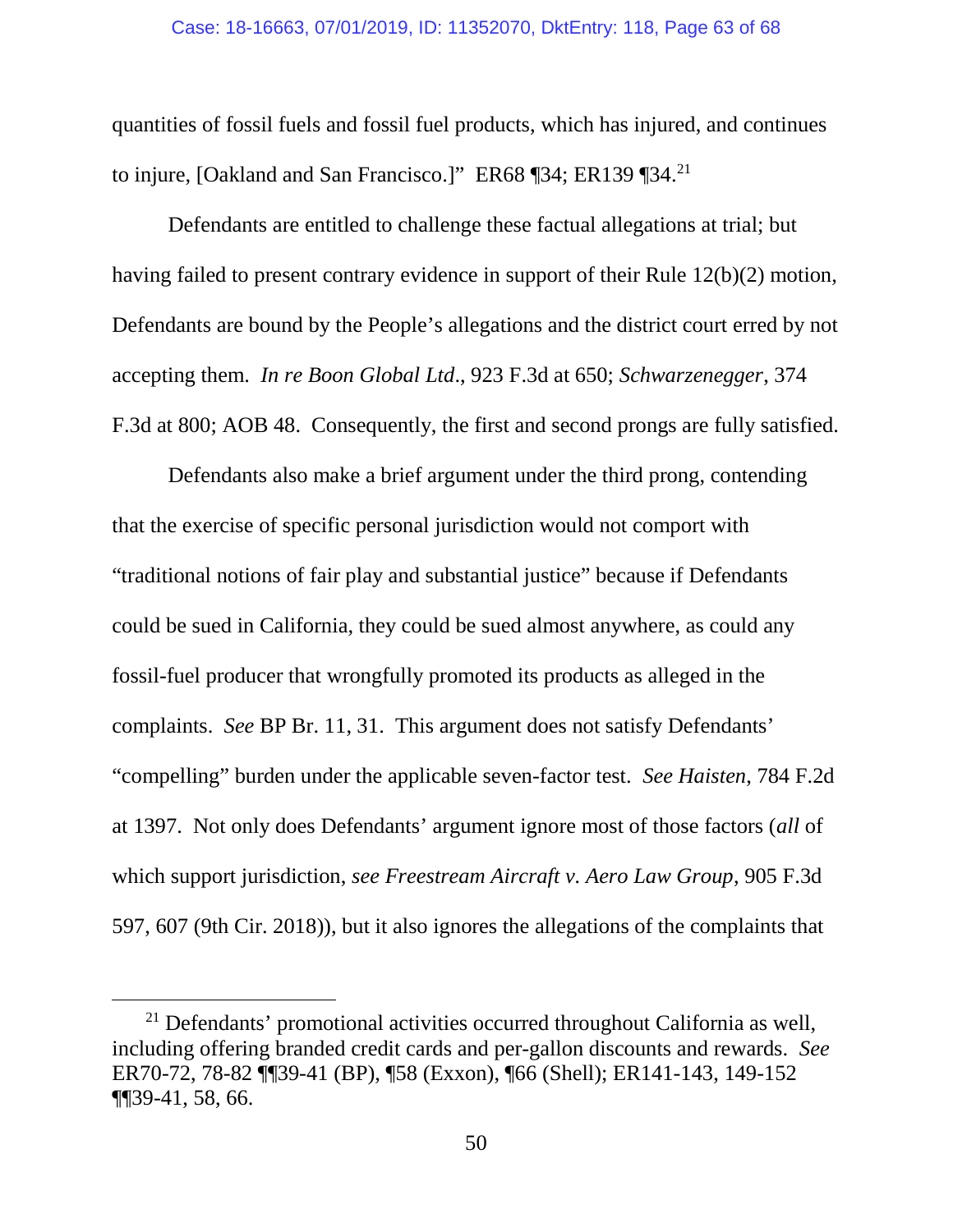quantities of fossil fuels and fossil fuel products, which has injured, and continues to injure, [Oakland and San Francisco.]" ER68 ¶34; ER139 ¶34.[21]

Defendants are entitled to challenge these factual allegations at trial; but having failed to present contrary evidence in support of their Rule 12(b)(2) motion, Defendants are bound by the People's allegations and the district court erred by not accepting them. *In re Boon Global Ltd*., 923 F.3d at 650; *Schwarzenegger*, 374 F.3d at 800; AOB 48. Consequently, the first and second prongs are fully satisfied.

Defendants also make a brief argument under the third prong, contending that the exercise of specific personal jurisdiction would not comport with "traditional notions of fair play and substantial justice" because if Defendants could be sued in California, they could be sued almost anywhere, as could any fossil-fuel producer that wrongfully promoted its products as alleged in the complaints. *See* BP Br. 11, 31. This argument does not satisfy Defendants' "compelling" burden under the applicable seven-factor test. *See Haisten*, 784 F.2d at 1397. Not only does Defendants' argument ignore most of those factors (*all* of which support jurisdiction, *see Freestream Aircraft v. Aero Law Group*, 905 F.3d 597, 607 (9th Cir. 2018)), but it also ignores the allegations of the complaints that

---

[21] Defendants' promotional activities occurred throughout California as well, including offering branded credit cards and per-gallon discounts and rewards. *See* ER70-72, 78-82 ¶¶39-41 (BP), ¶58 (Exxon), ¶66 (Shell); ER141-143, 149-152 ¶¶39-41, 58, 66.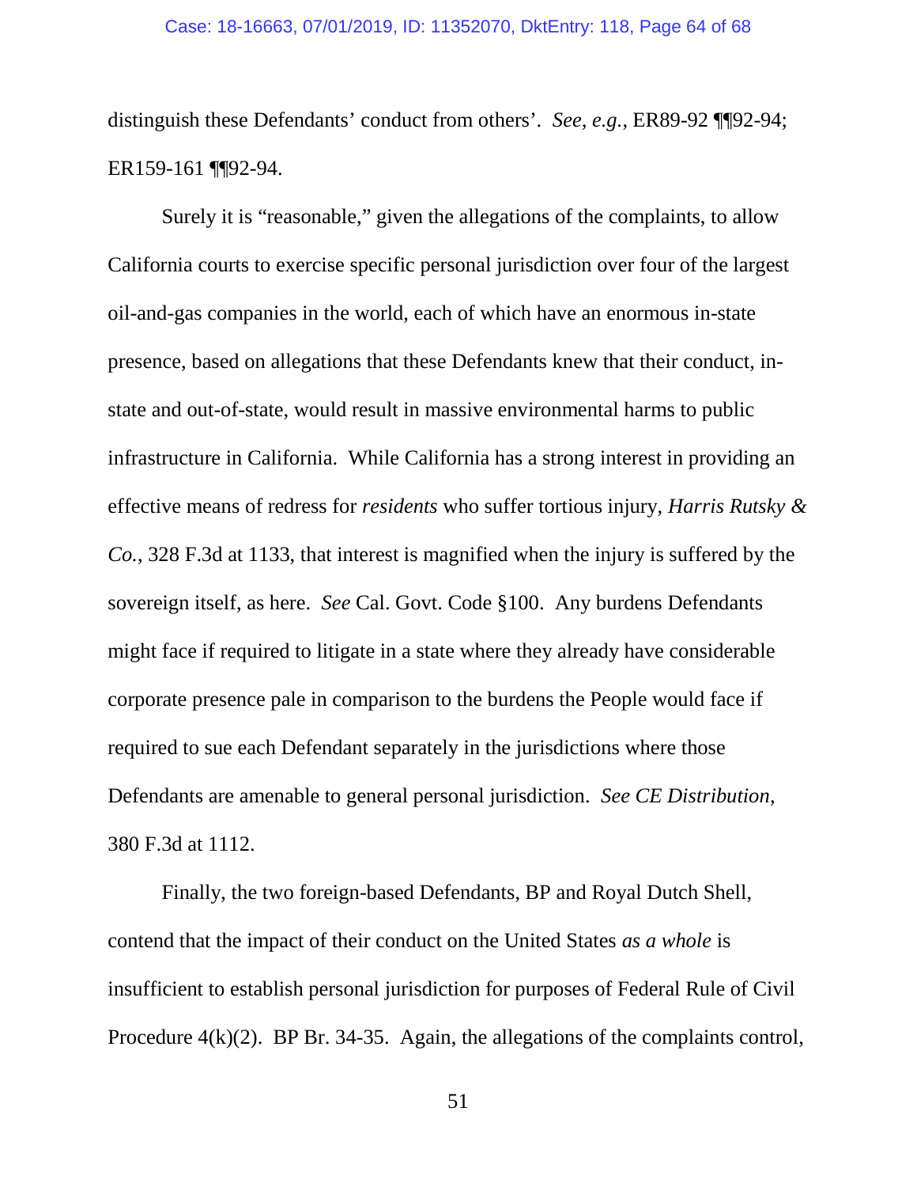distinguish these Defendants' conduct from others'. *See, e.g.*, ER89-92 ¶¶92-94; ER159-161 ¶¶92-94.

Surely it is "reasonable," given the allegations of the complaints, to allow California courts to exercise specific personal jurisdiction over four of the largest oil-and-gas companies in the world, each of which have an enormous in-state presence, based on allegations that these Defendants knew that their conduct, in-state and out-of-state, would result in massive environmental harms to public infrastructure in California. While California has a strong interest in providing an effective means of redress for *residents* who suffer tortious injury, *Harris Rutsky & Co.*, 328 F.3d at 1133, that interest is magnified when the injury is suffered by the sovereign itself, as here. *See* Cal. Govt. Code §100. Any burdens Defendants might face if required to litigate in a state where they already have considerable corporate presence pale in comparison to the burdens the People would face if required to sue each Defendant separately in the jurisdictions where those Defendants are amenable to general personal jurisdiction. *See CE Distribution*, 380 F.3d at 1112.

Finally, the two foreign-based Defendants, BP and Royal Dutch Shell, contend that the impact of their conduct on the United States *as a whole* is insufficient to establish personal jurisdiction for purposes of Federal Rule of Civil Procedure 4(k)(2). BP Br. 34-35. Again, the allegations of the complaints control,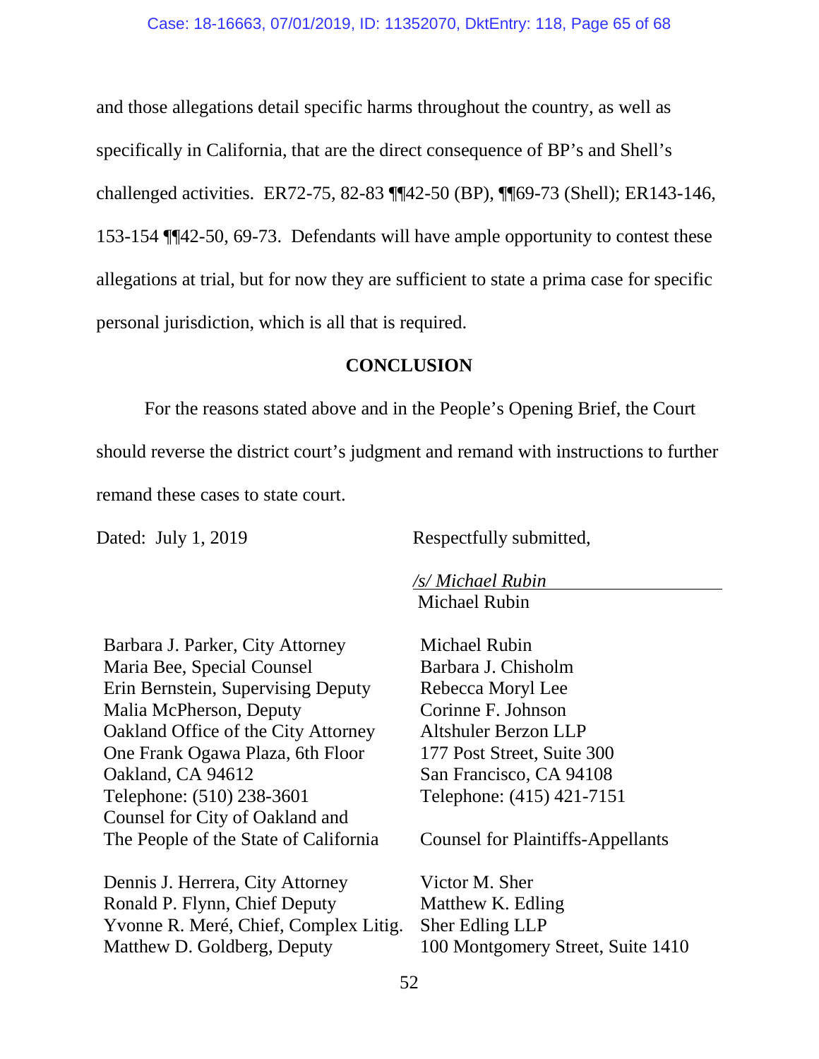and those allegations detail specific harms throughout the country, as well as specifically in California, that are the direct consequence of BP's and Shell's challenged activities. ER72-75, 82-83 ¶¶42-50 (BP), ¶¶69-73 (Shell); ER143-146, 153-154 ¶¶42-50, 69-73. Defendants will have ample opportunity to contest these allegations at trial, but for now they are sufficient to state a prima case for specific personal jurisdiction, which is all that is required.

## CONCLUSION

For the reasons stated above and in the People's Opening Brief, the Court should reverse the district court's judgment and remand with instructions to further remand these cases to state court.

Dated: July 1, 2019

Respectfully submitted,

*/s/ Michael Rubin*
Michael Rubin

Barbara J. Parker, City Attorney
Maria Bee, Special Counsel
Erin Bernstein, Supervising Deputy
Malia McPherson, Deputy
Oakland Office of the City Attorney
One Frank Ogawa Plaza, 6th Floor
Oakland, CA 94612
Telephone: (510) 238-3601
Counsel for City of Oakland and
The People of the State of California

Michael Rubin
Barbara J. Chisholm
Rebecca Moryl Lee
Corinne F. Johnson
Altshuler Berzon LLP
177 Post Street, Suite 300
San Francisco, CA 94108
Telephone: (415) 421-7151

Counsel for Plaintiffs-Appellants

Dennis J. Herrera, City Attorney
Ronald P. Flynn, Chief Deputy
Yvonne R. Meré, Chief, Complex Litig.
Matthew D. Goldberg, Deputy

Victor M. Sher
Matthew K. Edling
Sher Edling LLP
100 Montgomery Street, Suite 1410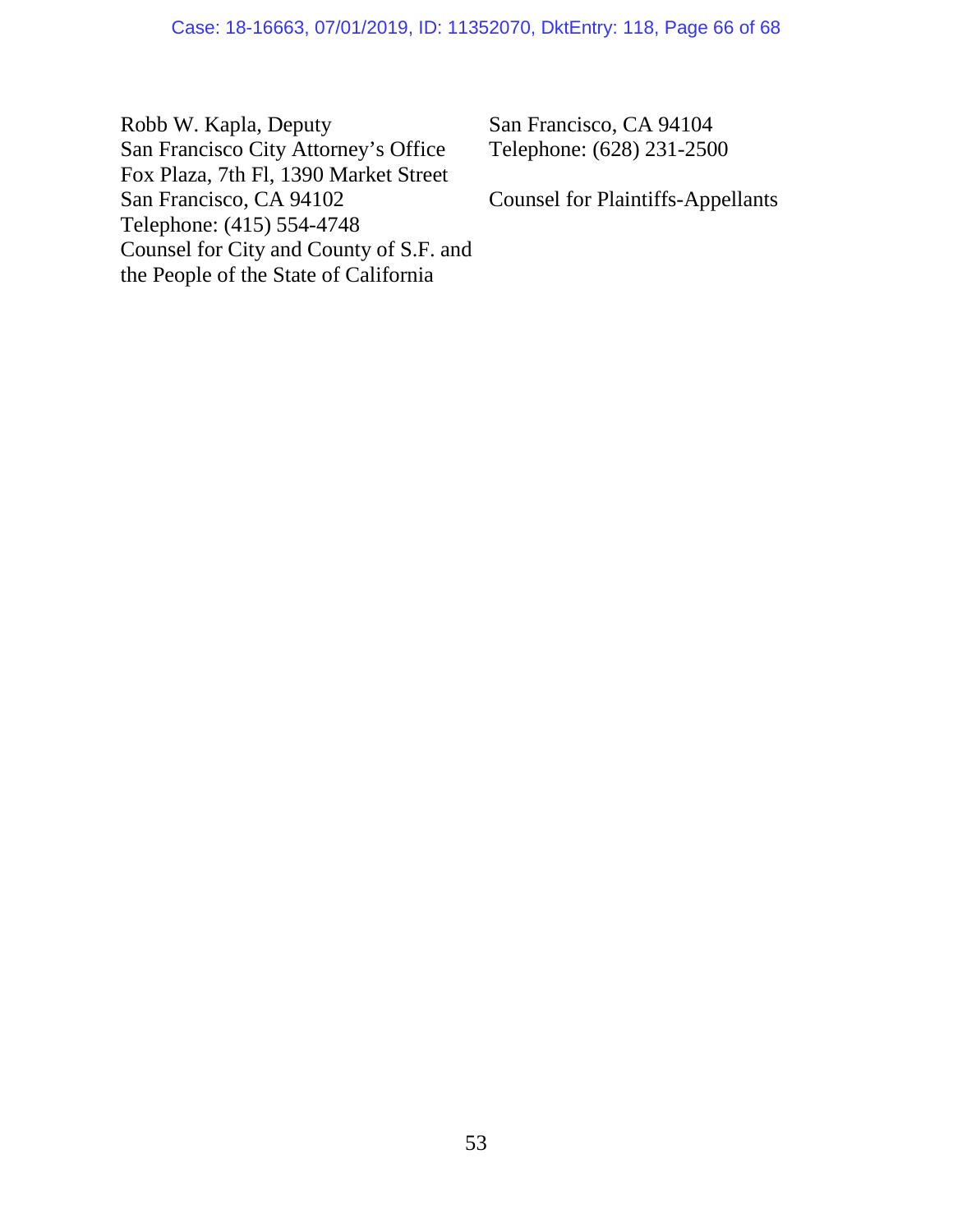Robb W. Kapla, Deputy
San Francisco City Attorney's Office
Fox Plaza, 7th Fl, 1390 Market Street
San Francisco, CA 94102
Telephone: (415) 554-4748
Counsel for City and County of S.F. and the People of the State of California

San Francisco, CA 94104
Telephone: (628) 231-2500

Counsel for Plaintiffs-Appellants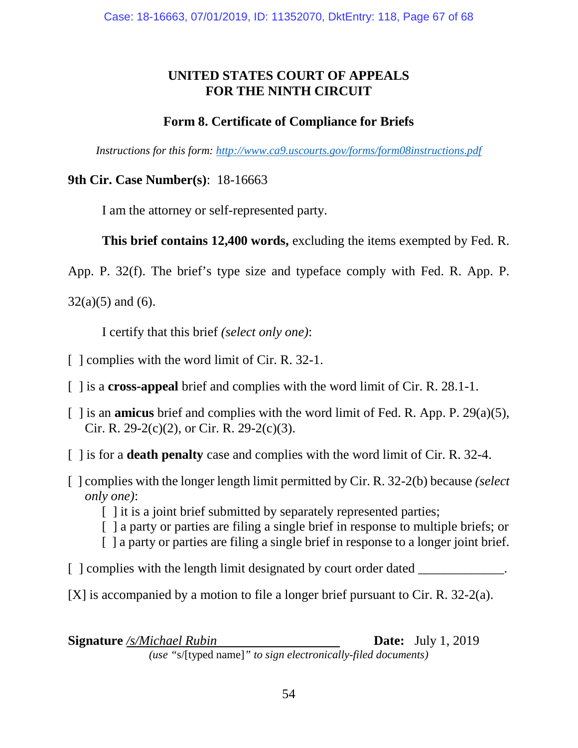**UNITED STATES COURT OF APPEALS**
**FOR THE NINTH CIRCUIT**

**Form 8. Certificate of Compliance for Briefs**

*Instructions for this form: [http://www.ca9.uscourts.gov/forms/form08instructions.pdf](http://www.ca9.uscourts.gov/forms/form08instructions.pdf)*

**9th Cir. Case Number(s)**: 18-16663

I am the attorney or self-represented party.

**This brief contains 12,400 words,** excluding the items exempted by Fed. R. App. P. 32(f). The brief's type size and typeface comply with Fed. R. App. P. 32(a)(5) and (6).

I certify that this brief *(select only one)*:

[ ] complies with the word limit of Cir. R. 32-1.

[ ] is a **cross-appeal** brief and complies with the word limit of Cir. R. 28.1-1.

[ ] is an **amicus** brief and complies with the word limit of Fed. R. App. P. 29(a)(5), Cir. R. 29-2(c)(2), or Cir. R. 29-2(c)(3).

[ ] is for a **death penalty** case and complies with the word limit of Cir. R. 32-4.

[ ] complies with the longer length limit permitted by Cir. R. 32-2(b) because *(select only one)*:
- [ ] it is a joint brief submitted by separately represented parties;
- [ ] a party or parties are filing a single brief in response to multiple briefs; or
- [ ] a party or parties are filing a single brief in response to a longer joint brief.

[ ] complies with the length limit designated by court order dated _____________.

[X] is accompanied by a motion to file a longer brief pursuant to Cir. R. 32-2(a).

**Signature** */s/Michael Rubin* **Date:** July 1, 2019
*(use* "s/[typed name]" *to sign electronically-filed documents)*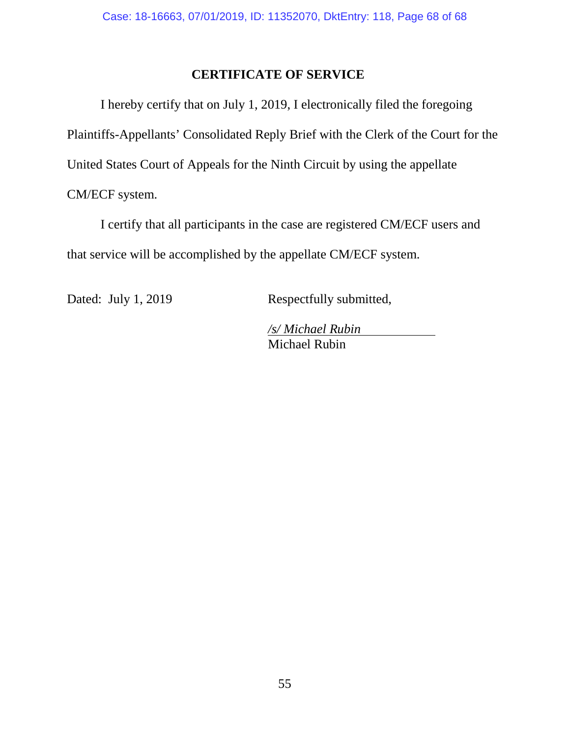## CERTIFICATE OF SERVICE

I hereby certify that on July 1, 2019, I electronically filed the foregoing Plaintiffs-Appellants' Consolidated Reply Brief with the Clerk of the Court for the United States Court of Appeals for the Ninth Circuit by using the appellate CM/ECF system.

I certify that all participants in the case are registered CM/ECF users and that service will be accomplished by the appellate CM/ECF system.

Dated: July 1, 2019

Respectfully submitted,

*/s/ Michael Rubin*
Michael Rubin